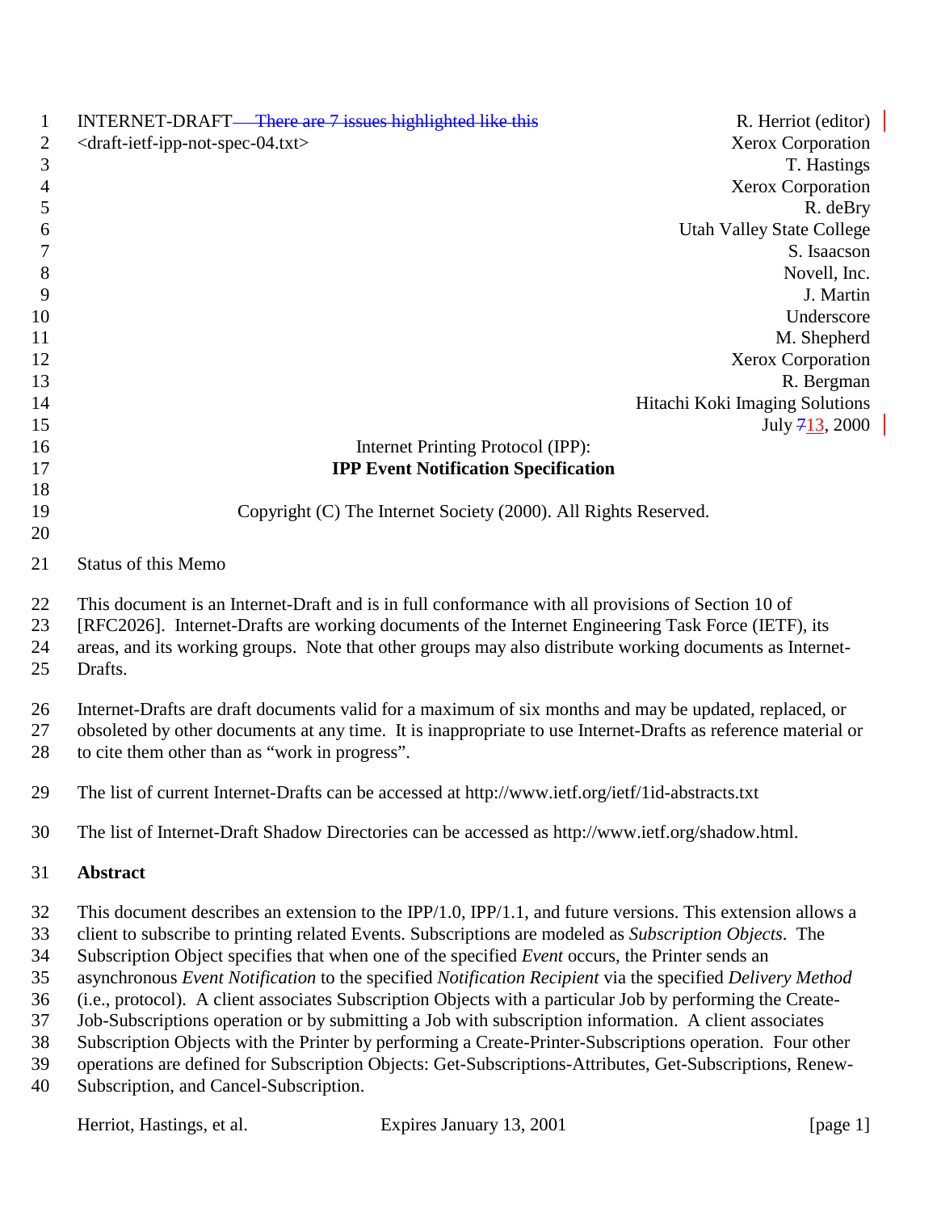INTERNET-DARFT ~~There are 7 issues highlighted like this~~ R. Herriot (editor)

<draft-ietf-ipp-not-spec-04.txt> Xerox Corporation

T. Hastings
Xerox Corporation
R. deBry
Utah Valley State College
S. Isaacson
Novell, Inc.
J. Martin
Underscore
M. Shepherd
Xerox Corporation
R. Bergman
Hitachi Koki Imaging Solutions
July ~~7~~13, 2000

Internet Printing Protocol (IPP):

**IPP Event Notification Specification**

Copyright (C) The Internet Society (2000). All Rights Reserved.

Status of this Memo

This document is an Internet-Draft and is in full conformance with all provisions of Section 10 of [RFC2026]. Internet-Drafts are working documents of the Internet Engineering Task Force (IETF), its areas, and its working groups. Note that other groups may also distribute working documents as Internet-Drafts.

Internet-Drafts are draft documents valid for a maximum of six months and may be updated, replaced, or obsoleted by other documents at any time. It is inappropriate to use Internet-Drafts as reference material or to cite them other than as "work in progress".

The list of current Internet-Drafts can be accessed at http://www.ietf.org/ietf/1id-abstracts.txt

The list of Internet-Draft Shadow Directories can be accessed as http://www.ietf.org/shadow.html.

**Abstract**

This document describes an extension to the IPP/1.0, IPP/1.1, and future versions. This extension allows a client to subscribe to printing related Events. Subscriptions are modeled as *Subscription Objects*. The Subscription Object specifies that when one of the specified *Event* occurs, the Printer sends an asynchronous *Event Notification* to the specified *Notification Recipient* via the specified *Delivery Method* (i.e., protocol). A client associates Subscription Objects with a particular Job by performing the Create-Job-Subscriptions operation or by submitting a Job with subscription information. A client associates Subscription Objects with the Printer by performing a Create-Printer-Subscriptions operation. Four other operations are defined for Subscription Objects: Get-Subscriptions-Attributes, Get-Subscriptions, Renew-Subscription, and Cancel-Subscription.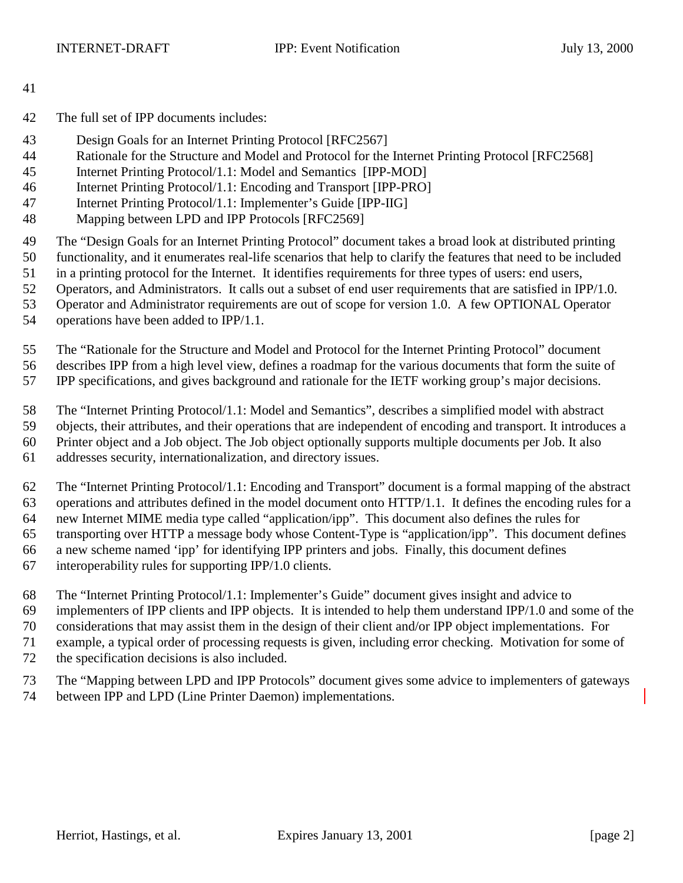The full set of IPP documents includes:

Design Goals for an Internet Printing Protocol [RFC2567]
Rationale for the Structure and Model and Protocol for the Internet Printing Protocol [RFC2568]
Internet Printing Protocol/1.1: Model and Semantics [IPP-MOD]
Internet Printing Protocol/1.1: Encoding and Transport [IPP-PRO]
Internet Printing Protocol/1.1: Implementer's Guide [IPP-IIG]
Mapping between LPD and IPP Protocols [RFC2569]

The "Design Goals for an Internet Printing Protocol" document takes a broad look at distributed printing functionality, and it enumerates real-life scenarios that help to clarify the features that need to be included in a printing protocol for the Internet. It identifies requirements for three types of users: end users, Operators, and Administrators. It calls out a subset of end user requirements that are satisfied in IPP/1.0. Operator and Administrator requirements are out of scope for version 1.0. A few OPTIONAL Operator operations have been added to IPP/1.1.

The "Rationale for the Structure and Model and Protocol for the Internet Printing Protocol" document describes IPP from a high level view, defines a roadmap for the various documents that form the suite of IPP specifications, and gives background and rationale for the IETF working group's major decisions.

The "Internet Printing Protocol/1.1: Model and Semantics", describes a simplified model with abstract objects, their attributes, and their operations that are independent of encoding and transport. It introduces a Printer object and a Job object. The Job object optionally supports multiple documents per Job. It also addresses security, internationalization, and directory issues.

The "Internet Printing Protocol/1.1: Encoding and Transport" document is a formal mapping of the abstract operations and attributes defined in the model document onto HTTP/1.1. It defines the encoding rules for a new Internet MIME media type called "application/ipp". This document also defines the rules for transporting over HTTP a message body whose Content-Type is "application/ipp". This document defines a new scheme named 'ipp' for identifying IPP printers and jobs. Finally, this document defines interoperability rules for supporting IPP/1.0 clients.

The "Internet Printing Protocol/1.1: Implementer's Guide" document gives insight and advice to implementers of IPP clients and IPP objects. It is intended to help them understand IPP/1.0 and some of the considerations that may assist them in the design of their client and/or IPP object implementations. For example, a typical order of processing requests is given, including error checking. Motivation for some of the specification decisions is also included.

The "Mapping between LPD and IPP Protocols" document gives some advice to implementers of gateways between IPP and LPD (Line Printer Daemon) implementations.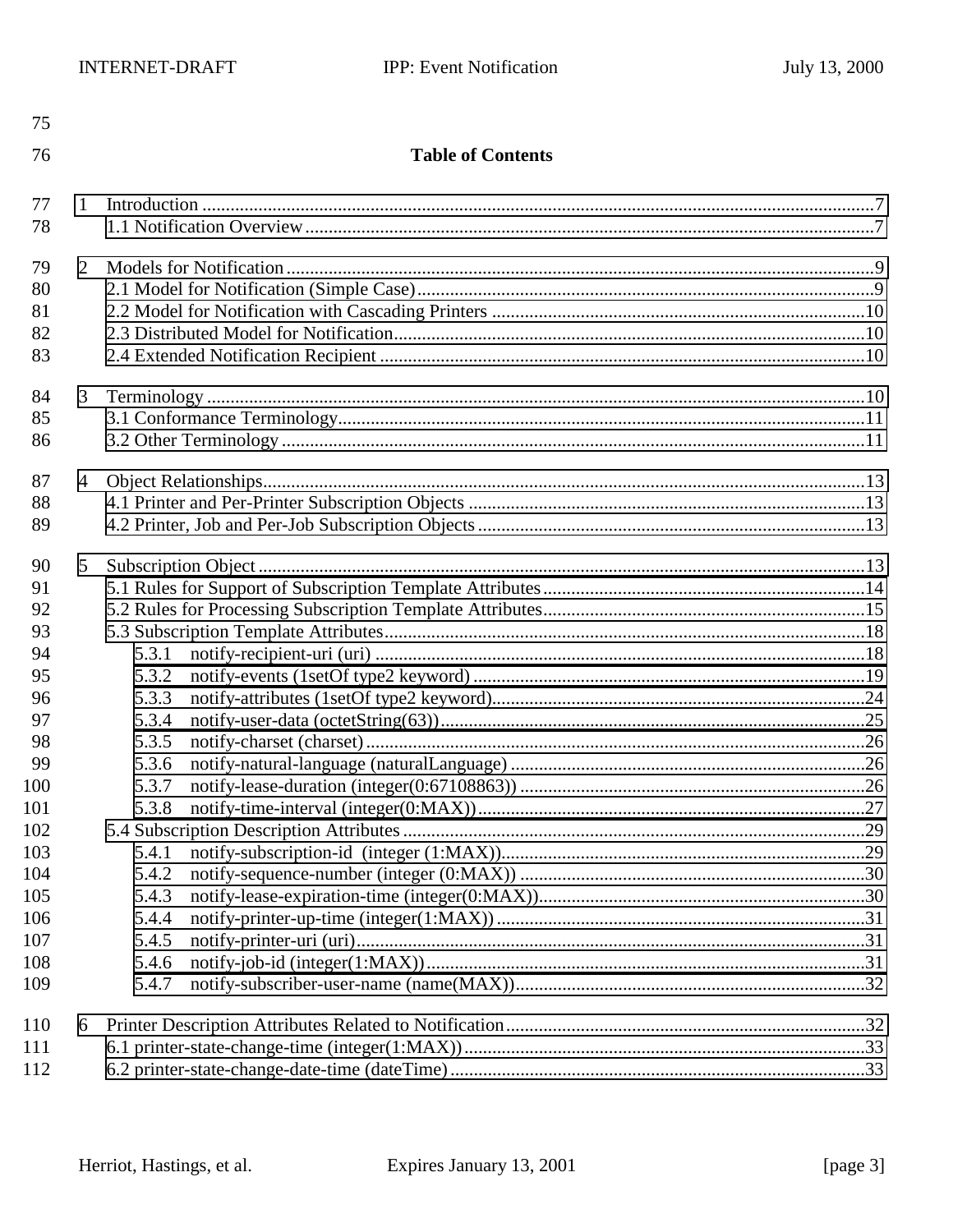## Table of Contents

1 Introduction .....7
    1.1 Notification Overview.....7

2 Models for Notification.....9
    2.1 Model for Notification (Simple Case).....9
    2.2 Model for Notification with Cascading Printers .....10
    2.3 Distributed Model for Notification.....10
    2.4 Extended Notification Recipient .....10

3 Terminology .....10
    3.1 Conformance Terminology.....11
    3.2 Other Terminology.....11

4 Object Relationships.....13
    4.1 Printer and Per-Printer Subscription Objects .....13
    4.2 Printer, Job and Per-Job Subscription Objects.....13

5 Subscription Object.....13
    5.1 Rules for Support of Subscription Template Attributes.....14
    5.2 Rules for Processing Subscription Template Attributes.....15
    5.3 Subscription Template Attributes.....18
        5.3.1 notify-recipient-uri (uri) .....18
        5.3.2 notify-events (1setOf type2 keyword) .....19
        5.3.3 notify-attributes (1setOf type2 keyword).....24
        5.3.4 notify-user-data (octetString(63)).....25
        5.3.5 notify-charset (charset).....26
        5.3.6 notify-natural-language (naturalLanguage) .....26
        5.3.7 notify-lease-duration (integer(0:67108863)) .....26
        5.3.8 notify-time-interval (integer(0:MAX)).....27
    5.4 Subscription Description Attributes.....29
        5.4.1 notify-subscription-id (integer (1:MAX)).....29
        5.4.2 notify-sequence-number (integer (0:MAX)) .....30
        5.4.3 notify-lease-expiration-time (integer(0:MAX)).....30
        5.4.4 notify-printer-up-time (integer(1:MAX)) .....31
        5.4.5 notify-printer-uri (uri).....31
        5.4.6 notify-job-id (integer(1:MAX)).....31
        5.4.7 notify-subscriber-user-name (name(MAX)).....32

6 Printer Description Attributes Related to Notification.....32
    6.1 printer-state-change-time (integer(1:MAX)).....33
    6.2 printer-state-change-date-time (dateTime).....33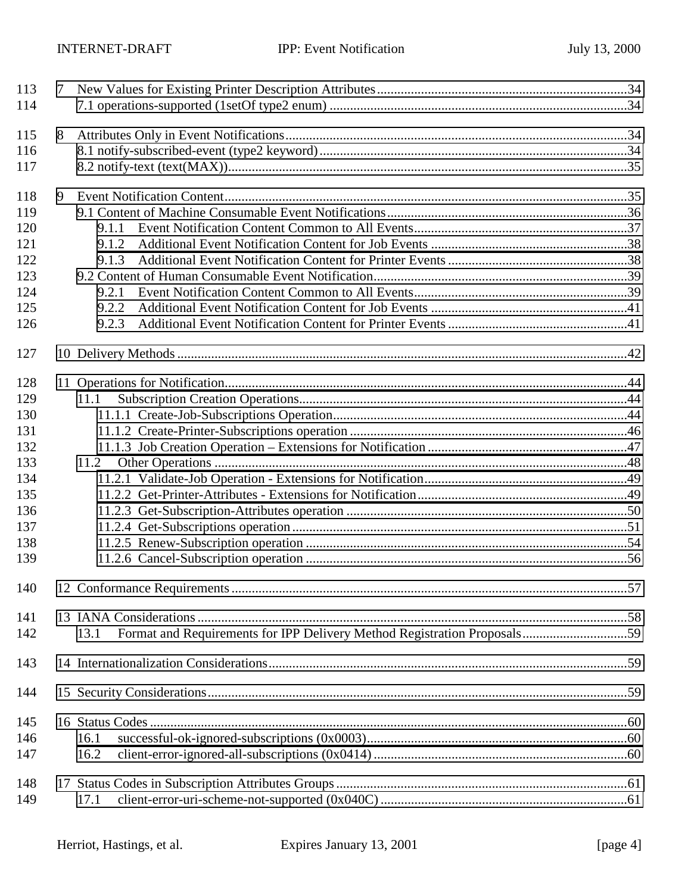113 7 New Values for Existing Printer Description Attributes....................................................................34
114 7.1 operations-supported (1setOf type2 enum) ....................................................................................34

115 8 Attributes Only in Event Notifications.............................................................................................34
116 8.1 notify-subscribed-event (type2 keyword)..........................................................................................34
117 8.2 notify-text (text(MAX))......................................................................................................................35

118 9 Event Notification Content..................................................................................................................35
119 9.1 Content of Machine Consumable Event Notifications.....................................................................36
120 9.1.1 Event Notification Content Common to All Events...............................................................37
121 9.1.2 Additional Event Notification Content for Job Events ..........................................................38
122 9.1.3 Additional Event Notification Content for Printer Events .....................................................38
123 9.2 Content of Human Consumable Event Notification.........................................................................39
124 9.2.1 Event Notification Content Common to All Events...............................................................39
125 9.2.2 Additional Event Notification Content for Job Events ..........................................................41
126 9.2.3 Additional Event Notification Content for Printer Events .....................................................41

127 10 Delivery Methods ..................................................................................................................................42

128 11 Operations for Notification....................................................................................................................44
129 11.1 Subscription Creation Operations.......................................................................................................44
130 11.1.1 Create-Job-Subscriptions Operation.......................................................................................44
131 11.1.2 Create-Printer-Subscriptions operation ..................................................................................46
132 11.1.3 Job Creation Operation – Extensions for Notification ..........................................................47
133 11.2 Other Operations ................................................................................................................................48
134 11.2.1 Validate-Job Operation - Extensions for Notification............................................................49
135 11.2.2 Get-Printer-Attributes - Extensions for Notification.............................................................49
136 11.2.3 Get-Subscription-Attributes operation ...................................................................................50
137 11.2.4 Get-Subscriptions operation ...................................................................................................51
138 11.2.5 Renew-Subscription operation ...............................................................................................54
139 11.2.6 Cancel-Subscription operation ...............................................................................................56

140 12 Conformance Requirements .................................................................................................................57

141 13 IANA Considerations ............................................................................................................................58
142 13.1 Format and Requirements for IPP Delivery Method Registration Proposals...............................59

143 14 Internationalization Considerations......................................................................................................59

144 15 Security Considerations.........................................................................................................................59

145 16 Status Codes ..........................................................................................................................................60
146 16.1 successful-ok-ignored-subscriptions (0x0003).............................................................................60
147 16.2 client-error-ignored-all-subscriptions (0x0414) ...........................................................................60

148 17 Status Codes in Subscription Attributes Groups ..................................................................................61
149 17.1 client-error-uri-scheme-not-supported (0x040C) ..........................................................................61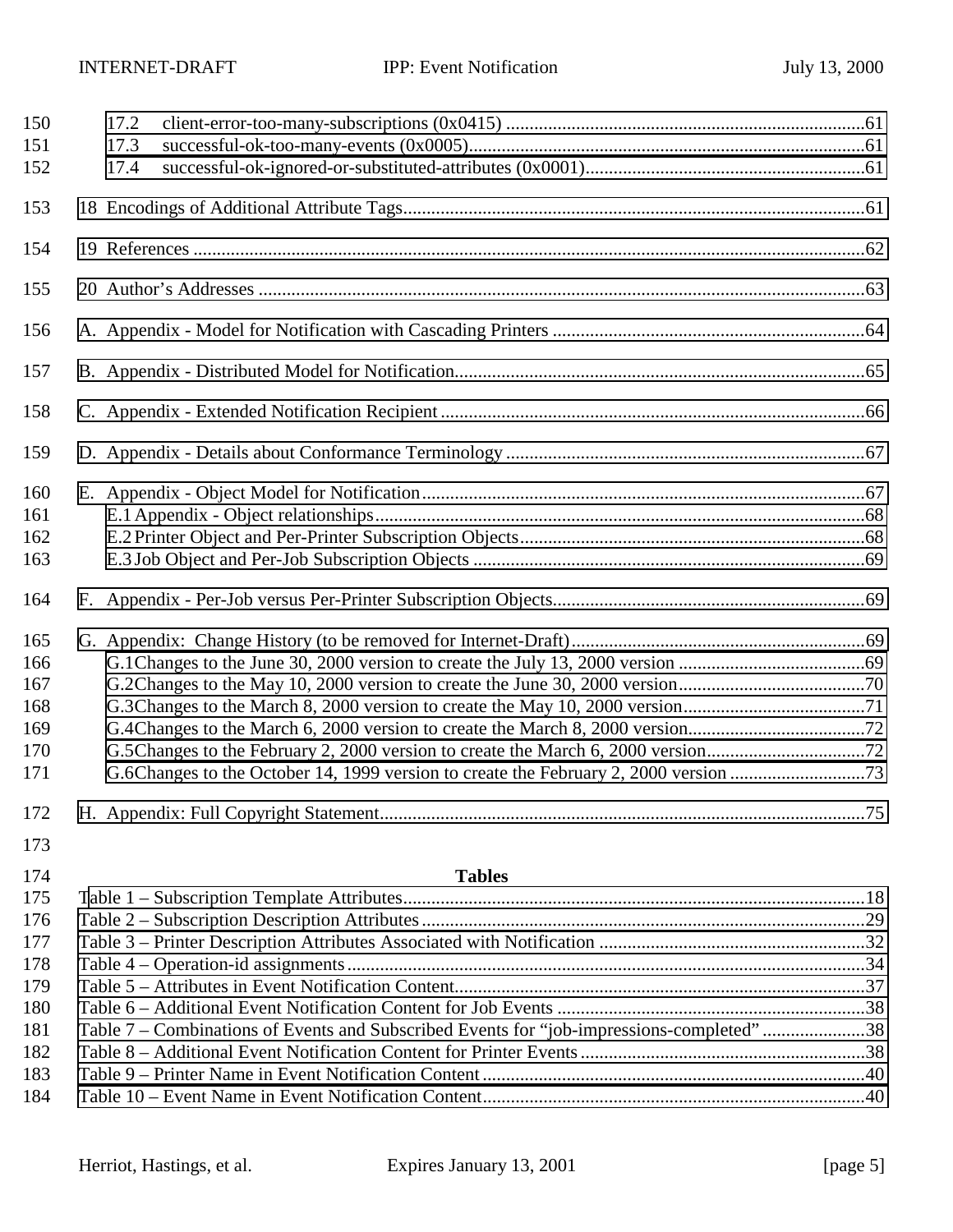17.2 client-error-too-many-subscriptions (0x0415) .....61
17.3 successful-ok-too-many-events (0x0005).....61
17.4 successful-ok-ignored-or-substituted-attributes (0x0001).....61

18 Encodings of Additional Attribute Tags.....61

19 References .....62

20 Author's Addresses .....63

A. Appendix - Model for Notification with Cascading Printers .....64

B. Appendix - Distributed Model for Notification.....65

C. Appendix - Extended Notification Recipient.....66

D. Appendix - Details about Conformance Terminology .....67

E. Appendix - Object Model for Notification.....67
E.1 Appendix - Object relationships.....68
E.2 Printer Object and Per-Printer Subscription Objects.....68
E.3 Job Object and Per-Job Subscription Objects .....69

F. Appendix - Per-Job versus Per-Printer Subscription Objects.....69

G. Appendix: Change History (to be removed for Internet-Draft).....69
G.1 Changes to the June 30, 2000 version to create the July 13, 2000 version .....69
G.2 Changes to the May 10, 2000 version to create the June 30, 2000 version.....70
G.3 Changes to the March 8, 2000 version to create the May 10, 2000 version.....71
G.4 Changes to the March 6, 2000 version to create the March 8, 2000 version.....72
G.5 Changes to the February 2, 2000 version to create the March 6, 2000 version.....72
G.6 Changes to the October 14, 1999 version to create the February 2, 2000 version .....73

H. Appendix: Full Copyright Statement.....75

**Tables**

Table 1 – Subscription Template Attributes.....18
Table 2 – Subscription Description Attributes.....29
Table 3 – Printer Description Attributes Associated with Notification .....32
Table 4 – Operation-id assignments.....34
Table 5 – Attributes in Event Notification Content.....37
Table 6 – Additional Event Notification Content for Job Events .....38
Table 7 – Combinations of Events and Subscribed Events for "job-impressions-completed" .....38
Table 8 – Additional Event Notification Content for Printer Events.....38
Table 9 – Printer Name in Event Notification Content.....40
Table 10 – Event Name in Event Notification Content.....40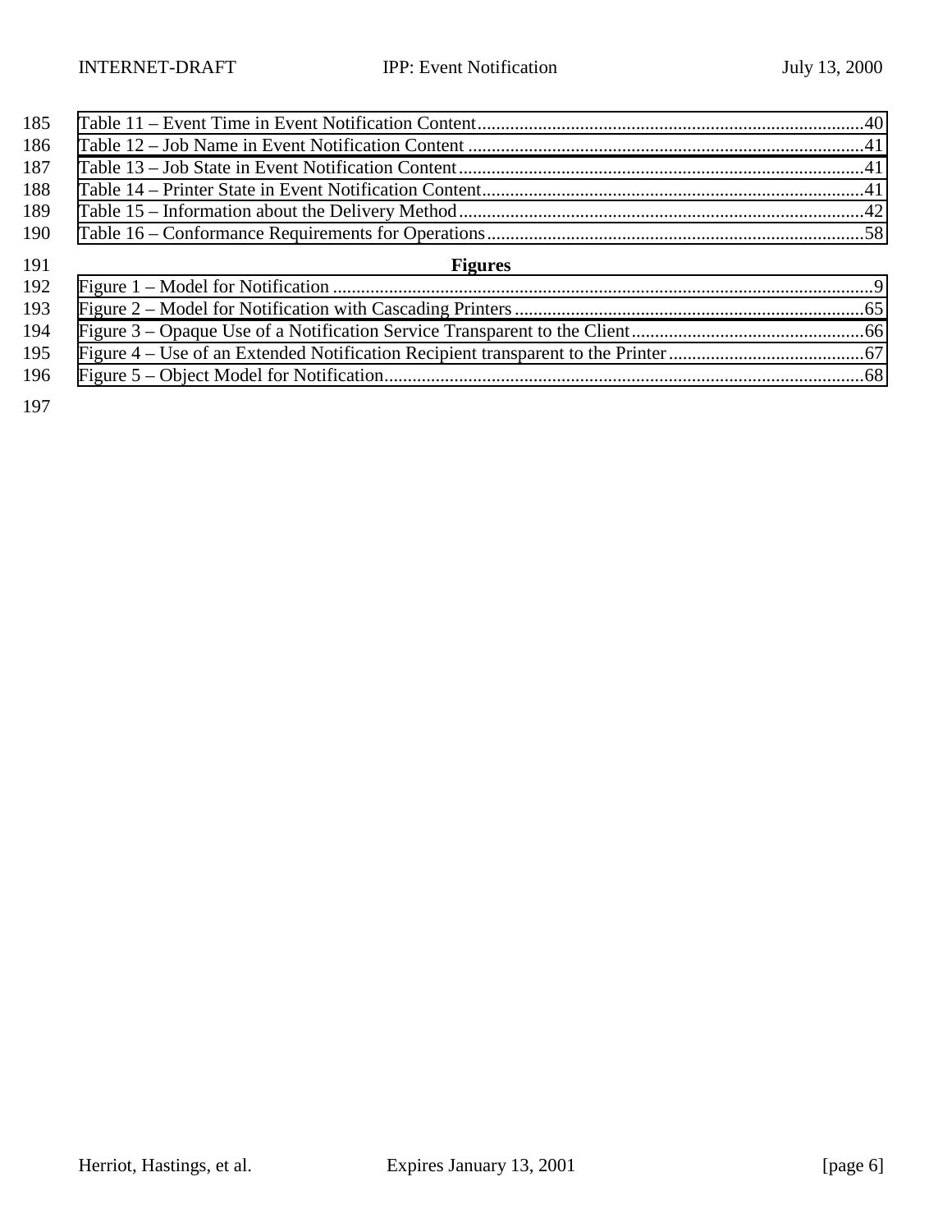Table 11 – Event Time in Event Notification Content....................................................................................40
Table 12 – Job Name in Event Notification Content .....................................................................................41
Table 13 – Job State in Event Notification Content........................................................................................41
Table 14 – Printer State in Event Notification Content...................................................................................41
Table 15 – Information about the Delivery Method........................................................................................42
Table 16 – Conformance Requirements for Operations..................................................................................58

**Figures**

Figure 1 – Model for Notification ......................................................................................................................9
Figure 2 – Model for Notification with Cascading Printers ............................................................................65
Figure 3 – Opaque Use of a Notification Service Transparent to the Client...................................................66
Figure 4 – Use of an Extended Notification Recipient transparent to the Printer...........................................67
Figure 5 – Object Model for Notification.........................................................................................................68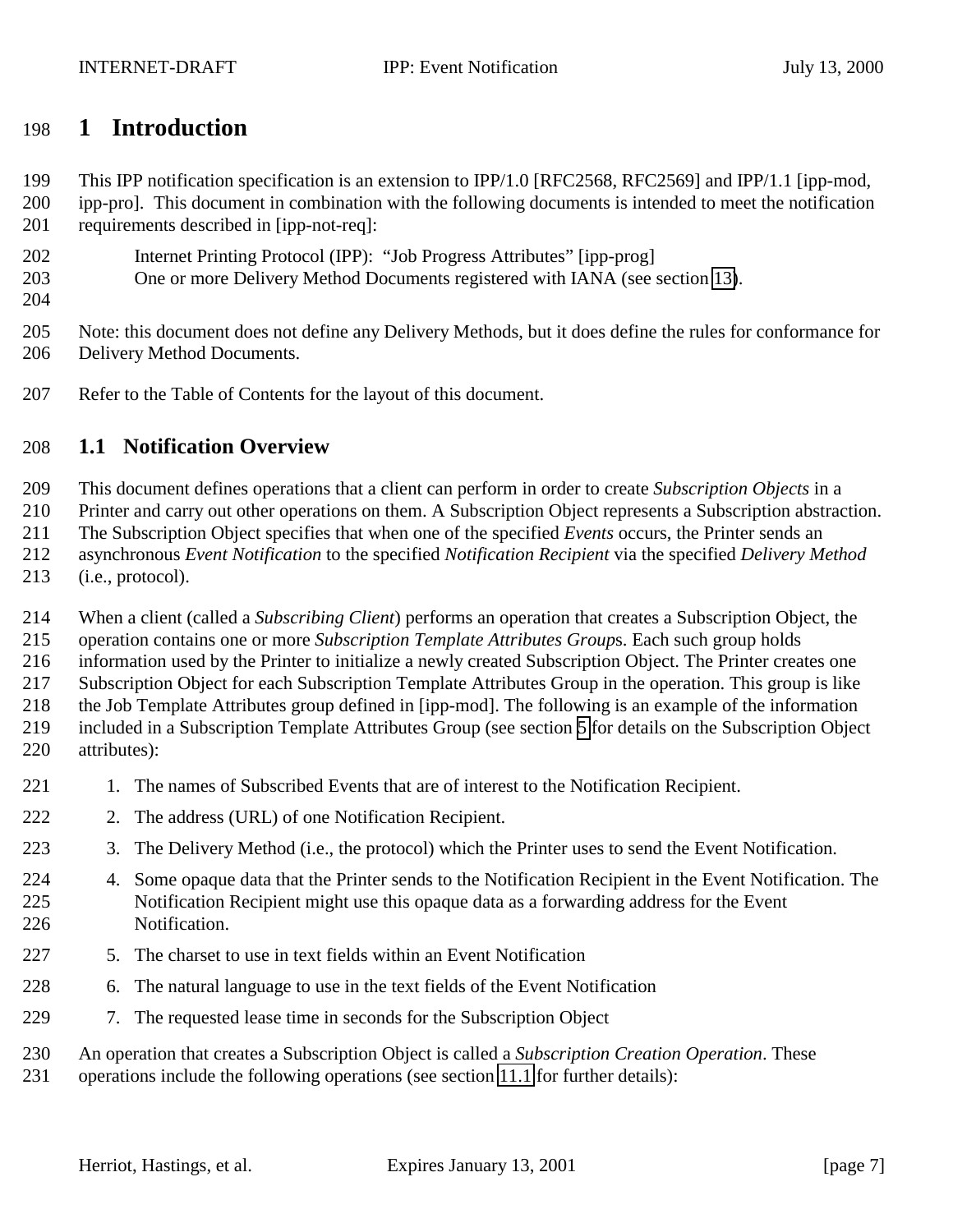# 1 Introduction

This IPP notification specification is an extension to IPP/1.0 [RFC2568, RFC2569] and IPP/1.1 [ipp-mod, ipp-pro]. This document in combination with the following documents is intended to meet the notification requirements described in [ipp-not-req]:

Internet Printing Protocol (IPP): "Job Progress Attributes" [ipp-prog]
One or more Delivery Method Documents registered with IANA (see section 13).

Note: this document does not define any Delivery Methods, but it does define the rules for conformance for Delivery Method Documents.

Refer to the Table of Contents for the layout of this document.

## 1.1 Notification Overview

This document defines operations that a client can perform in order to create *Subscription Objects* in a Printer and carry out other operations on them. A Subscription Object represents a Subscription abstraction. The Subscription Object specifies that when one of the specified *Events* occurs, the Printer sends an asynchronous *Event Notification* to the specified *Notification Recipient* via the specified *Delivery Method* (i.e., protocol).

When a client (called a *Subscribing Client*) performs an operation that creates a Subscription Object, the operation contains one or more *Subscription Template Attributes Group*s. Each such group holds information used by the Printer to initialize a newly created Subscription Object. The Printer creates one Subscription Object for each Subscription Template Attributes Group in the operation. This group is like the Job Template Attributes group defined in [ipp-mod]. The following is an example of the information included in a Subscription Template Attributes Group (see section 5 for details on the Subscription Object attributes):

1. The names of Subscribed Events that are of interest to the Notification Recipient.
2. The address (URL) of one Notification Recipient.
3. The Delivery Method (i.e., the protocol) which the Printer uses to send the Event Notification.
4. Some opaque data that the Printer sends to the Notification Recipient in the Event Notification. The Notification Recipient might use this opaque data as a forwarding address for the Event Notification.
5. The charset to use in text fields within an Event Notification
6. The natural language to use in the text fields of the Event Notification
7. The requested lease time in seconds for the Subscription Object

An operation that creates a Subscription Object is called a *Subscription Creation Operation*. These operations include the following operations (see section 11.1 for further details):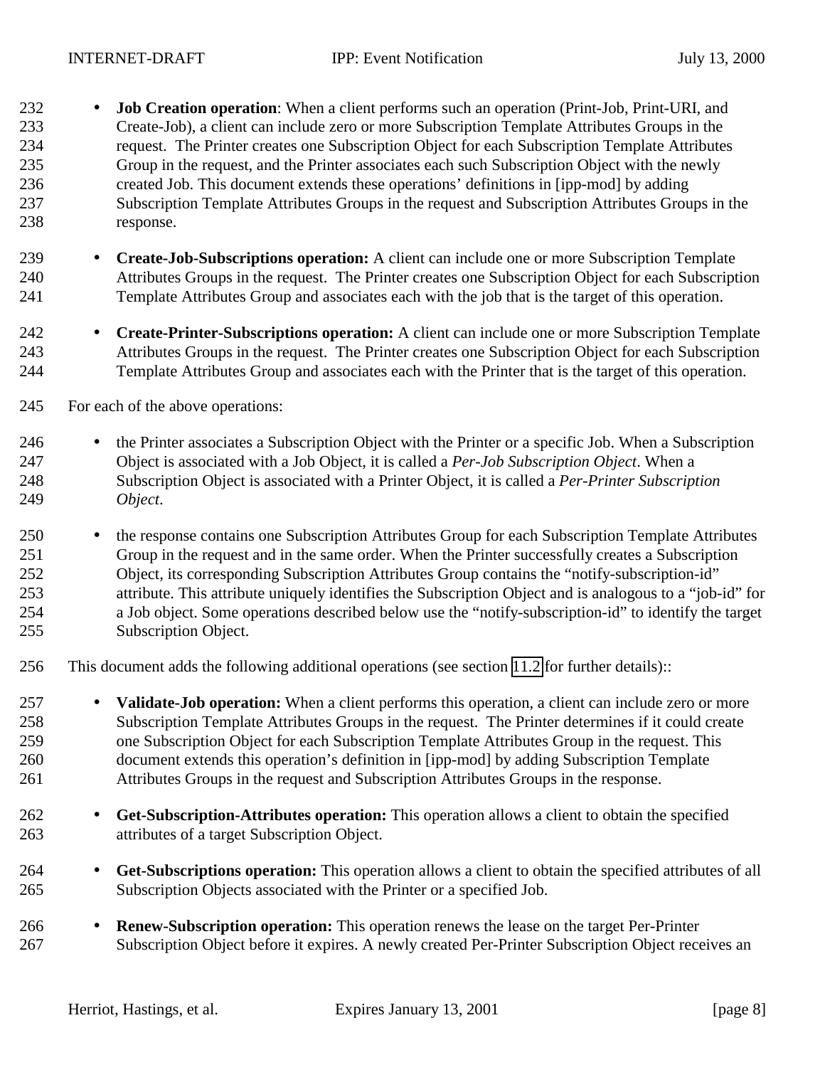- **Job Creation operation**: When a client performs such an operation (Print-Job, Print-URI, and Create-Job), a client can include zero or more Subscription Template Attributes Groups in the request. The Printer creates one Subscription Object for each Subscription Template Attributes Group in the request, and the Printer associates each such Subscription Object with the newly created Job. This document extends these operations' definitions in [ipp-mod] by adding Subscription Template Attributes Groups in the request and Subscription Attributes Groups in the response.

- **Create-Job-Subscriptions operation:** A client can include one or more Subscription Template Attributes Groups in the request. The Printer creates one Subscription Object for each Subscription Template Attributes Group and associates each with the job that is the target of this operation.

- **Create-Printer-Subscriptions operation:** A client can include one or more Subscription Template Attributes Groups in the request. The Printer creates one Subscription Object for each Subscription Template Attributes Group and associates each with the Printer that is the target of this operation.

For each of the above operations:

- the Printer associates a Subscription Object with the Printer or a specific Job. When a Subscription Object is associated with a Job Object, it is called a *Per-Job Subscription Object*. When a Subscription Object is associated with a Printer Object, it is called a *Per-Printer Subscription Object*.

- the response contains one Subscription Attributes Group for each Subscription Template Attributes Group in the request and in the same order. When the Printer successfully creates a Subscription Object, its corresponding Subscription Attributes Group contains the "notify-subscription-id" attribute. This attribute uniquely identifies the Subscription Object and is analogous to a "job-id" for a Job object. Some operations described below use the "notify-subscription-id" to identify the target Subscription Object.

This document adds the following additional operations (see section 11.2 for further details)::

- **Validate-Job operation:** When a client performs this operation, a client can include zero or more Subscription Template Attributes Groups in the request. The Printer determines if it could create one Subscription Object for each Subscription Template Attributes Group in the request. This document extends this operation's definition in [ipp-mod] by adding Subscription Template Attributes Groups in the request and Subscription Attributes Groups in the response.

- **Get-Subscription-Attributes operation:** This operation allows a client to obtain the specified attributes of a target Subscription Object.

- **Get-Subscriptions operation:** This operation allows a client to obtain the specified attributes of all Subscription Objects associated with the Printer or a specified Job.

- **Renew-Subscription operation:** This operation renews the lease on the target Per-Printer Subscription Object before it expires. A newly created Per-Printer Subscription Object receives an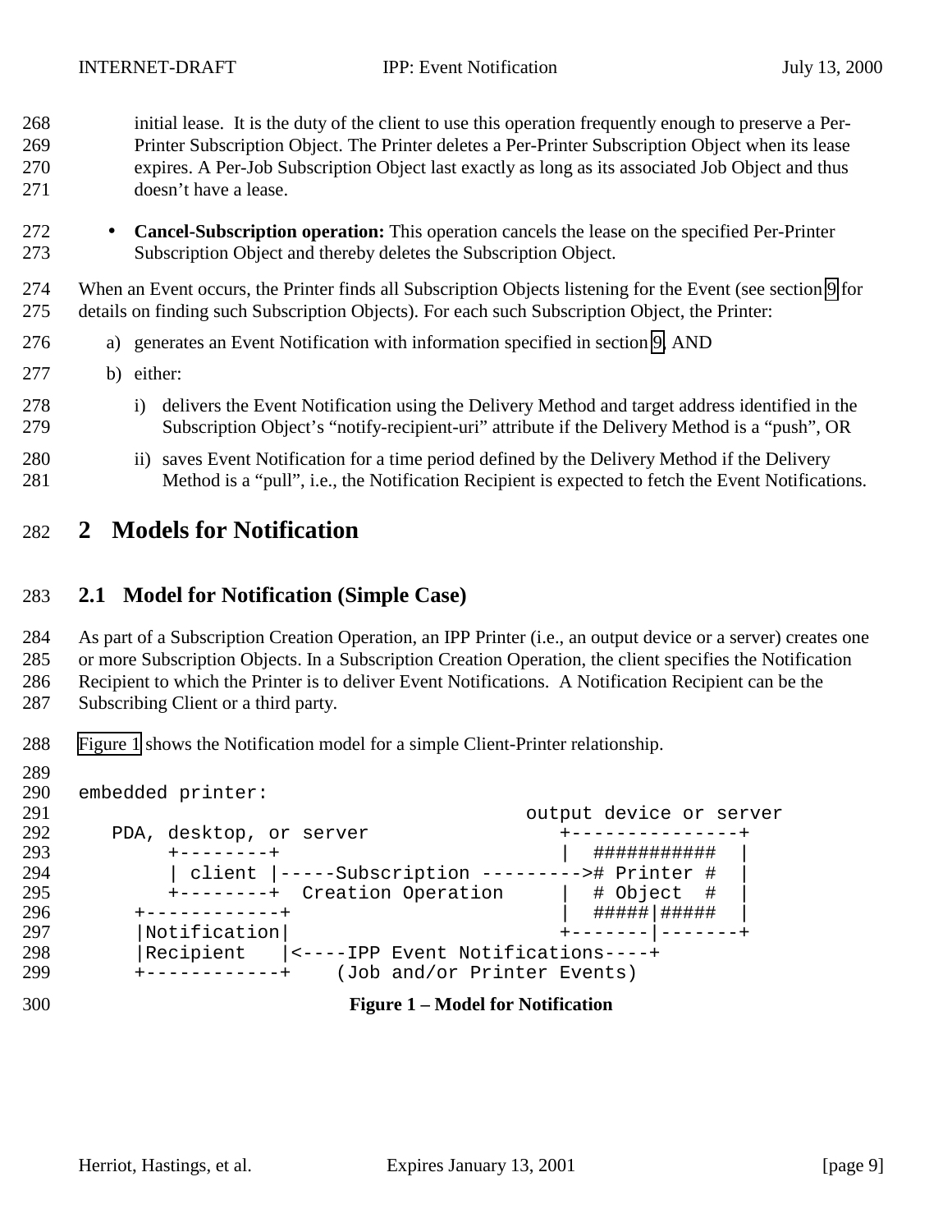initial lease. It is the duty of the client to use this operation frequently enough to preserve a Per-Printer Subscription Object. The Printer deletes a Per-Printer Subscription Object when its lease expires. A Per-Job Subscription Object last exactly as long as its associated Job Object and thus doesn't have a lease.

- **Cancel-Subscription operation:** This operation cancels the lease on the specified Per-Printer Subscription Object and thereby deletes the Subscription Object.

When an Event occurs, the Printer finds all Subscription Objects listening for the Event (see section 9 for details on finding such Subscription Objects). For each such Subscription Object, the Printer:

a) generates an Event Notification with information specified in section 9, AND

b) either:

   i) delivers the Event Notification using the Delivery Method and target address identified in the Subscription Object's "notify-recipient-uri" attribute if the Delivery Method is a "push", OR

   ii) saves Event Notification for a time period defined by the Delivery Method if the Delivery Method is a "pull", i.e., the Notification Recipient is expected to fetch the Event Notifications.

# 2 Models for Notification

## 2.1 Model for Notification (Simple Case)

As part of a Subscription Creation Operation, an IPP Printer (i.e., an output device or a server) creates one or more Subscription Objects. In a Subscription Creation Operation, the client specifies the Notification Recipient to which the Printer is to deliver Event Notifications. A Notification Recipient can be the Subscribing Client or a third party.

Figure 1 shows the Notification model for a simple Client-Printer relationship.

```
embedded printer:
                                          output device or server
   PDA, desktop, or server                   +---------------+
        +--------+                           |  ###########  |
        | client |-----Subscription --------># Printer #  |
        +--------+  Creation Operation       |  # Object  #  |
      +------------+                         |  #####|#####  |
      |Notification|                         +-------|-------+
      |Recipient   |<----IPP Event Notifications----+
      +------------+    (Job and/or Printer Events)
```

**Figure 1 – Model for Notification**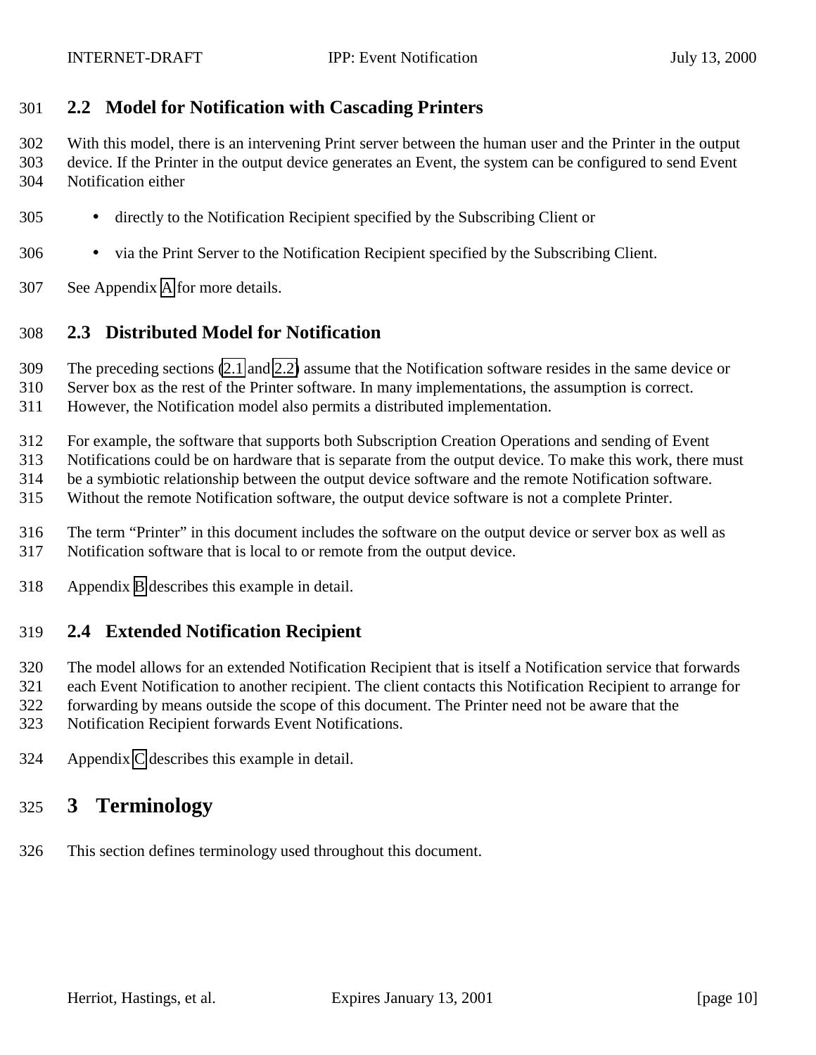## 2.2 Model for Notification with Cascading Printers

With this model, there is an intervening Print server between the human user and the Printer in the output device. If the Printer in the output device generates an Event, the system can be configured to send Event Notification either

- directly to the Notification Recipient specified by the Subscribing Client or
- via the Print Server to the Notification Recipient specified by the Subscribing Client.

See Appendix A for more details.

## 2.3 Distributed Model for Notification

The preceding sections (2.1 and 2.2) assume that the Notification software resides in the same device or Server box as the rest of the Printer software. In many implementations, the assumption is correct. However, the Notification model also permits a distributed implementation.

For example, the software that supports both Subscription Creation Operations and sending of Event Notifications could be on hardware that is separate from the output device. To make this work, there must be a symbiotic relationship between the output device software and the remote Notification software. Without the remote Notification software, the output device software is not a complete Printer.

The term "Printer" in this document includes the software on the output device or server box as well as Notification software that is local to or remote from the output device.

Appendix B describes this example in detail.

## 2.4 Extended Notification Recipient

The model allows for an extended Notification Recipient that is itself a Notification service that forwards each Event Notification to another recipient. The client contacts this Notification Recipient to arrange for forwarding by means outside the scope of this document. The Printer need not be aware that the Notification Recipient forwards Event Notifications.

Appendix C describes this example in detail.

# 3 Terminology

This section defines terminology used throughout this document.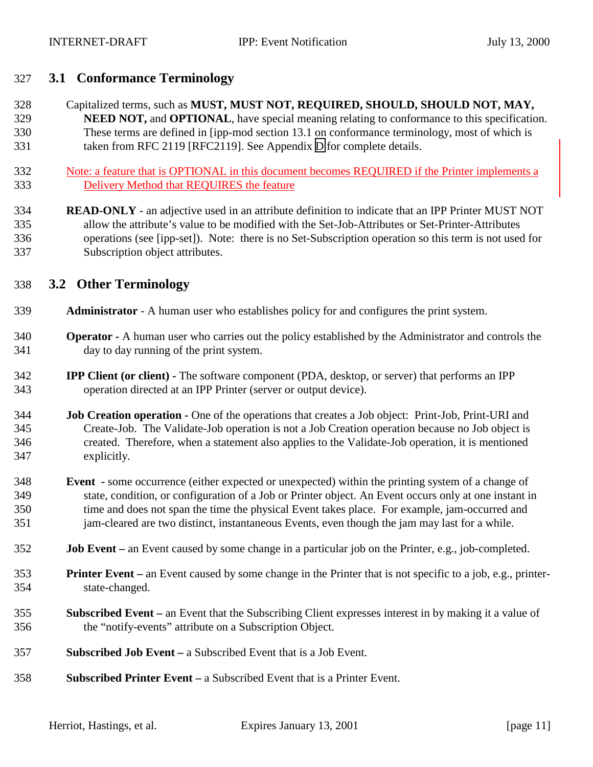## 3.1 Conformance Terminology

Capitalized terms, such as **MUST, MUST NOT, REQUIRED, SHOULD, SHOULD NOT, MAY, NEED NOT,** and **OPTIONAL**, have special meaning relating to conformance to this specification. These terms are defined in [ipp-mod section 13.1 on conformance terminology, most of which is taken from RFC 2119 [RFC2119]. See Appendix D for complete details.

Note: a feature that is OPTIONAL in this document becomes REQUIRED if the Printer implements a Delivery Method that REQUIRES the feature

**READ-ONLY** - an adjective used in an attribute definition to indicate that an IPP Printer MUST NOT allow the attribute's value to be modified with the Set-Job-Attributes or Set-Printer-Attributes operations (see [ipp-set]). Note: there is no Set-Subscription operation so this term is not used for Subscription object attributes.

## 3.2 Other Terminology

**Administrator** - A human user who establishes policy for and configures the print system.

**Operator -** A human user who carries out the policy established by the Administrator and controls the day to day running of the print system.

**IPP Client (or client) -** The software component (PDA, desktop, or server) that performs an IPP operation directed at an IPP Printer (server or output device).

**Job Creation operation -** One of the operations that creates a Job object: Print-Job, Print-URI and Create-Job. The Validate-Job operation is not a Job Creation operation because no Job object is created. Therefore, when a statement also applies to the Validate-Job operation, it is mentioned explicitly.

**Event -** some occurrence (either expected or unexpected) within the printing system of a change of state, condition, or configuration of a Job or Printer object. An Event occurs only at one instant in time and does not span the time the physical Event takes place. For example, jam-occurred and jam-cleared are two distinct, instantaneous Events, even though the jam may last for a while.

**Job Event –** an Event caused by some change in a particular job on the Printer, e.g., job-completed.

**Printer Event –** an Event caused by some change in the Printer that is not specific to a job, e.g., printer-state-changed.

**Subscribed Event –** an Event that the Subscribing Client expresses interest in by making it a value of the "notify-events" attribute on a Subscription Object.

**Subscribed Job Event –** a Subscribed Event that is a Job Event.

**Subscribed Printer Event –** a Subscribed Event that is a Printer Event.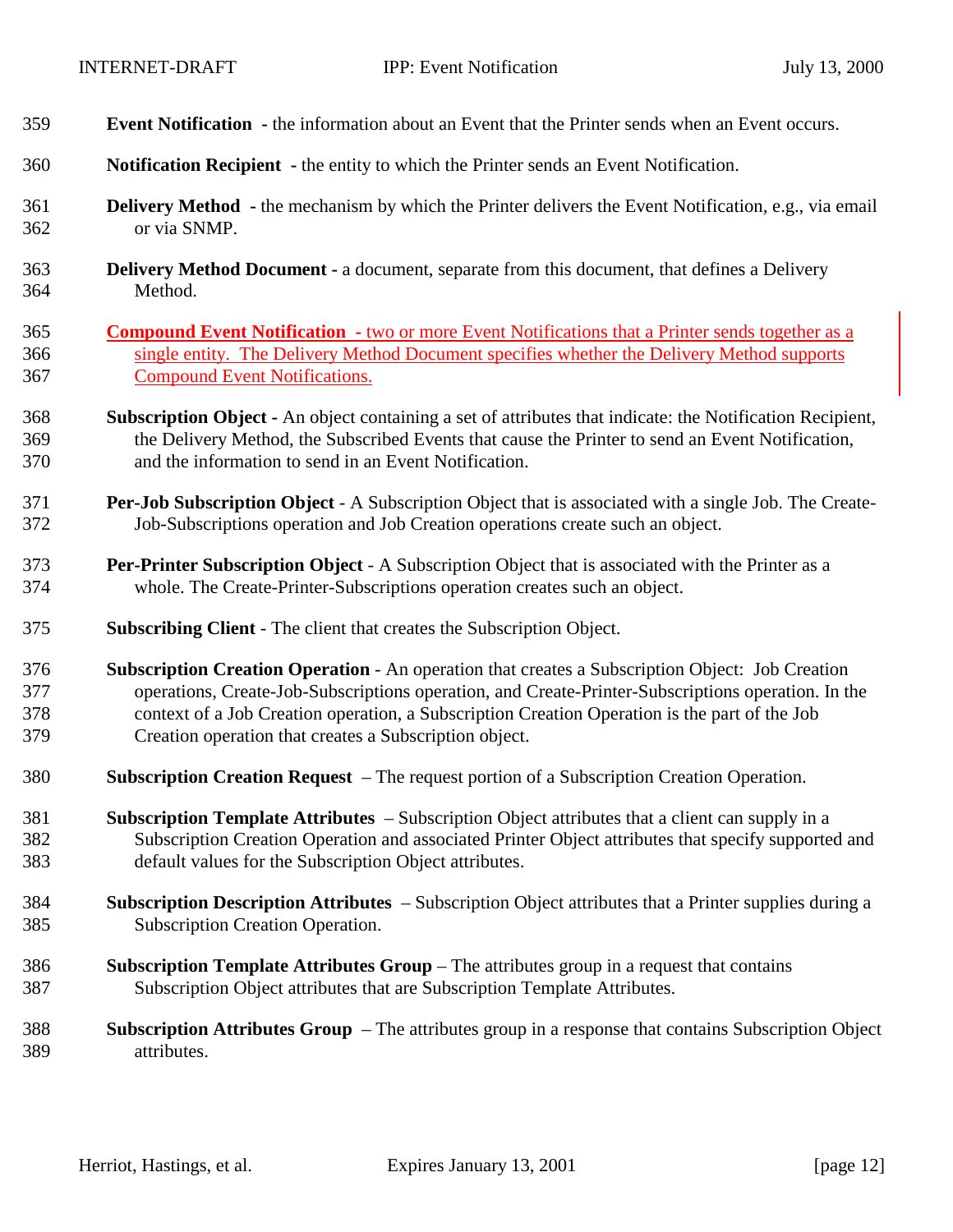**Event Notification** - the information about an Event that the Printer sends when an Event occurs.

**Notification Recipient** - the entity to which the Printer sends an Event Notification.

**Delivery Method** - the mechanism by which the Printer delivers the Event Notification, e.g., via email or via SNMP.

**Delivery Method Document** - a document, separate from this document, that defines a Delivery Method.

**Compound Event Notification** - two or more Event Notifications that a Printer sends together as a single entity. The Delivery Method Document specifies whether the Delivery Method supports Compound Event Notifications.

**Subscription Object** - An object containing a set of attributes that indicate: the Notification Recipient, the Delivery Method, the Subscribed Events that cause the Printer to send an Event Notification, and the information to send in an Event Notification.

**Per-Job Subscription Object** - A Subscription Object that is associated with a single Job. The Create-Job-Subscriptions operation and Job Creation operations create such an object.

**Per-Printer Subscription Object** - A Subscription Object that is associated with the Printer as a whole. The Create-Printer-Subscriptions operation creates such an object.

**Subscribing Client** - The client that creates the Subscription Object.

**Subscription Creation Operation** - An operation that creates a Subscription Object: Job Creation operations, Create-Job-Subscriptions operation, and Create-Printer-Subscriptions operation. In the context of a Job Creation operation, a Subscription Creation Operation is the part of the Job Creation operation that creates a Subscription object.

**Subscription Creation Request** – The request portion of a Subscription Creation Operation.

**Subscription Template Attributes** – Subscription Object attributes that a client can supply in a Subscription Creation Operation and associated Printer Object attributes that specify supported and default values for the Subscription Object attributes.

**Subscription Description Attributes** – Subscription Object attributes that a Printer supplies during a Subscription Creation Operation.

**Subscription Template Attributes Group** – The attributes group in a request that contains Subscription Object attributes that are Subscription Template Attributes.

**Subscription Attributes Group** – The attributes group in a response that contains Subscription Object attributes.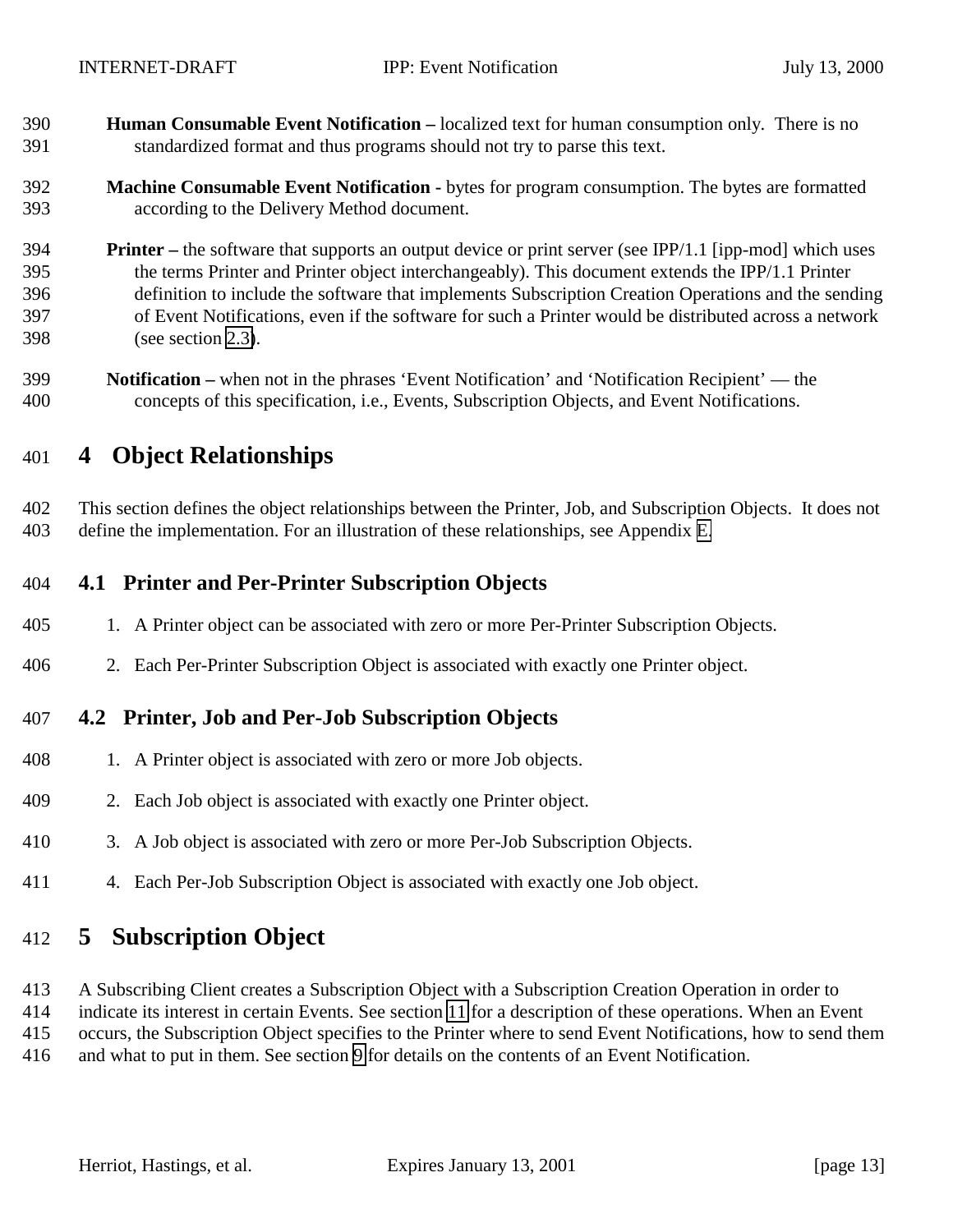**Human Consumable Event Notification –** localized text for human consumption only. There is no standardized format and thus programs should not try to parse this text.

**Machine Consumable Event Notification -** bytes for program consumption. The bytes are formatted according to the Delivery Method document.

**Printer –** the software that supports an output device or print server (see IPP/1.1 [ipp-mod] which uses the terms Printer and Printer object interchangeably). This document extends the IPP/1.1 Printer definition to include the software that implements Subscription Creation Operations and the sending of Event Notifications, even if the software for such a Printer would be distributed across a network (see section 2.3).

**Notification –** when not in the phrases 'Event Notification' and 'Notification Recipient' — the concepts of this specification, i.e., Events, Subscription Objects, and Event Notifications.

# 4 Object Relationships

This section defines the object relationships between the Printer, Job, and Subscription Objects. It does not define the implementation. For an illustration of these relationships, see Appendix E.

## 4.1 Printer and Per-Printer Subscription Objects

1. A Printer object can be associated with zero or more Per-Printer Subscription Objects.
2. Each Per-Printer Subscription Object is associated with exactly one Printer object.

## 4.2 Printer, Job and Per-Job Subscription Objects

1. A Printer object is associated with zero or more Job objects.
2. Each Job object is associated with exactly one Printer object.
3. A Job object is associated with zero or more Per-Job Subscription Objects.
4. Each Per-Job Subscription Object is associated with exactly one Job object.

# 5 Subscription Object

A Subscribing Client creates a Subscription Object with a Subscription Creation Operation in order to indicate its interest in certain Events. See section 11 for a description of these operations. When an Event occurs, the Subscription Object specifies to the Printer where to send Event Notifications, how to send them and what to put in them. See section 9 for details on the contents of an Event Notification.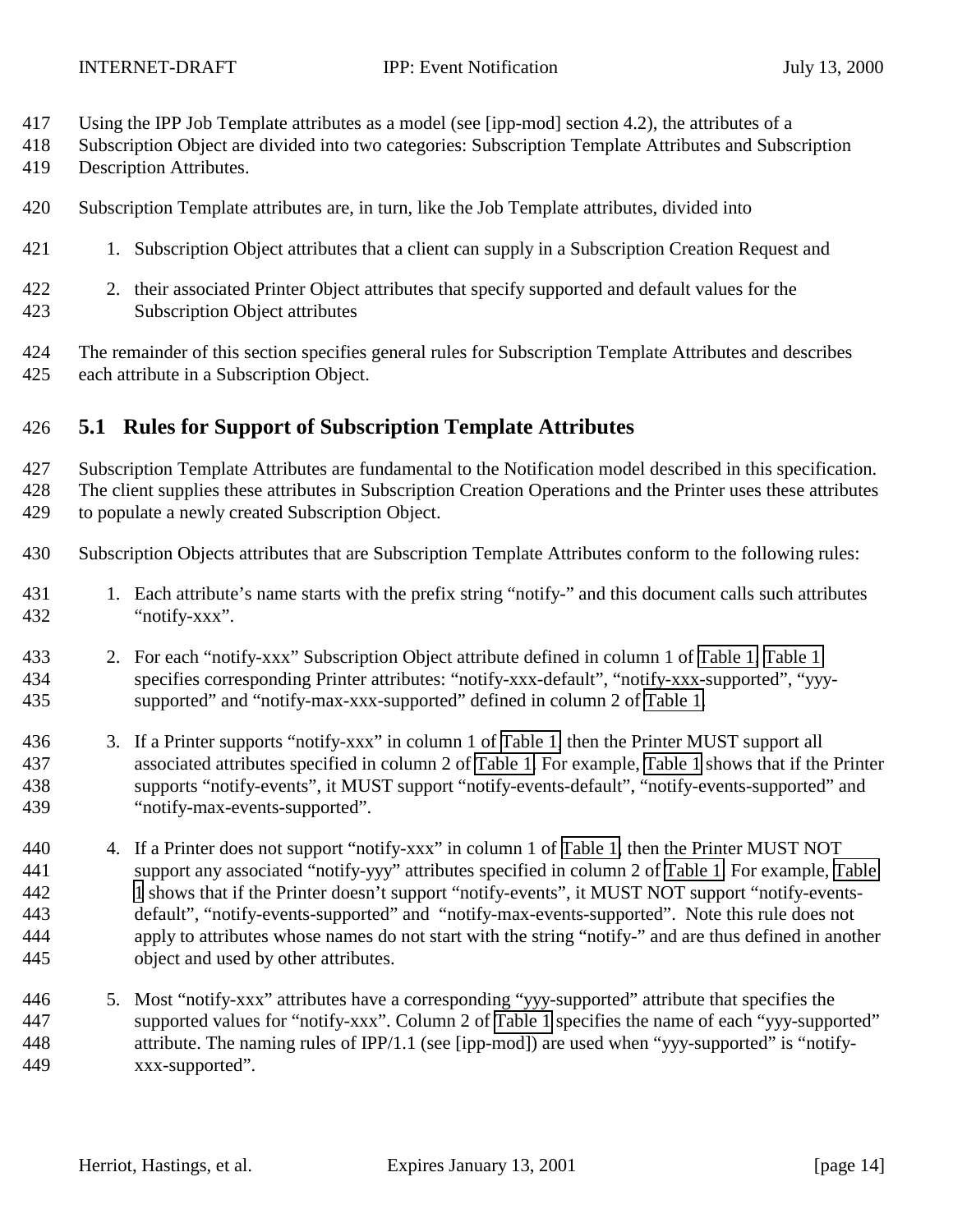Using the IPP Job Template attributes as a model (see [ipp-mod] section 4.2), the attributes of a Subscription Object are divided into two categories: Subscription Template Attributes and Subscription Description Attributes.

Subscription Template attributes are, in turn, like the Job Template attributes, divided into

1. Subscription Object attributes that a client can supply in a Subscription Creation Request and

2. their associated Printer Object attributes that specify supported and default values for the Subscription Object attributes

The remainder of this section specifies general rules for Subscription Template Attributes and describes each attribute in a Subscription Object.

## 5.1 Rules for Support of Subscription Template Attributes

Subscription Template Attributes are fundamental to the Notification model described in this specification. The client supplies these attributes in Subscription Creation Operations and the Printer uses these attributes to populate a newly created Subscription Object.

Subscription Objects attributes that are Subscription Template Attributes conform to the following rules:

1. Each attribute's name starts with the prefix string "notify-" and this document calls such attributes "notify-xxx".

2. For each "notify-xxx" Subscription Object attribute defined in column 1 of Table 1, Table 1 specifies corresponding Printer attributes: "notify-xxx-default", "notify-xxx-supported", "yyy-supported" and "notify-max-xxx-supported" defined in column 2 of Table 1.

3. If a Printer supports "notify-xxx" in column 1 of Table 1, then the Printer MUST support all associated attributes specified in column 2 of Table 1. For example, Table 1 shows that if the Printer supports "notify-events", it MUST support "notify-events-default", "notify-events-supported" and "notify-max-events-supported".

4. If a Printer does not support "notify-xxx" in column 1 of Table 1, then the Printer MUST NOT support any associated "notify-yyy" attributes specified in column 2 of Table 1. For example, Table 1 shows that if the Printer doesn't support "notify-events", it MUST NOT support "notify-events-default", "notify-events-supported" and "notify-max-events-supported". Note this rule does not apply to attributes whose names do not start with the string "notify-" and are thus defined in another object and used by other attributes.

5. Most "notify-xxx" attributes have a corresponding "yyy-supported" attribute that specifies the supported values for "notify-xxx". Column 2 of Table 1 specifies the name of each "yyy-supported" attribute. The naming rules of IPP/1.1 (see [ipp-mod]) are used when "yyy-supported" is "notify-xxx-supported".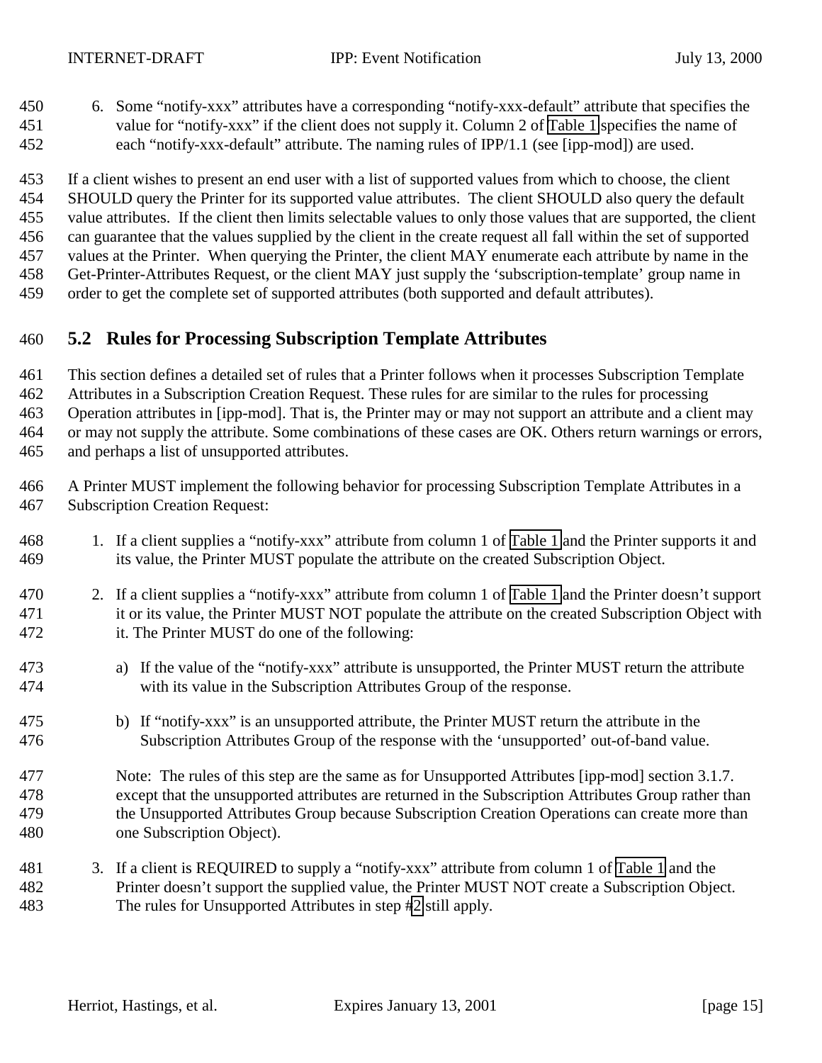6. Some "notify-xxx" attributes have a corresponding "notify-xxx-default" attribute that specifies the value for "notify-xxx" if the client does not supply it. Column 2 of Table 1 specifies the name of each "notify-xxx-default" attribute. The naming rules of IPP/1.1 (see [ipp-mod]) are used.

If a client wishes to present an end user with a list of supported values from which to choose, the client SHOULD query the Printer for its supported value attributes. The client SHOULD also query the default value attributes. If the client then limits selectable values to only those values that are supported, the client can guarantee that the values supplied by the client in the create request all fall within the set of supported values at the Printer. When querying the Printer, the client MAY enumerate each attribute by name in the Get-Printer-Attributes Request, or the client MAY just supply the 'subscription-template' group name in order to get the complete set of supported attributes (both supported and default attributes).

## 5.2 Rules for Processing Subscription Template Attributes

This section defines a detailed set of rules that a Printer follows when it processes Subscription Template Attributes in a Subscription Creation Request. These rules for are similar to the rules for processing Operation attributes in [ipp-mod]. That is, the Printer may or may not support an attribute and a client may or may not supply the attribute. Some combinations of these cases are OK. Others return warnings or errors, and perhaps a list of unsupported attributes.

A Printer MUST implement the following behavior for processing Subscription Template Attributes in a Subscription Creation Request:

1. If a client supplies a "notify-xxx" attribute from column 1 of Table 1 and the Printer supports it and its value, the Printer MUST populate the attribute on the created Subscription Object.

2. If a client supplies a "notify-xxx" attribute from column 1 of Table 1 and the Printer doesn't support it or its value, the Printer MUST NOT populate the attribute on the created Subscription Object with it. The Printer MUST do one of the following:

   a) If the value of the "notify-xxx" attribute is unsupported, the Printer MUST return the attribute with its value in the Subscription Attributes Group of the response.

   b) If "notify-xxx" is an unsupported attribute, the Printer MUST return the attribute in the Subscription Attributes Group of the response with the 'unsupported' out-of-band value.

   Note: The rules of this step are the same as for Unsupported Attributes [ipp-mod] section 3.1.7. except that the unsupported attributes are returned in the Subscription Attributes Group rather than the Unsupported Attributes Group because Subscription Creation Operations can create more than one Subscription Object).

3. If a client is REQUIRED to supply a "notify-xxx" attribute from column 1 of Table 1 and the Printer doesn't support the supplied value, the Printer MUST NOT create a Subscription Object. The rules for Unsupported Attributes in step #2 still apply.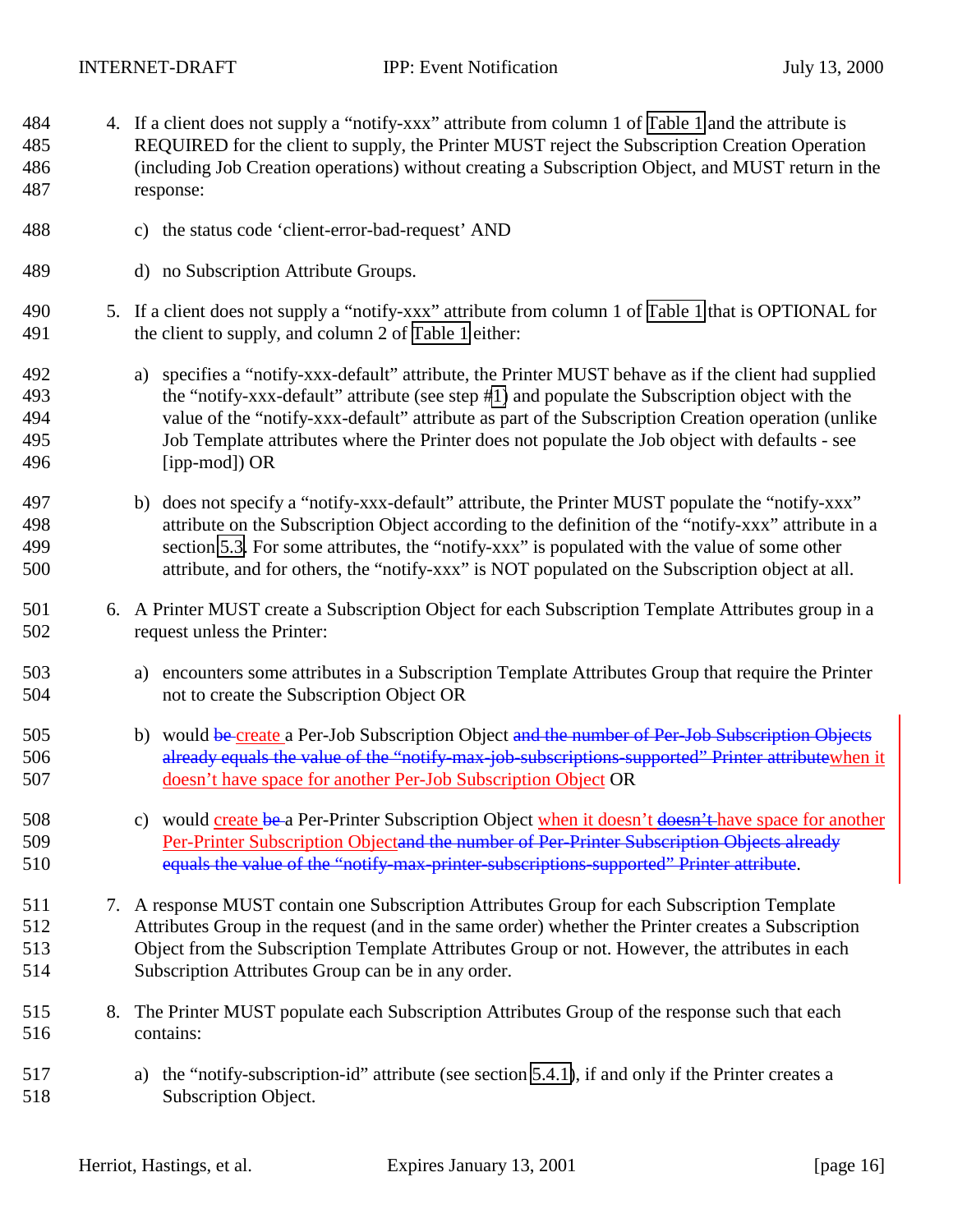4. If a client does not supply a “notify-xxx” attribute from column 1 of Table 1 and the attribute is REQUIRED for the client to supply, the Printer MUST reject the Subscription Creation Operation (including Job Creation operations) without creating a Subscription Object, and MUST return in the response:

   c) the status code ‘client-error-bad-request’ AND

   d) no Subscription Attribute Groups.

5. If a client does not supply a “notify-xxx” attribute from column 1 of Table 1 that is OPTIONAL for the client to supply, and column 2 of Table 1 either:

   a) specifies a “notify-xxx-default” attribute, the Printer MUST behave as if the client had supplied the “notify-xxx-default” attribute (see step #1) and populate the Subscription object with the value of the “notify-xxx-default” attribute as part of the Subscription Creation operation (unlike Job Template attributes where the Printer does not populate the Job object with defaults - see [ipp-mod]) OR

   b) does not specify a “notify-xxx-default” attribute, the Printer MUST populate the “notify-xxx” attribute on the Subscription Object according to the definition of the “notify-xxx” attribute in a section 5.3. For some attributes, the “notify-xxx” is populated with the value of some other attribute, and for others, the “notify-xxx” is NOT populated on the Subscription object at all.

6. A Printer MUST create a Subscription Object for each Subscription Template Attributes group in a request unless the Printer:

   a) encounters some attributes in a Subscription Template Attributes Group that require the Printer not to create the Subscription Object OR

   b) would ~~be~~ create a Per-Job Subscription Object ~~and the number of Per-Job Subscription Objects already equals the value of the “notify-max-job-subscriptions-supported” Printer attribute~~when it doesn’t have space for another Per-Job Subscription Object OR

   c) would create ~~be~~ a Per-Printer Subscription Object when it doesn’t ~~doesn’t~~ have space for another Per-Printer Subscription Object~~and the number of Per-Printer Subscription Objects already equals the value of the “notify-max-printer-subscriptions-supported” Printer attribute~~.

7. A response MUST contain one Subscription Attributes Group for each Subscription Template Attributes Group in the request (and in the same order) whether the Printer creates a Subscription Object from the Subscription Template Attributes Group or not. However, the attributes in each Subscription Attributes Group can be in any order.

8. The Printer MUST populate each Subscription Attributes Group of the response such that each contains:

   a) the “notify-subscription-id” attribute (see section 5.4.1), if and only if the Printer creates a Subscription Object.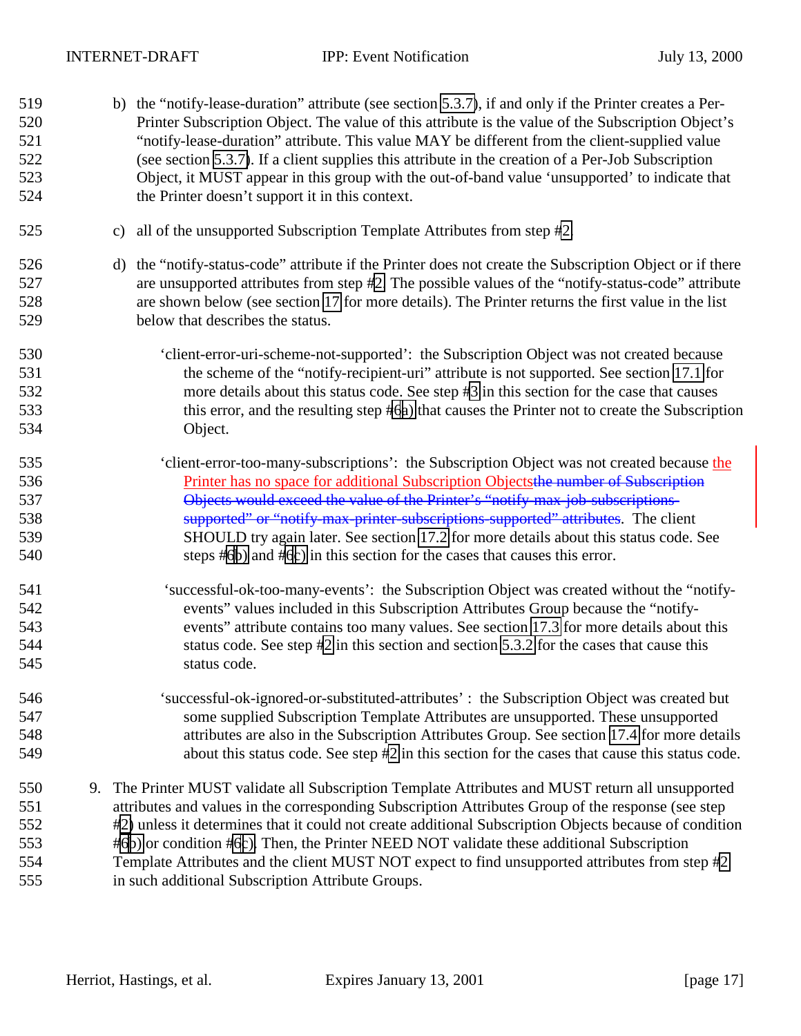b) the "notify-lease-duration" attribute (see section 5.3.7), if and only if the Printer creates a Per-Printer Subscription Object. The value of this attribute is the value of the Subscription Object's "notify-lease-duration" attribute. This value MAY be different from the client-supplied value (see section 5.3.7). If a client supplies this attribute in the creation of a Per-Job Subscription Object, it MUST appear in this group with the out-of-band value 'unsupported' to indicate that the Printer doesn't support it in this context.

c) all of the unsupported Subscription Template Attributes from step #2.

d) the "notify-status-code" attribute if the Printer does not create the Subscription Object or if there are unsupported attributes from step #2. The possible values of the "notify-status-code" attribute are shown below (see section 17 for more details). The Printer returns the first value in the list below that describes the status.

'client-error-uri-scheme-not-supported': the Subscription Object was not created because the scheme of the "notify-recipient-uri" attribute is not supported. See section 17.1 for more details about this status code. See step #3 in this section for the case that causes this error, and the resulting step #6a) that causes the Printer not to create the Subscription Object.

'client-error-too-many-subscriptions': the Subscription Object was not created because the Printer has no space for additional Subscription Objects~~the number of Subscription Objects would exceed the value of the Printer's "notify-max-job-subscriptions-supported" or "notify-max-printer-subscriptions-supported" attributes~~. The client SHOULD try again later. See section 17.2 for more details about this status code. See steps #6b) and #6c) in this section for the cases that causes this error.

'successful-ok-too-many-events': the Subscription Object was created without the "notify-events" values included in this Subscription Attributes Group because the "notify-events" attribute contains too many values. See section 17.3 for more details about this status code. See step #2 in this section and section 5.3.2 for the cases that cause this status code.

'successful-ok-ignored-or-substituted-attributes' : the Subscription Object was created but some supplied Subscription Template Attributes are unsupported. These unsupported attributes are also in the Subscription Attributes Group. See section 17.4 for more details about this status code. See step #2 in this section for the cases that cause this status code.

9. The Printer MUST validate all Subscription Template Attributes and MUST return all unsupported attributes and values in the corresponding Subscription Attributes Group of the response (see step #2) unless it determines that it could not create additional Subscription Objects because of condition #6b) or condition #6c). Then, the Printer NEED NOT validate these additional Subscription Template Attributes and the client MUST NOT expect to find unsupported attributes from step #2 in such additional Subscription Attribute Groups.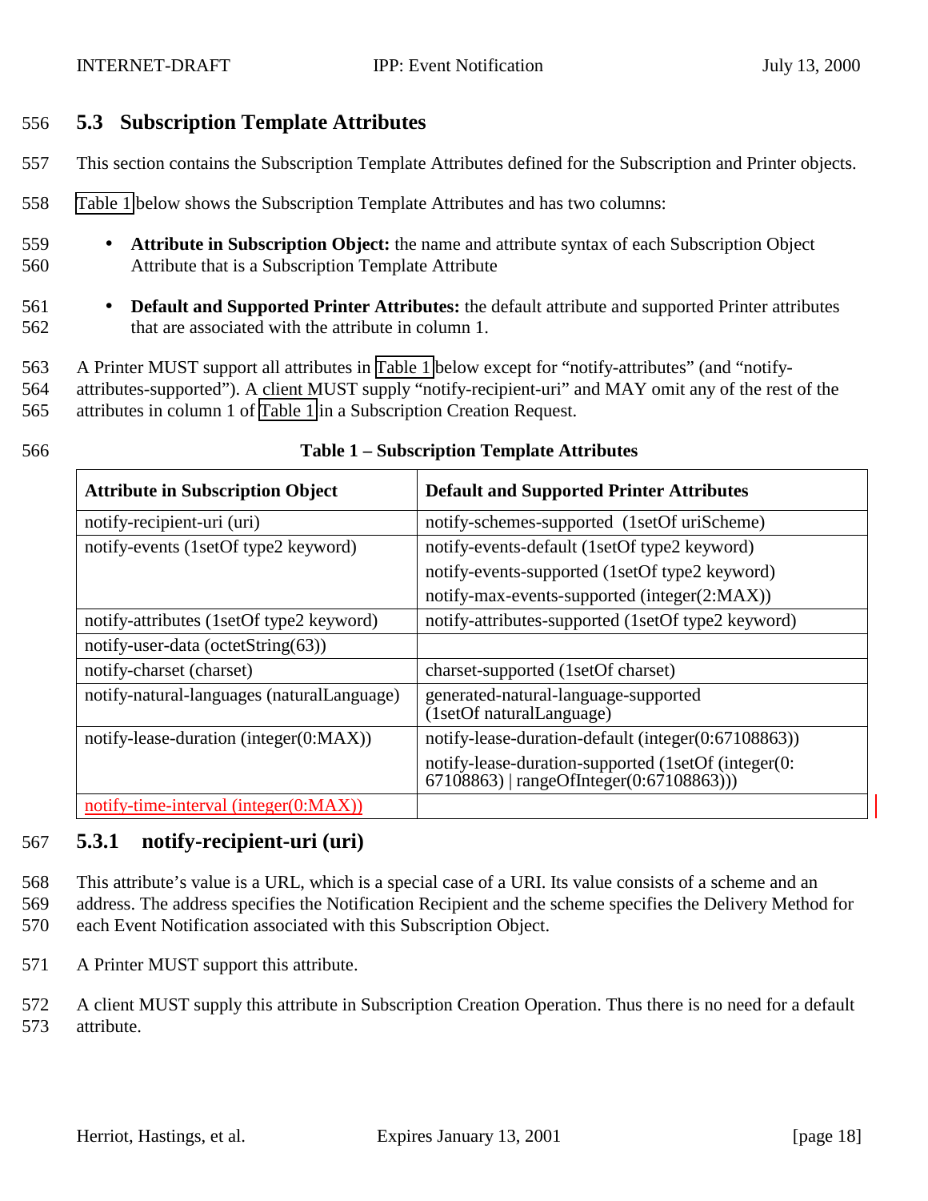### 5.3 Subscription Template Attributes

This section contains the Subscription Template Attributes defined for the Subscription and Printer objects.

Table 1 below shows the Subscription Template Attributes and has two columns:

- **Attribute in Subscription Object:** the name and attribute syntax of each Subscription Object Attribute that is a Subscription Template Attribute
- **Default and Supported Printer Attributes:** the default attribute and supported Printer attributes that are associated with the attribute in column 1.

A Printer MUST support all attributes in Table 1 below except for "notify-attributes" (and "notify-attributes-supported"). A client MUST supply "notify-recipient-uri" and MAY omit any of the rest of the attributes in column 1 of Table 1 in a Subscription Creation Request.

**Table 1 – Subscription Template Attributes**

| Attribute in Subscription Object | Default and Supported Printer Attributes |
| --- | --- |
| notify-recipient-uri (uri) | notify-schemes-supported (1setOf uriScheme) |
| notify-events (1setOf type2 keyword) | notify-events-default (1setOf type2 keyword)<br>notify-events-supported (1setOf type2 keyword)<br>notify-max-events-supported (integer(2:MAX)) |
| notify-attributes (1setOf type2 keyword) | notify-attributes-supported (1setOf type2 keyword) |
| notify-user-data (octetString(63)) | |
| notify-charset (charset) | charset-supported (1setOf charset) |
| notify-natural-languages (naturalLanguage) | generated-natural-language-supported (1setOf naturalLanguage) |
| notify-lease-duration (integer(0:MAX)) | notify-lease-duration-default (integer(0:67108863))<br>notify-lease-duration-supported (1setOf (integer(0:67108863) \| rangeOfInteger(0:67108863))) |
| notify-time-interval (integer(0:MAX)) | |

#### 5.3.1 notify-recipient-uri (uri)

This attribute's value is a URL, which is a special case of a URI. Its value consists of a scheme and an address. The address specifies the Notification Recipient and the scheme specifies the Delivery Method for each Event Notification associated with this Subscription Object.

A Printer MUST support this attribute.

A client MUST supply this attribute in Subscription Creation Operation. Thus there is no need for a default attribute.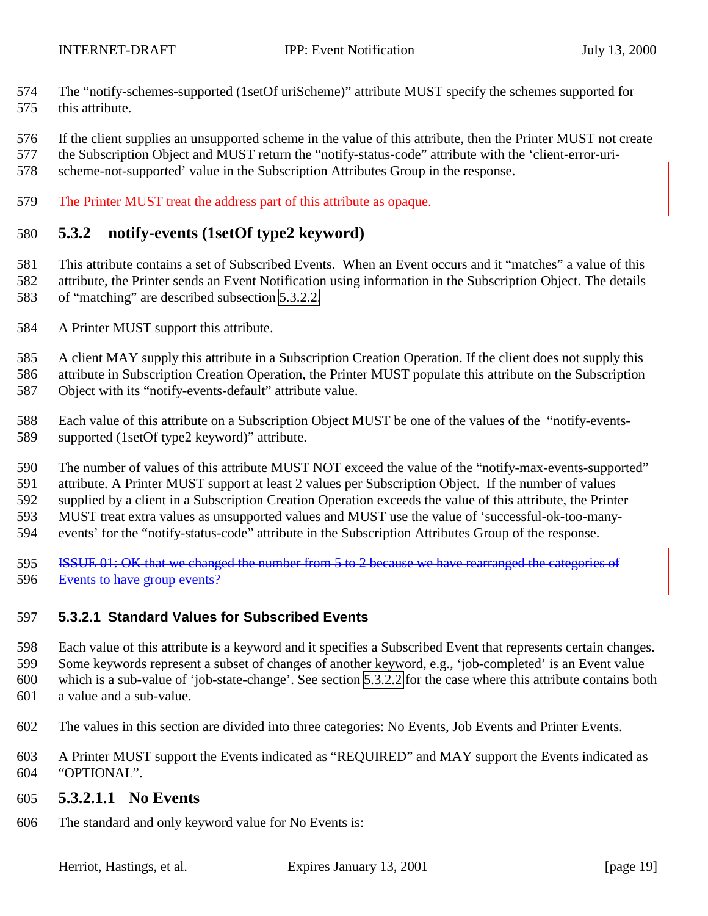The "notify-schemes-supported (1setOf uriScheme)" attribute MUST specify the schemes supported for this attribute.

If the client supplies an unsupported scheme in the value of this attribute, then the Printer MUST not create the Subscription Object and MUST return the "notify-status-code" attribute with the 'client-error-uri-scheme-not-supported' value in the Subscription Attributes Group in the response.

The Printer MUST treat the address part of this attribute as opaque.

### 5.3.2 notify-events (1setOf type2 keyword)

This attribute contains a set of Subscribed Events. When an Event occurs and it "matches" a value of this attribute, the Printer sends an Event Notification using information in the Subscription Object. The details of "matching" are described subsection 5.3.2.2.

A Printer MUST support this attribute.

A client MAY supply this attribute in a Subscription Creation Operation. If the client does not supply this attribute in Subscription Creation Operation, the Printer MUST populate this attribute on the Subscription Object with its "notify-events-default" attribute value.

Each value of this attribute on a Subscription Object MUST be one of the values of the "notify-events-supported (1setOf type2 keyword)" attribute.

The number of values of this attribute MUST NOT exceed the value of the "notify-max-events-supported" attribute. A Printer MUST support at least 2 values per Subscription Object. If the number of values supplied by a client in a Subscription Creation Operation exceeds the value of this attribute, the Printer MUST treat extra values as unsupported values and MUST use the value of 'successful-ok-too-many-events' for the "notify-status-code" attribute in the Subscription Attributes Group of the response.

~~ISSUE 01: OK that we changed the number from 5 to 2 because we have rearranged the categories of Events to have group events?~~

#### 5.3.2.1 Standard Values for Subscribed Events

Each value of this attribute is a keyword and it specifies a Subscribed Event that represents certain changes. Some keywords represent a subset of changes of another keyword, e.g., 'job-completed' is an Event value which is a sub-value of 'job-state-change'. See section 5.3.2.2 for the case where this attribute contains both a value and a sub-value.

The values in this section are divided into three categories: No Events, Job Events and Printer Events.

A Printer MUST support the Events indicated as "REQUIRED" and MAY support the Events indicated as "OPTIONAL".

##### 5.3.2.1.1 No Events

The standard and only keyword value for No Events is: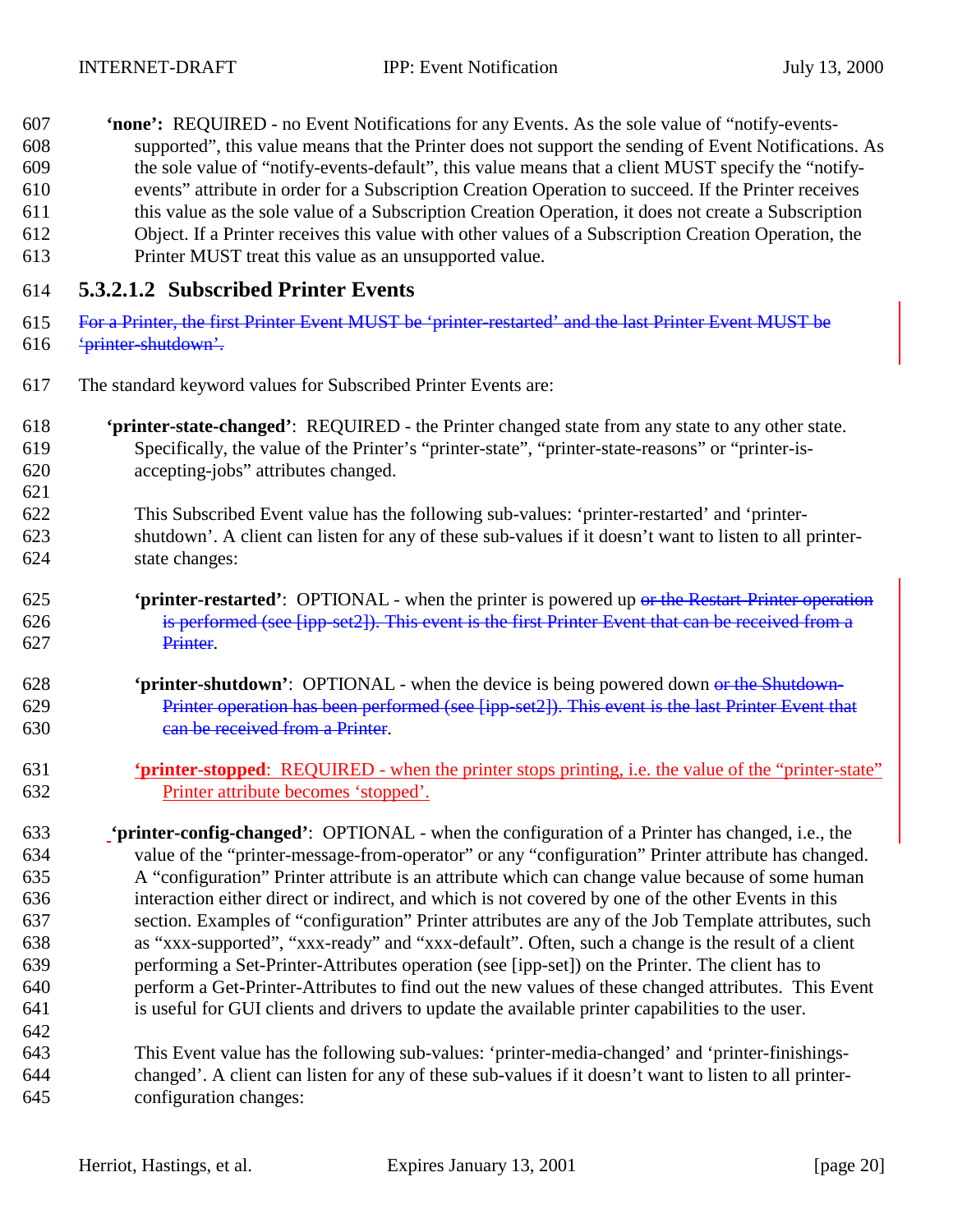**'none':** REQUIRED - no Event Notifications for any Events. As the sole value of "notify-events-supported", this value means that the Printer does not support the sending of Event Notifications. As the sole value of "notify-events-default", this value means that a client MUST specify the "notify-events" attribute in order for a Subscription Creation Operation to succeed. If the Printer receives this value as the sole value of a Subscription Creation Operation, it does not create a Subscription Object. If a Printer receives this value with other values of a Subscription Creation Operation, the Printer MUST treat this value as an unsupported value.

#### 5.3.2.1.2 Subscribed Printer Events

~~For a Printer, the first Printer Event MUST be 'printer-restarted' and the last Printer Event MUST be 'printer-shutdown'.~~

The standard keyword values for Subscribed Printer Events are:

**'printer-state-changed'**: REQUIRED - the Printer changed state from any state to any other state. Specifically, the value of the Printer's "printer-state", "printer-state-reasons" or "printer-is-accepting-jobs" attributes changed.

This Subscribed Event value has the following sub-values: 'printer-restarted' and 'printer-shutdown'. A client can listen for any of these sub-values if it doesn't want to listen to all printer-state changes:

**'printer-restarted'**: OPTIONAL - when the printer is powered up ~~or the Restart-Printer operation is performed (see [ipp-set2]). This event is the first Printer Event that can be received from a Printer~~.

**'printer-shutdown'**: OPTIONAL - when the device is being powered down ~~or the Shutdown-Printer operation has been performed (see [ipp-set2]). This event is the last Printer Event that can be received from a Printer~~.

**'printer-stopped'**: REQUIRED - when the printer stops printing, i.e. the value of the "printer-state" Printer attribute becomes 'stopped'.

**'printer-config-changed'**: OPTIONAL - when the configuration of a Printer has changed, i.e., the value of the "printer-message-from-operator" or any "configuration" Printer attribute has changed. A "configuration" Printer attribute is an attribute which can change value because of some human interaction either direct or indirect, and which is not covered by one of the other Events in this section. Examples of "configuration" Printer attributes are any of the Job Template attributes, such as "xxx-supported", "xxx-ready" and "xxx-default". Often, such a change is the result of a client performing a Set-Printer-Attributes operation (see [ipp-set]) on the Printer. The client has to perform a Get-Printer-Attributes to find out the new values of these changed attributes. This Event is useful for GUI clients and drivers to update the available printer capabilities to the user.

This Event value has the following sub-values: 'printer-media-changed' and 'printer-finishings-changed'. A client can listen for any of these sub-values if it doesn't want to listen to all printer-configuration changes: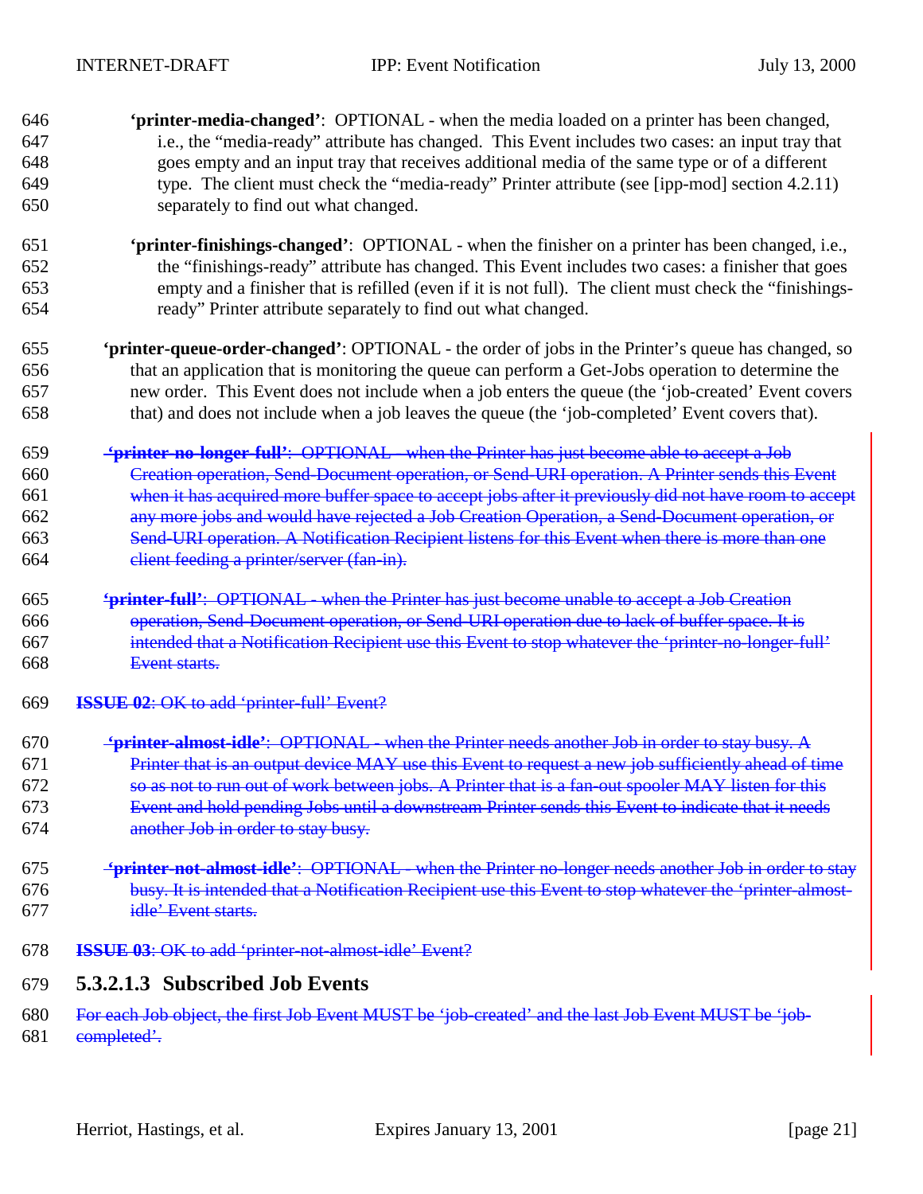**'printer-media-changed'**: OPTIONAL - when the media loaded on a printer has been changed, i.e., the "media-ready" attribute has changed. This Event includes two cases: an input tray that goes empty and an input tray that receives additional media of the same type or of a different type. The client must check the "media-ready" Printer attribute (see [ipp-mod] section 4.2.11) separately to find out what changed.

**'printer-finishings-changed'**: OPTIONAL - when the finisher on a printer has been changed, i.e., the "finishings-ready" attribute has changed. This Event includes two cases: a finisher that goes empty and a finisher that is refilled (even if it is not full). The client must check the "finishings-ready" Printer attribute separately to find out what changed.

**'printer-queue-order-changed'**: OPTIONAL - the order of jobs in the Printer's queue has changed, so that an application that is monitoring the queue can perform a Get-Jobs operation to determine the new order. This Event does not include when a job enters the queue (the 'job-created' Event covers that) and does not include when a job leaves the queue (the 'job-completed' Event covers that).

~~**'printer-no-longer-full'**: OPTIONAL - when the Printer has just become able to accept a Job Creation operation, Send-Document operation, or Send-URI operation. A Printer sends this Event when it has acquired more buffer space to accept jobs after it previously did not have room to accept any more jobs and would have rejected a Job Creation Operation, a Send-Document operation, or Send-URI operation. A Notification Recipient listens for this Event when there is more than one client feeding a printer/server (fan-in).~~

~~**'printer-full'**: OPTIONAL - when the Printer has just become unable to accept a Job Creation operation, Send-Document operation, or Send-URI operation due to lack of buffer space. It is intended that a Notification Recipient use this Event to stop whatever the 'printer-no-longer-full' Event starts.~~

~~**ISSUE 02**: OK to add 'printer-full' Event?~~

~~**'printer-almost-idle'**: OPTIONAL - when the Printer needs another Job in order to stay busy. A Printer that is an output device MAY use this Event to request a new job sufficiently ahead of time so as not to run out of work between jobs. A Printer that is a fan-out spooler MAY listen for this Event and hold pending Jobs until a downstream Printer sends this Event to indicate that it needs another Job in order to stay busy.~~

~~**'printer-not-almost-idle'**: OPTIONAL - when the Printer no-longer needs another Job in order to stay busy. It is intended that a Notification Recipient use this Event to stop whatever the 'printer-almost-idle' Event starts.~~

~~**ISSUE 03**: OK to add 'printer-not-almost-idle' Event?~~

#### 5.3.2.1.3 Subscribed Job Events

~~For each Job object, the first Job Event MUST be 'job-created' and the last Job Event MUST be 'job-completed'.~~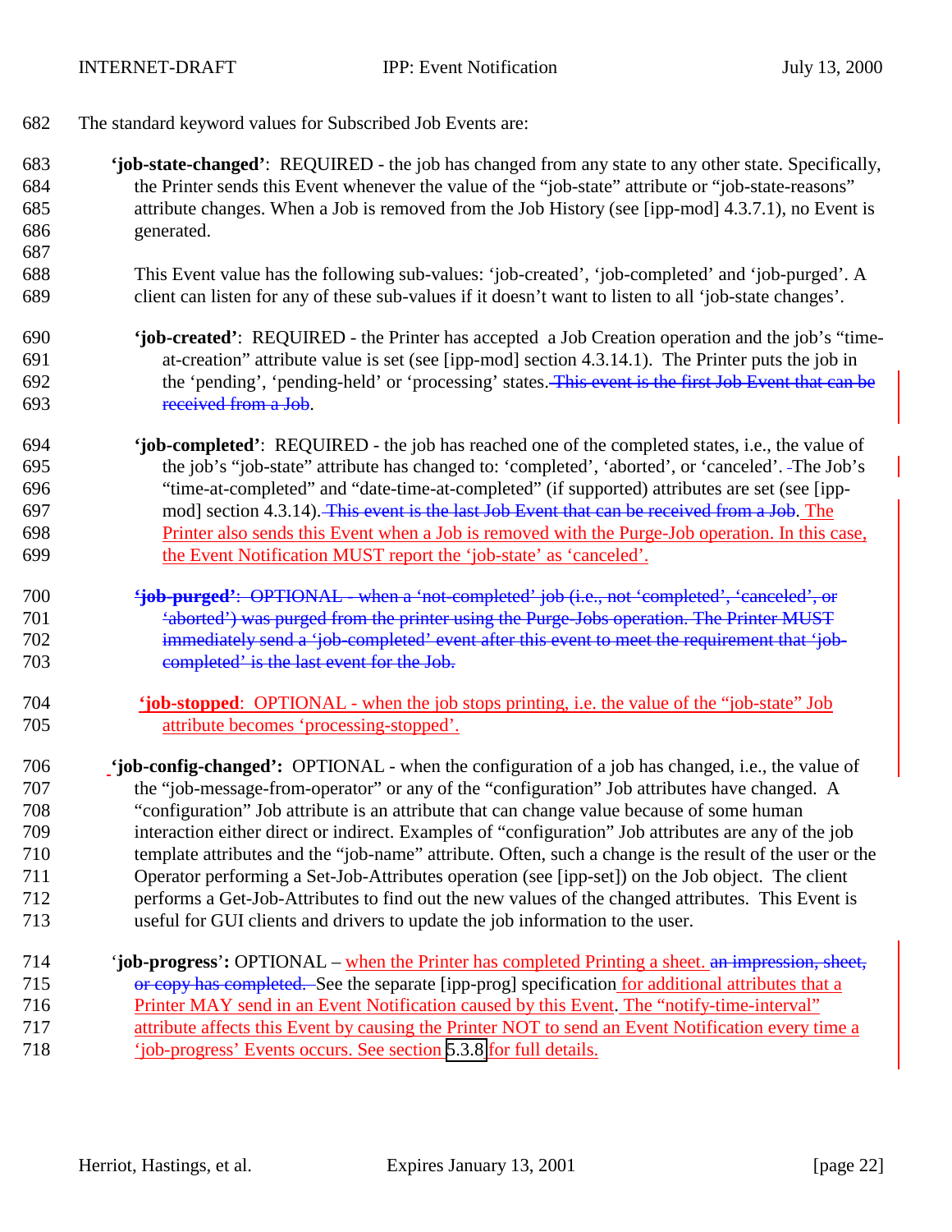The standard keyword values for Subscribed Job Events are:

**'job-state-changed'**: REQUIRED - the job has changed from any state to any other state. Specifically, the Printer sends this Event whenever the value of the "job-state" attribute or "job-state-reasons" attribute changes. When a Job is removed from the Job History (see [ipp-mod] 4.3.7.1), no Event is generated.

This Event value has the following sub-values: 'job-created', 'job-completed' and 'job-purged'. A client can listen for any of these sub-values if it doesn't want to listen to all 'job-state changes'.

**'job-created'**: REQUIRED - the Printer has accepted a Job Creation operation and the job's "time-at-creation" attribute value is set (see [ipp-mod] section 4.3.14.1). The Printer puts the job in the 'pending', 'pending-held' or 'processing' states. ~~This event is the first Job Event that can be received from a Job~~.

**'job-completed'**: REQUIRED - the job has reached one of the completed states, i.e., the value of the job's "job-state" attribute has changed to: 'completed', 'aborted', or 'canceled'. The Job's "time-at-completed" and "date-time-at-completed" (if supported) attributes are set (see [ipp-mod] section 4.3.14). ~~This event is the last Job Event that can be received from a Job~~. The Printer also sends this Event when a Job is removed with the Purge-Job operation. In this case, the Event Notification MUST report the 'job-state' as 'canceled'.

~~**'job-purged'**: OPTIONAL - when a 'not-completed' job (i.e., not 'completed', 'canceled', or 'aborted') was purged from the printer using the Purge-Jobs operation. The Printer MUST immediately send a 'job-completed' event after this event to meet the requirement that 'job-completed' is the last event for the Job.~~

**'job-stopped**: OPTIONAL - when the job stops printing, i.e. the value of the "job-state" Job attribute becomes 'processing-stopped'.

**'job-config-changed':** OPTIONAL - when the configuration of a job has changed, i.e., the value of the "job-message-from-operator" or any of the "configuration" Job attributes have changed. A "configuration" Job attribute is an attribute that can change value because of some human interaction either direct or indirect. Examples of "configuration" Job attributes are any of the job template attributes and the "job-name" attribute. Often, such a change is the result of the user or the Operator performing a Set-Job-Attributes operation (see [ipp-set]) on the Job object. The client performs a Get-Job-Attributes to find out the new values of the changed attributes. This Event is useful for GUI clients and drivers to update the job information to the user.

'**job-progress**': OPTIONAL – when the Printer has completed Printing a sheet. ~~an impression, sheet, or copy has completed.~~ See the separate [ipp-prog] specification for additional attributes that a Printer MAY send in an Event Notification caused by this Event. The "notify-time-interval" attribute affects this Event by causing the Printer NOT to send an Event Notification every time a 'job-progress' Events occurs. See section 5.3.8 for full details.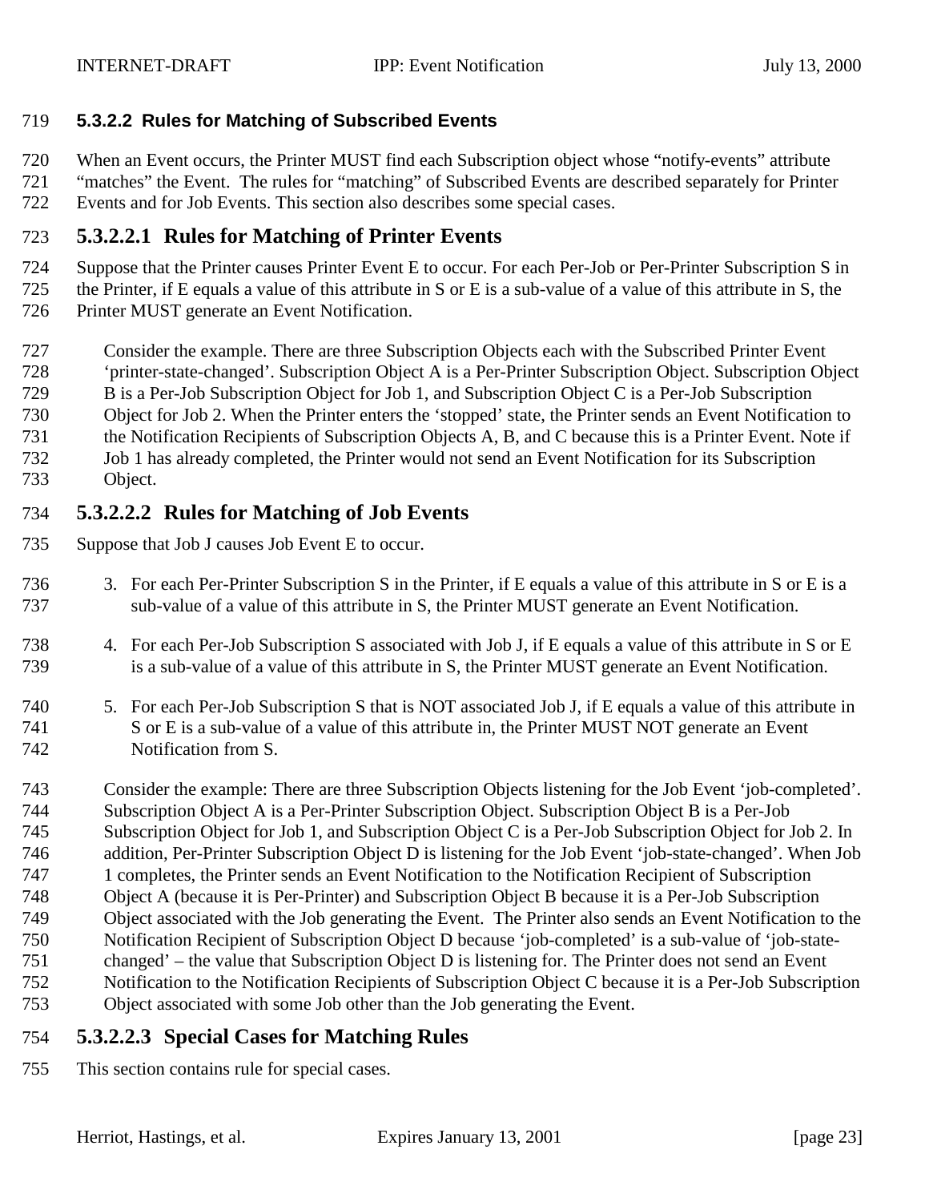#### 5.3.2.2 Rules for Matching of Subscribed Events

When an Event occurs, the Printer MUST find each Subscription object whose "notify-events" attribute "matches" the Event. The rules for "matching" of Subscribed Events are described separately for Printer Events and for Job Events. This section also describes some special cases.

##### 5.3.2.2.1 Rules for Matching of Printer Events

Suppose that the Printer causes Printer Event E to occur. For each Per-Job or Per-Printer Subscription S in the Printer, if E equals a value of this attribute in S or E is a sub-value of a value of this attribute in S, the Printer MUST generate an Event Notification.

> Consider the example. There are three Subscription Objects each with the Subscribed Printer Event 'printer-state-changed'. Subscription Object A is a Per-Printer Subscription Object. Subscription Object B is a Per-Job Subscription Object for Job 1, and Subscription Object C is a Per-Job Subscription Object for Job 2. When the Printer enters the 'stopped' state, the Printer sends an Event Notification to the Notification Recipients of Subscription Objects A, B, and C because this is a Printer Event. Note if Job 1 has already completed, the Printer would not send an Event Notification for its Subscription Object.

##### 5.3.2.2.2 Rules for Matching of Job Events

Suppose that Job J causes Job Event E to occur.

3. For each Per-Printer Subscription S in the Printer, if E equals a value of this attribute in S or E is a sub-value of a value of this attribute in S, the Printer MUST generate an Event Notification.

4. For each Per-Job Subscription S associated with Job J, if E equals a value of this attribute in S or E is a sub-value of a value of this attribute in S, the Printer MUST generate an Event Notification.

5. For each Per-Job Subscription S that is NOT associated Job J, if E equals a value of this attribute in S or E is a sub-value of a value of this attribute in, the Printer MUST NOT generate an Event Notification from S.

> Consider the example: There are three Subscription Objects listening for the Job Event 'job-completed'. Subscription Object A is a Per-Printer Subscription Object. Subscription Object B is a Per-Job Subscription Object for Job 1, and Subscription Object C is a Per-Job Subscription Object for Job 2. In addition, Per-Printer Subscription Object D is listening for the Job Event 'job-state-changed'. When Job 1 completes, the Printer sends an Event Notification to the Notification Recipient of Subscription Object A (because it is Per-Printer) and Subscription Object B because it is a Per-Job Subscription Object associated with the Job generating the Event. The Printer also sends an Event Notification to the Notification Recipient of Subscription Object D because 'job-completed' is a sub-value of 'job-state-changed' – the value that Subscription Object D is listening for. The Printer does not send an Event Notification to the Notification Recipients of Subscription Object C because it is a Per-Job Subscription Object associated with some Job other than the Job generating the Event.

##### 5.3.2.2.3 Special Cases for Matching Rules

This section contains rule for special cases.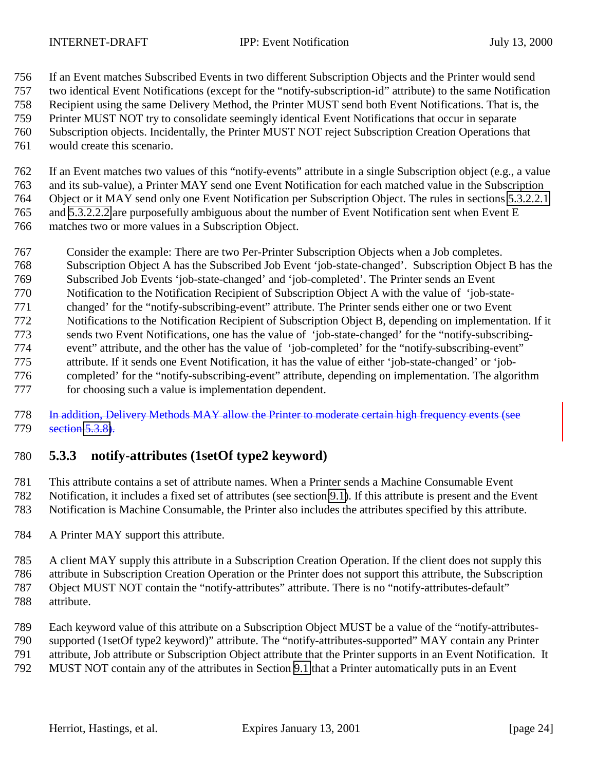If an Event matches Subscribed Events in two different Subscription Objects and the Printer would send two identical Event Notifications (except for the "notify-subscription-id" attribute) to the same Notification Recipient using the same Delivery Method, the Printer MUST send both Event Notifications. That is, the Printer MUST NOT try to consolidate seemingly identical Event Notifications that occur in separate Subscription objects. Incidentally, the Printer MUST NOT reject Subscription Creation Operations that would create this scenario.

If an Event matches two values of this "notify-events" attribute in a single Subscription object (e.g., a value and its sub-value), a Printer MAY send one Event Notification for each matched value in the Subscription Object or it MAY send only one Event Notification per Subscription Object. The rules in sections 5.3.2.2.1 and 5.3.2.2.2 are purposefully ambiguous about the number of Event Notification sent when Event E matches two or more values in a Subscription Object.

> Consider the example: There are two Per-Printer Subscription Objects when a Job completes. Subscription Object A has the Subscribed Job Event 'job-state-changed'. Subscription Object B has the Subscribed Job Events 'job-state-changed' and 'job-completed'. The Printer sends an Event Notification to the Notification Recipient of Subscription Object A with the value of 'job-state-changed' for the "notify-subscribing-event" attribute. The Printer sends either one or two Event Notifications to the Notification Recipient of Subscription Object B, depending on implementation. If it sends two Event Notifications, one has the value of 'job-state-changed' for the "notify-subscribing-event" attribute, and the other has the value of 'job-completed' for the "notify-subscribing-event" attribute. If it sends one Event Notification, it has the value of either 'job-state-changed' or 'job-completed' for the "notify-subscribing-event" attribute, depending on implementation. The algorithm for choosing such a value is implementation dependent.

~~In addition, Delivery Methods MAY allow the Printer to moderate certain high frequency events (see section 5.3.8).~~

### 5.3.3 notify-attributes (1setOf type2 keyword)

This attribute contains a set of attribute names. When a Printer sends a Machine Consumable Event Notification, it includes a fixed set of attributes (see section 9.1). If this attribute is present and the Event Notification is Machine Consumable, the Printer also includes the attributes specified by this attribute.

A Printer MAY support this attribute.

A client MAY supply this attribute in a Subscription Creation Operation. If the client does not supply this attribute in Subscription Creation Operation or the Printer does not support this attribute, the Subscription Object MUST NOT contain the "notify-attributes" attribute. There is no "notify-attributes-default" attribute.

Each keyword value of this attribute on a Subscription Object MUST be a value of the "notify-attributes-supported (1setOf type2 keyword)" attribute. The "notify-attributes-supported" MAY contain any Printer attribute, Job attribute or Subscription Object attribute that the Printer supports in an Event Notification. It MUST NOT contain any of the attributes in Section 9.1 that a Printer automatically puts in an Event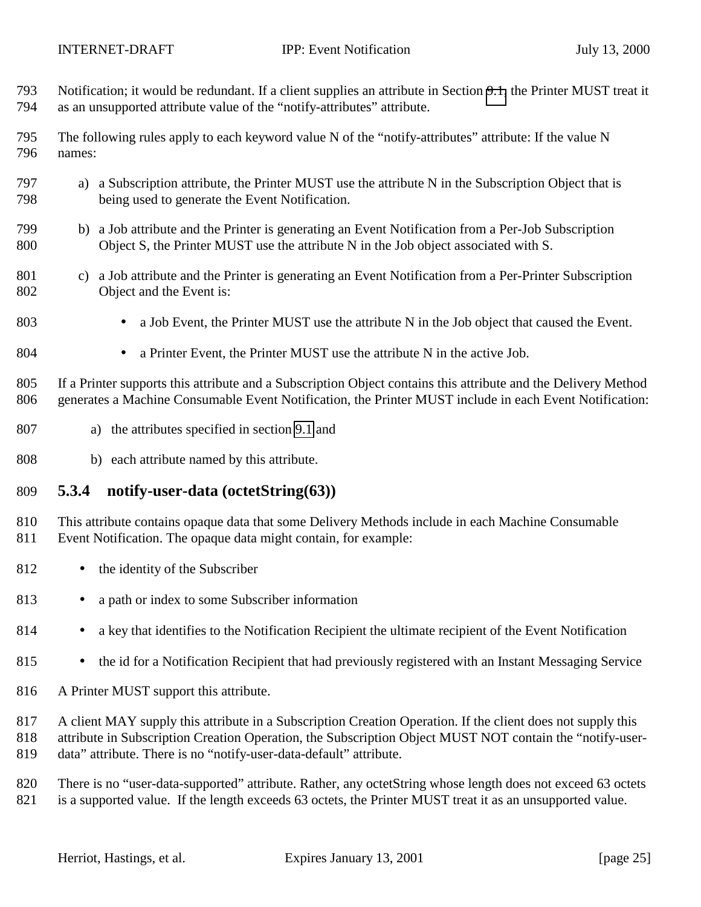Notification; it would be redundant. If a client supplies an attribute in Section 9.1, the Printer MUST treat it as an unsupported attribute value of the "notify-attributes" attribute.

The following rules apply to each keyword value N of the "notify-attributes" attribute: If the value N names:

a) a Subscription attribute, the Printer MUST use the attribute N in the Subscription Object that is being used to generate the Event Notification.

b) a Job attribute and the Printer is generating an Event Notification from a Per-Job Subscription Object S, the Printer MUST use the attribute N in the Job object associated with S.

c) a Job attribute and the Printer is generating an Event Notification from a Per-Printer Subscription Object and the Event is:

- a Job Event, the Printer MUST use the attribute N in the Job object that caused the Event.
- a Printer Event, the Printer MUST use the attribute N in the active Job.

If a Printer supports this attribute and a Subscription Object contains this attribute and the Delivery Method generates a Machine Consumable Event Notification, the Printer MUST include in each Event Notification:

a) the attributes specified in section 9.1 and

b) each attribute named by this attribute.

### 5.3.4 notify-user-data (octetString(63))

This attribute contains opaque data that some Delivery Methods include in each Machine Consumable Event Notification. The opaque data might contain, for example:

- the identity of the Subscriber
- a path or index to some Subscriber information
- a key that identifies to the Notification Recipient the ultimate recipient of the Event Notification
- the id for a Notification Recipient that had previously registered with an Instant Messaging Service

A Printer MUST support this attribute.

A client MAY supply this attribute in a Subscription Creation Operation. If the client does not supply this attribute in Subscription Creation Operation, the Subscription Object MUST NOT contain the "notify-user-data" attribute. There is no "notify-user-data-default" attribute.

There is no "user-data-supported" attribute. Rather, any octetString whose length does not exceed 63 octets is a supported value. If the length exceeds 63 octets, the Printer MUST treat it as an unsupported value.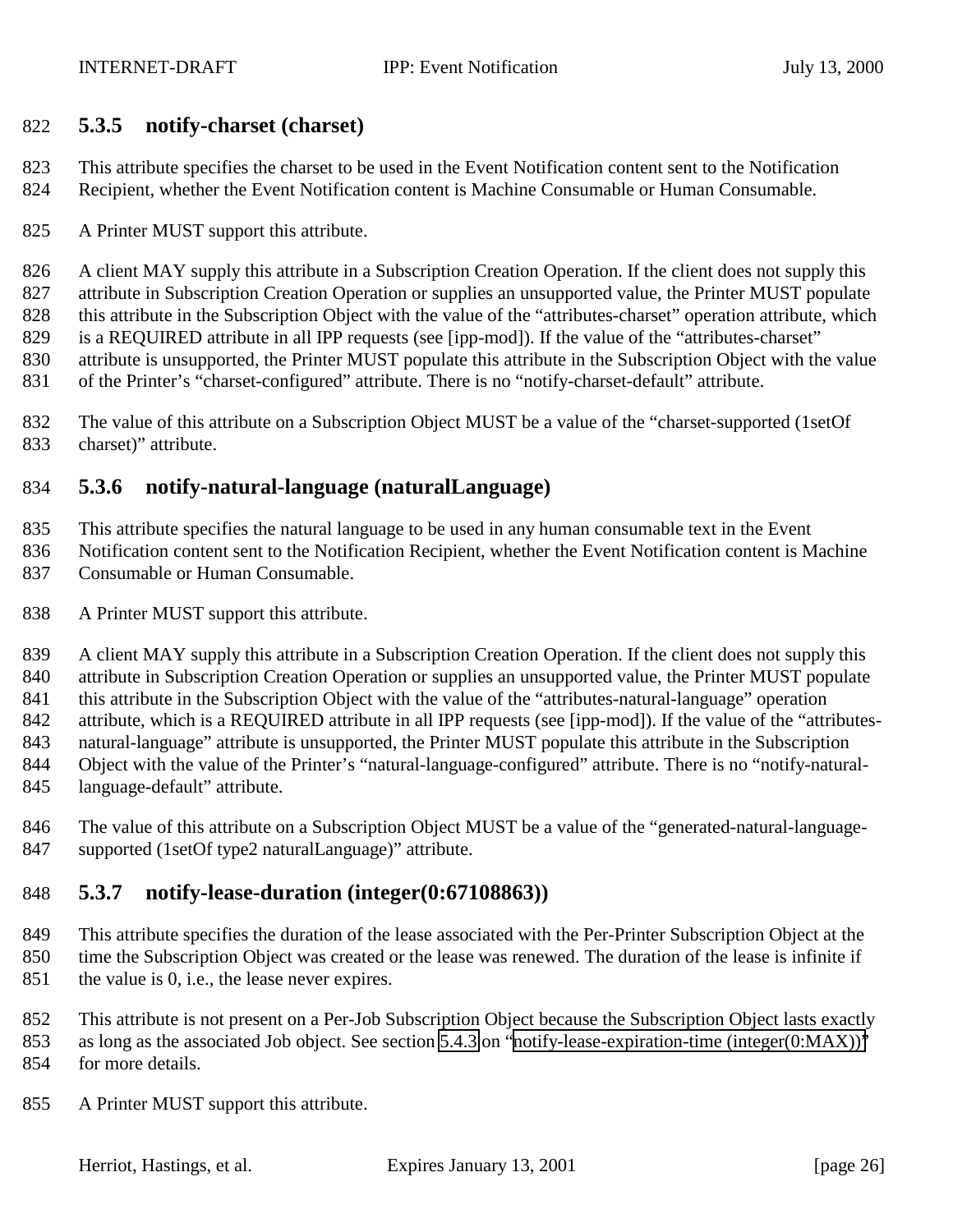### 5.3.5 notify-charset (charset)

This attribute specifies the charset to be used in the Event Notification content sent to the Notification Recipient, whether the Event Notification content is Machine Consumable or Human Consumable.

A Printer MUST support this attribute.

A client MAY supply this attribute in a Subscription Creation Operation. If the client does not supply this attribute in Subscription Creation Operation or supplies an unsupported value, the Printer MUST populate this attribute in the Subscription Object with the value of the "attributes-charset" operation attribute, which is a REQUIRED attribute in all IPP requests (see [ipp-mod]). If the value of the "attributes-charset" attribute is unsupported, the Printer MUST populate this attribute in the Subscription Object with the value of the Printer's "charset-configured" attribute. There is no "notify-charset-default" attribute.

The value of this attribute on a Subscription Object MUST be a value of the "charset-supported (1setOf charset)" attribute.

### 5.3.6 notify-natural-language (naturalLanguage)

This attribute specifies the natural language to be used in any human consumable text in the Event Notification content sent to the Notification Recipient, whether the Event Notification content is Machine Consumable or Human Consumable.

A Printer MUST support this attribute.

A client MAY supply this attribute in a Subscription Creation Operation. If the client does not supply this attribute in Subscription Creation Operation or supplies an unsupported value, the Printer MUST populate this attribute in the Subscription Object with the value of the "attributes-natural-language" operation attribute, which is a REQUIRED attribute in all IPP requests (see [ipp-mod]). If the value of the "attributes-natural-language" attribute is unsupported, the Printer MUST populate this attribute in the Subscription Object with the value of the Printer's "natural-language-configured" attribute. There is no "notify-natural-language-default" attribute.

The value of this attribute on a Subscription Object MUST be a value of the "generated-natural-language-supported (1setOf type2 naturalLanguage)" attribute.

### 5.3.7 notify-lease-duration (integer(0:67108863))

This attribute specifies the duration of the lease associated with the Per-Printer Subscription Object at the time the Subscription Object was created or the lease was renewed. The duration of the lease is infinite if the value is 0, i.e., the lease never expires.

This attribute is not present on a Per-Job Subscription Object because the Subscription Object lasts exactly as long as the associated Job object. See section 5.4.3 on "notify-lease-expiration-time (integer(0:MAX))" for more details.

A Printer MUST support this attribute.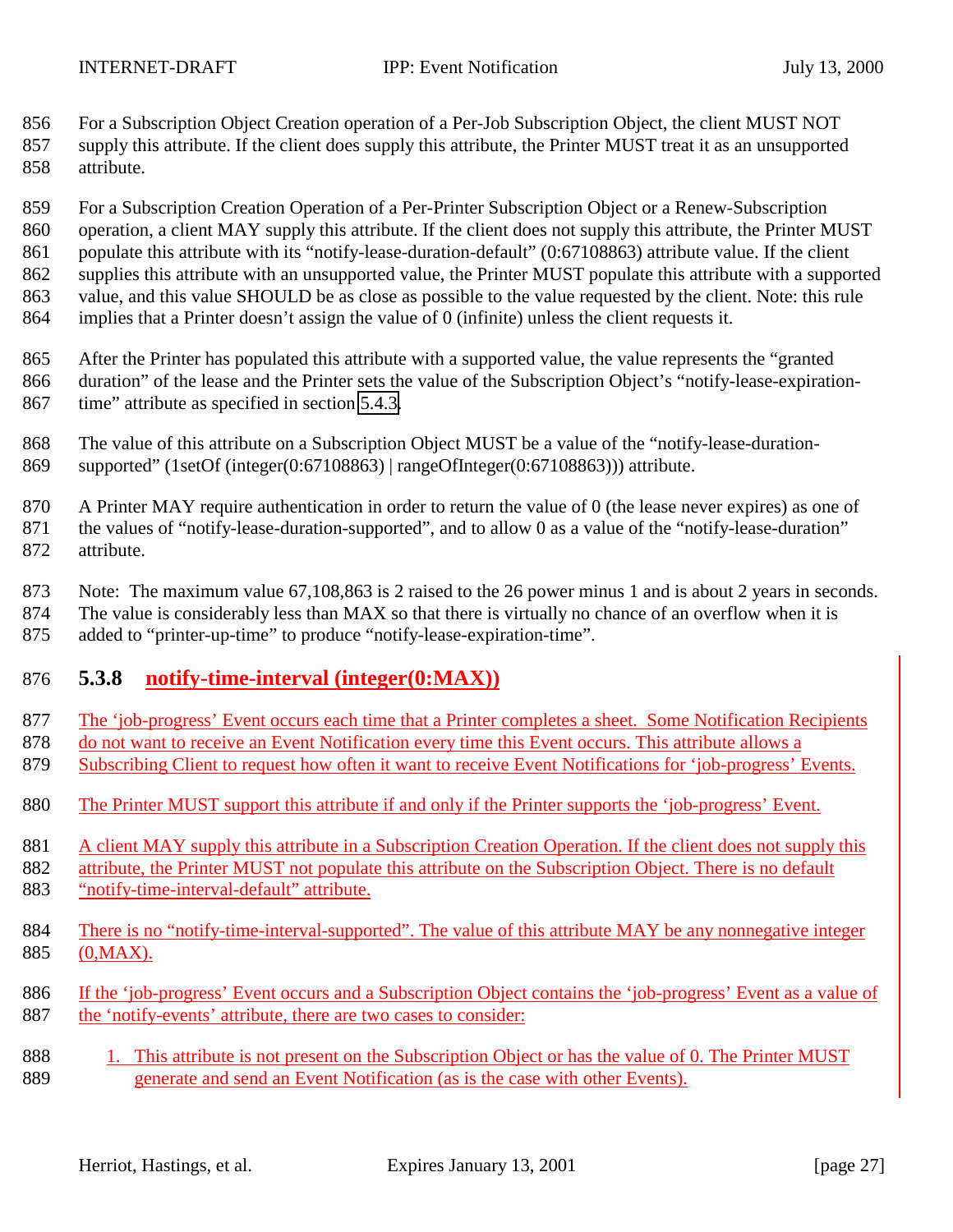For a Subscription Object Creation operation of a Per-Job Subscription Object, the client MUST NOT supply this attribute. If the client does supply this attribute, the Printer MUST treat it as an unsupported attribute.

For a Subscription Creation Operation of a Per-Printer Subscription Object or a Renew-Subscription operation, a client MAY supply this attribute. If the client does not supply this attribute, the Printer MUST populate this attribute with its "notify-lease-duration-default" (0:67108863) attribute value. If the client supplies this attribute with an unsupported value, the Printer MUST populate this attribute with a supported value, and this value SHOULD be as close as possible to the value requested by the client. Note: this rule implies that a Printer doesn't assign the value of 0 (infinite) unless the client requests it.

After the Printer has populated this attribute with a supported value, the value represents the "granted duration" of the lease and the Printer sets the value of the Subscription Object's "notify-lease-expiration-time" attribute as specified in section 5.4.3.

The value of this attribute on a Subscription Object MUST be a value of the "notify-lease-duration-supported" (1setOf (integer(0:67108863) | rangeOfInteger(0:67108863))) attribute.

A Printer MAY require authentication in order to return the value of 0 (the lease never expires) as one of the values of "notify-lease-duration-supported", and to allow 0 as a value of the "notify-lease-duration" attribute.

Note: The maximum value 67,108,863 is 2 raised to the 26 power minus 1 and is about 2 years in seconds. The value is considerably less than MAX so that there is virtually no chance of an overflow when it is added to "printer-up-time" to produce "notify-lease-expiration-time".

#### 5.3.8 notify-time-interval (integer(0:MAX))

The 'job-progress' Event occurs each time that a Printer completes a sheet. Some Notification Recipients do not want to receive an Event Notification every time this Event occurs. This attribute allows a Subscribing Client to request how often it want to receive Event Notifications for 'job-progress' Events.

The Printer MUST support this attribute if and only if the Printer supports the 'job-progress' Event.

A client MAY supply this attribute in a Subscription Creation Operation. If the client does not supply this attribute, the Printer MUST not populate this attribute on the Subscription Object. There is no default "notify-time-interval-default" attribute.

There is no "notify-time-interval-supported". The value of this attribute MAY be any nonnegative integer (0,MAX).

If the 'job-progress' Event occurs and a Subscription Object contains the 'job-progress' Event as a value of the 'notify-events' attribute, there are two cases to consider:

1. This attribute is not present on the Subscription Object or has the value of 0. The Printer MUST generate and send an Event Notification (as is the case with other Events).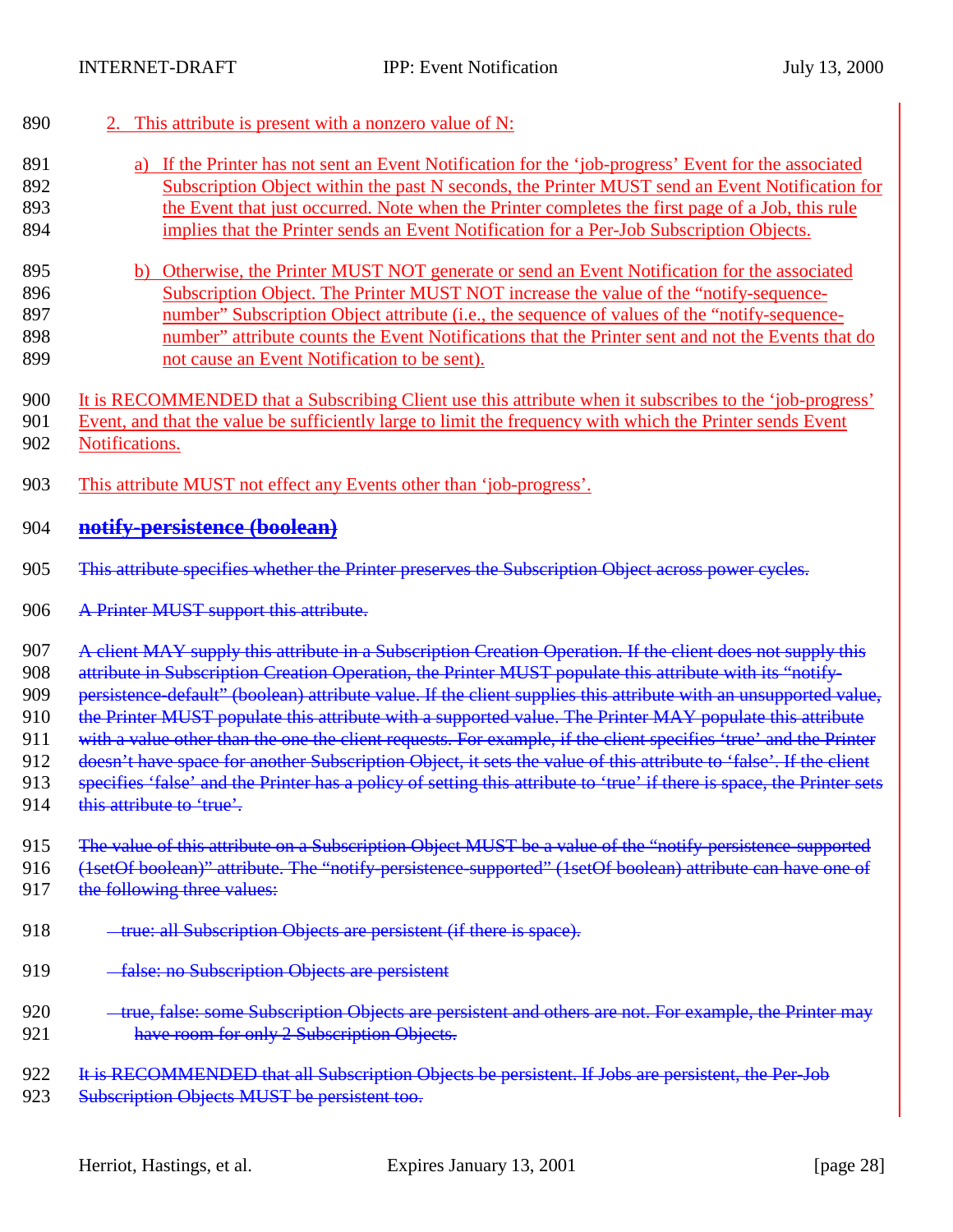2. This attribute is present with a nonzero value of N:

   a) If the Printer has not sent an Event Notification for the ‘job-progress’ Event for the associated Subscription Object within the past N seconds, the Printer MUST send an Event Notification for the Event that just occurred. Note when the Printer completes the first page of a Job, this rule implies that the Printer sends an Event Notification for a Per-Job Subscription Objects.

   b) Otherwise, the Printer MUST NOT generate or send an Event Notification for the associated Subscription Object. The Printer MUST NOT increase the value of the “notify-sequence-number” Subscription Object attribute (i.e., the sequence of values of the “notify-sequence-number” attribute counts the Event Notifications that the Printer sent and not the Events that do not cause an Event Notification to be sent).

It is RECOMMENDED that a Subscribing Client use this attribute when it subscribes to the ‘job-progress’ Event, and that the value be sufficiently large to limit the frequency with which the Printer sends Event Notifications.

This attribute MUST not effect any Events other than ‘job-progress’.

### ~~notify-persistence (boolean)~~

~~This attribute specifies whether the Printer preserves the Subscription Object across power cycles.~~

~~A Printer MUST support this attribute.~~

~~A client MAY supply this attribute in a Subscription Creation Operation. If the client does not supply this attribute in Subscription Creation Operation, the Printer MUST populate this attribute with its “notify-persistence-default” (boolean) attribute value. If the client supplies this attribute with an unsupported value, the Printer MUST populate this attribute with a supported value. The Printer MAY populate this attribute with a value other than the one the client requests. For example, if the client specifies ‘true’ and the Printer doesn’t have space for another Subscription Object, it sets the value of this attribute to ‘false’. If the client specifies ‘false’ and the Printer has a policy of setting this attribute to ‘true’ if there is space, the Printer sets this attribute to ‘true’.~~

~~The value of this attribute on a Subscription Object MUST be a value of the “notify-persistence-supported (1setOf boolean)” attribute. The “notify-persistence-supported” (1setOf boolean) attribute can have one of the following three values:~~

- ~~true: all Subscription Objects are persistent (if there is space).~~
- ~~false: no Subscription Objects are persistent~~
- ~~true, false: some Subscription Objects are persistent and others are not. For example, the Printer may have room for only 2 Subscription Objects.~~

~~It is RECOMMENDED that all Subscription Objects be persistent. If Jobs are persistent, the Per-Job Subscription Objects MUST be persistent too.~~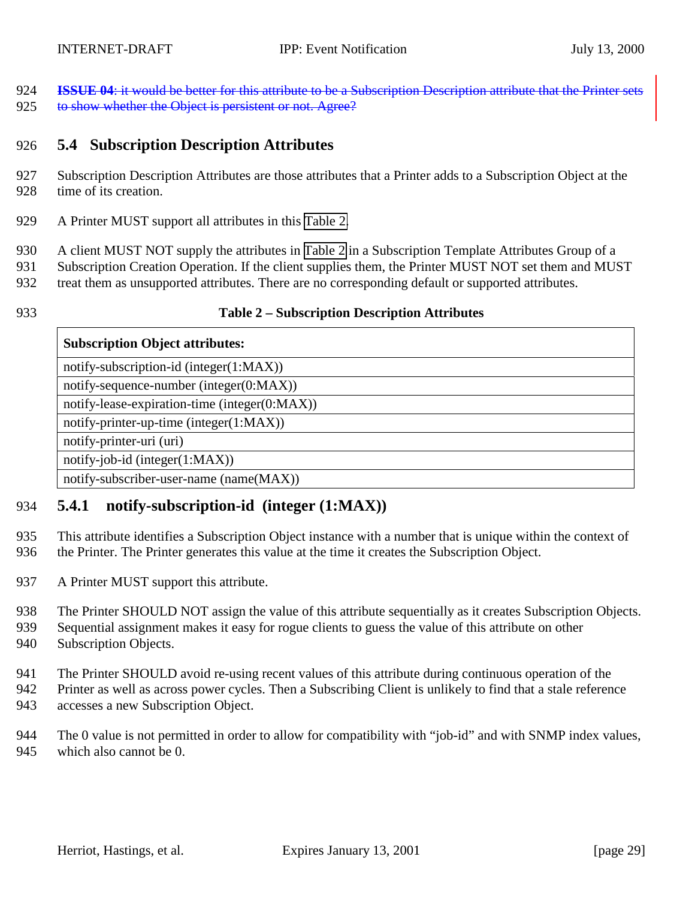~~**ISSUE 04**: it would be better for this attribute to be a Subscription Description attribute that the Printer sets to show whether the Object is persistent or not. Agree?~~

## 5.4 Subscription Description Attributes

Subscription Description Attributes are those attributes that a Printer adds to a Subscription Object at the time of its creation.

A Printer MUST support all attributes in this Table 2.

A client MUST NOT supply the attributes in Table 2 in a Subscription Template Attributes Group of a Subscription Creation Operation. If the client supplies them, the Printer MUST NOT set them and MUST treat them as unsupported attributes. There are no corresponding default or supported attributes.

**Table 2 – Subscription Description Attributes**

| **Subscription Object attributes:** |
| --- |
| notify-subscription-id (integer(1:MAX)) |
| notify-sequence-number (integer(0:MAX)) |
| notify-lease-expiration-time (integer(0:MAX)) |
| notify-printer-up-time (integer(1:MAX)) |
| notify-printer-uri (uri) |
| notify-job-id (integer(1:MAX)) |
| notify-subscriber-user-name (name(MAX)) |

### 5.4.1 notify-subscription-id (integer (1:MAX))

This attribute identifies a Subscription Object instance with a number that is unique within the context of the Printer. The Printer generates this value at the time it creates the Subscription Object.

A Printer MUST support this attribute.

The Printer SHOULD NOT assign the value of this attribute sequentially as it creates Subscription Objects. Sequential assignment makes it easy for rogue clients to guess the value of this attribute on other Subscription Objects.

The Printer SHOULD avoid re-using recent values of this attribute during continuous operation of the Printer as well as across power cycles. Then a Subscribing Client is unlikely to find that a stale reference accesses a new Subscription Object.

The 0 value is not permitted in order to allow for compatibility with "job-id" and with SNMP index values, which also cannot be 0.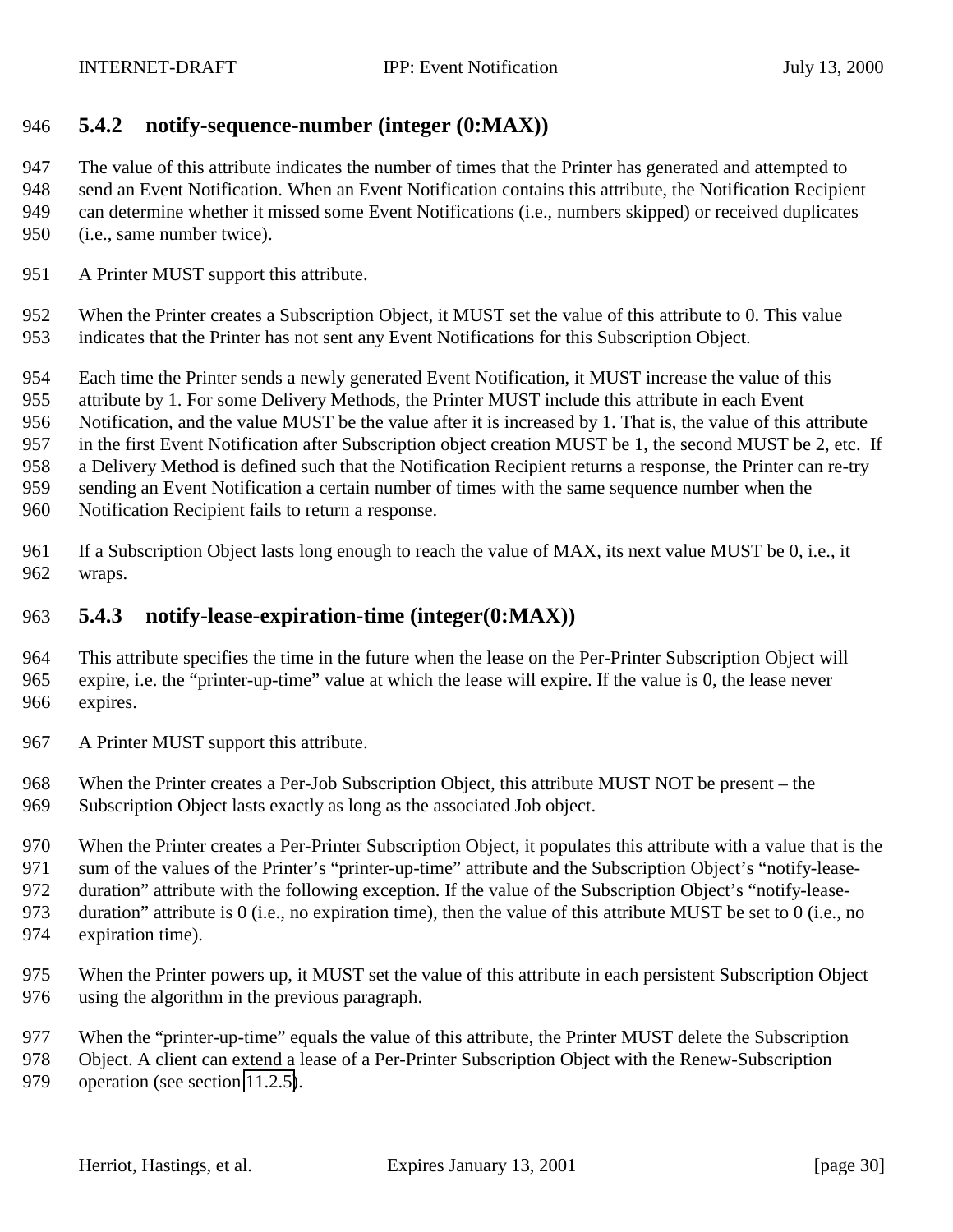### 5.4.2 notify-sequence-number (integer (0:MAX))

The value of this attribute indicates the number of times that the Printer has generated and attempted to send an Event Notification. When an Event Notification contains this attribute, the Notification Recipient can determine whether it missed some Event Notifications (i.e., numbers skipped) or received duplicates (i.e., same number twice).

A Printer MUST support this attribute.

When the Printer creates a Subscription Object, it MUST set the value of this attribute to 0. This value indicates that the Printer has not sent any Event Notifications for this Subscription Object.

Each time the Printer sends a newly generated Event Notification, it MUST increase the value of this attribute by 1. For some Delivery Methods, the Printer MUST include this attribute in each Event Notification, and the value MUST be the value after it is increased by 1. That is, the value of this attribute in the first Event Notification after Subscription object creation MUST be 1, the second MUST be 2, etc. If a Delivery Method is defined such that the Notification Recipient returns a response, the Printer can re-try sending an Event Notification a certain number of times with the same sequence number when the Notification Recipient fails to return a response.

If a Subscription Object lasts long enough to reach the value of MAX, its next value MUST be 0, i.e., it wraps.

### 5.4.3 notify-lease-expiration-time (integer(0:MAX))

This attribute specifies the time in the future when the lease on the Per-Printer Subscription Object will expire, i.e. the “printer-up-time” value at which the lease will expire. If the value is 0, the lease never expires.

A Printer MUST support this attribute.

When the Printer creates a Per-Job Subscription Object, this attribute MUST NOT be present – the Subscription Object lasts exactly as long as the associated Job object.

When the Printer creates a Per-Printer Subscription Object, it populates this attribute with a value that is the sum of the values of the Printer’s “printer-up-time” attribute and the Subscription Object’s “notify-lease-duration” attribute with the following exception. If the value of the Subscription Object’s “notify-lease-duration” attribute is 0 (i.e., no expiration time), then the value of this attribute MUST be set to 0 (i.e., no expiration time).

When the Printer powers up, it MUST set the value of this attribute in each persistent Subscription Object using the algorithm in the previous paragraph.

When the “printer-up-time” equals the value of this attribute, the Printer MUST delete the Subscription Object. A client can extend a lease of a Per-Printer Subscription Object with the Renew-Subscription operation (see section 11.2.5).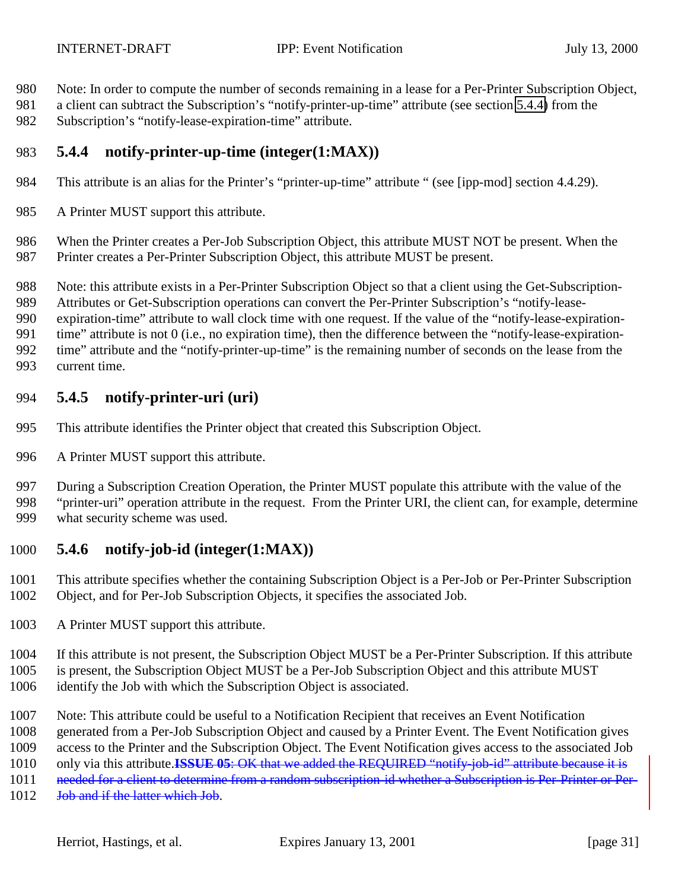Note: In order to compute the number of seconds remaining in a lease for a Per-Printer Subscription Object, a client can subtract the Subscription's "notify-printer-up-time" attribute (see section 5.4.4) from the Subscription's "notify-lease-expiration-time" attribute.

### 5.4.4 notify-printer-up-time (integer(1:MAX))

This attribute is an alias for the Printer's "printer-up-time" attribute " (see [ipp-mod] section 4.4.29).

A Printer MUST support this attribute.

When the Printer creates a Per-Job Subscription Object, this attribute MUST NOT be present. When the Printer creates a Per-Printer Subscription Object, this attribute MUST be present.

Note: this attribute exists in a Per-Printer Subscription Object so that a client using the Get-Subscription-Attributes or Get-Subscription operations can convert the Per-Printer Subscription's "notify-lease-expiration-time" attribute to wall clock time with one request. If the value of the "notify-lease-expiration-time" attribute is not 0 (i.e., no expiration time), then the difference between the "notify-lease-expiration-time" attribute and the "notify-printer-up-time" is the remaining number of seconds on the lease from the current time.

### 5.4.5 notify-printer-uri (uri)

This attribute identifies the Printer object that created this Subscription Object.

A Printer MUST support this attribute.

During a Subscription Creation Operation, the Printer MUST populate this attribute with the value of the "printer-uri" operation attribute in the request. From the Printer URI, the client can, for example, determine what security scheme was used.

### 5.4.6 notify-job-id (integer(1:MAX))

This attribute specifies whether the containing Subscription Object is a Per-Job or Per-Printer Subscription Object, and for Per-Job Subscription Objects, it specifies the associated Job.

A Printer MUST support this attribute.

If this attribute is not present, the Subscription Object MUST be a Per-Printer Subscription. If this attribute is present, the Subscription Object MUST be a Per-Job Subscription Object and this attribute MUST identify the Job with which the Subscription Object is associated.

Note: This attribute could be useful to a Notification Recipient that receives an Event Notification generated from a Per-Job Subscription Object and caused by a Printer Event. The Event Notification gives access to the Printer and the Subscription Object. The Event Notification gives access to the associated Job only via this attribute.~~**ISSUE 05**: OK that we added the REQUIRED "notify-job-id" attribute because it is needed for a client to determine from a random subscription-id whether a Subscription is Per-Printer or Per-Job and if the latter which Job~~.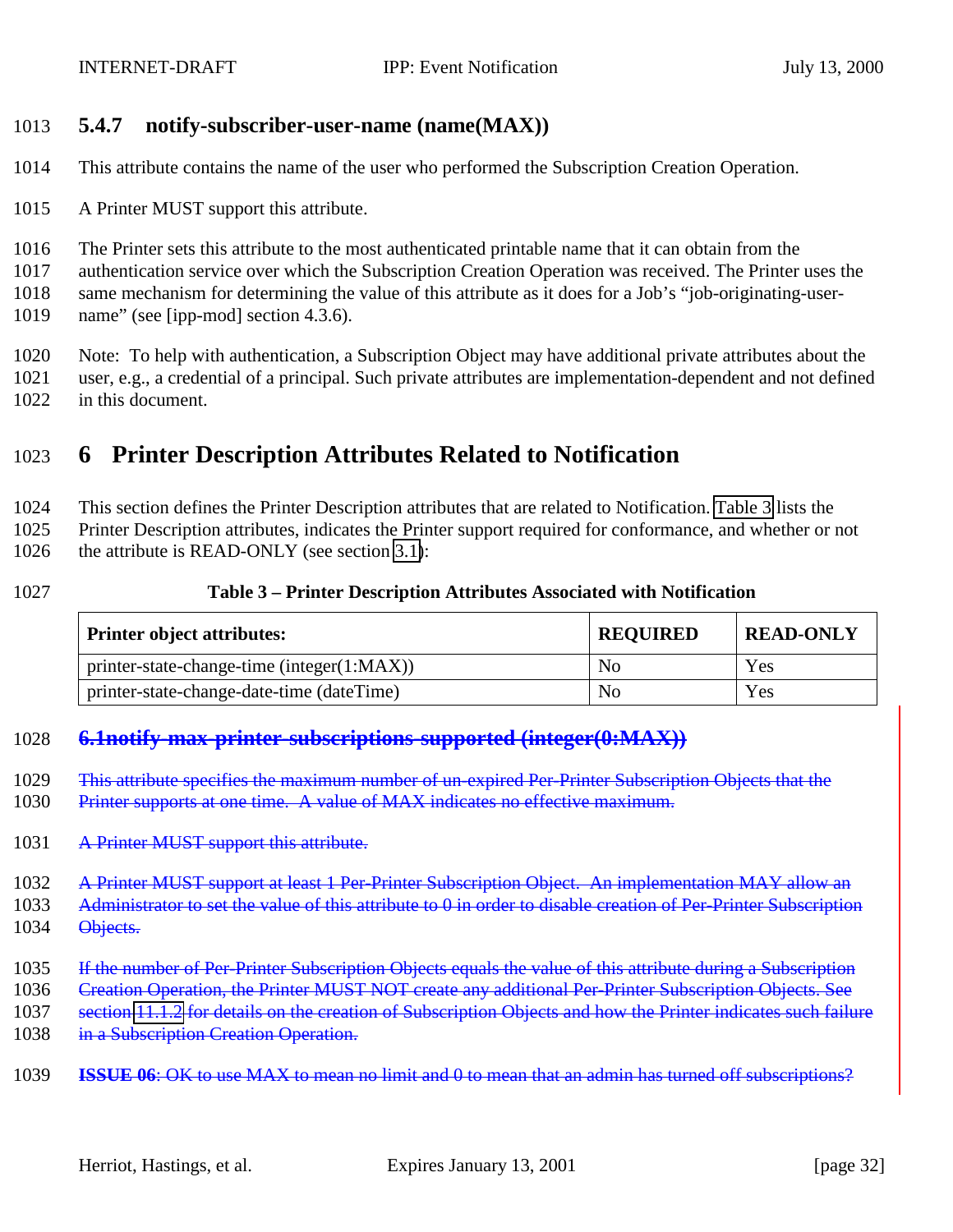### 5.4.7 notify-subscriber-user-name (name(MAX))

This attribute contains the name of the user who performed the Subscription Creation Operation.

A Printer MUST support this attribute.

The Printer sets this attribute to the most authenticated printable name that it can obtain from the authentication service over which the Subscription Creation Operation was received. The Printer uses the same mechanism for determining the value of this attribute as it does for a Job's "job-originating-user-name" (see [ipp-mod] section 4.3.6).

Note: To help with authentication, a Subscription Object may have additional private attributes about the user, e.g., a credential of a principal. Such private attributes are implementation-dependent and not defined in this document.

# 6 Printer Description Attributes Related to Notification

This section defines the Printer Description attributes that are related to Notification. Table 3 lists the Printer Description attributes, indicates the Printer support required for conformance, and whether or not the attribute is READ-ONLY (see section 3.1):

**Table 3 – Printer Description Attributes Associated with Notification**

| Printer object attributes: | REQUIRED | READ-ONLY |
|---|---|---|
| printer-state-change-time (integer(1:MAX)) | No | Yes |
| printer-state-change-date-time (dateTime) | No | Yes |

## ~~6.1notify-max-printer-subscriptions-supported (integer(0:MAX))~~

~~This attribute specifies the maximum number of un-expired Per-Printer Subscription Objects that the Printer supports at one time. A value of MAX indicates no effective maximum.~~

~~A Printer MUST support this attribute.~~

~~A Printer MUST support at least 1 Per-Printer Subscription Object. An implementation MAY allow an Administrator to set the value of this attribute to 0 in order to disable creation of Per-Printer Subscription Objects.~~

~~If the number of Per-Printer Subscription Objects equals the value of this attribute during a Subscription Creation Operation, the Printer MUST NOT create any additional Per-Printer Subscription Objects. See section 11.1.2 for details on the creation of Subscription Objects and how the Printer indicates such failure in a Subscription Creation Operation.~~

~~**ISSUE 06**: OK to use MAX to mean no limit and 0 to mean that an admin has turned off subscriptions?~~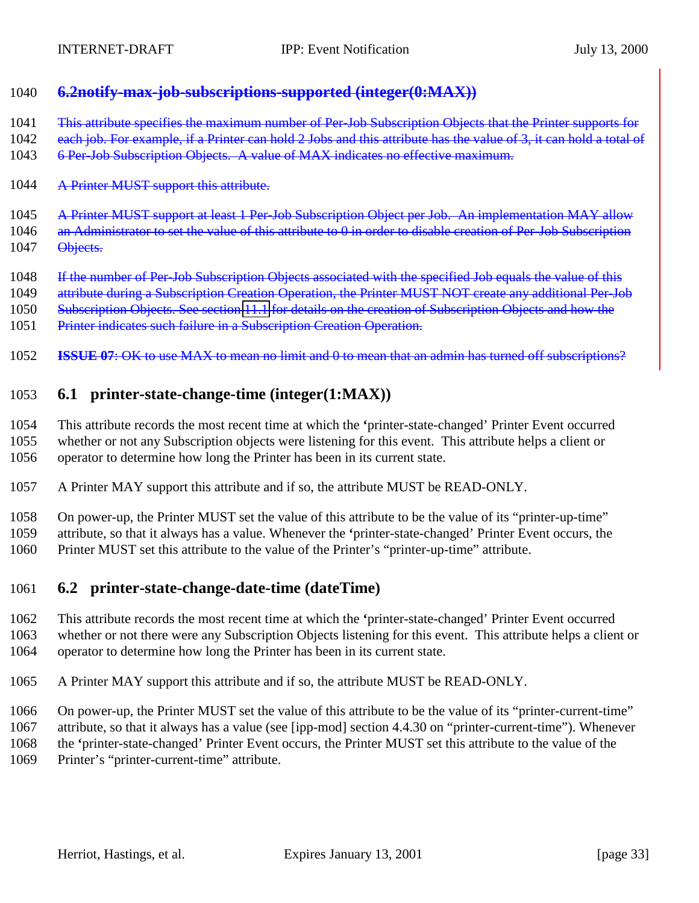### ~~6.2notify-max-job-subscriptions-supported (integer(0:MAX))~~

~~This attribute specifies the maximum number of Per-Job Subscription Objects that the Printer supports for each job. For example, if a Printer can hold 2 Jobs and this attribute has the value of 3, it can hold a total of 6 Per-Job Subscription Objects. A value of MAX indicates no effective maximum.~~

~~A Printer MUST support this attribute.~~

~~A Printer MUST support at least 1 Per-Job Subscription Object per Job. An implementation MAY allow an Administrator to set the value of this attribute to 0 in order to disable creation of Per-Job Subscription Objects.~~

~~If the number of Per-Job Subscription Objects associated with the specified Job equals the value of this attribute during a Subscription Creation Operation, the Printer MUST NOT create any additional Per-Job Subscription Objects. See section 11.1 for details on the creation of Subscription Objects and how the Printer indicates such failure in a Subscription Creation Operation.~~

~~**ISSUE 07**: OK to use MAX to mean no limit and 0 to mean that an admin has turned off subscriptions?~~

## 6.1 printer-state-change-time (integer(1:MAX))

This attribute records the most recent time at which the 'printer-state-changed' Printer Event occurred whether or not any Subscription objects were listening for this event. This attribute helps a client or operator to determine how long the Printer has been in its current state.

A Printer MAY support this attribute and if so, the attribute MUST be READ-ONLY.

On power-up, the Printer MUST set the value of this attribute to be the value of its "printer-up-time" attribute, so that it always has a value. Whenever the 'printer-state-changed' Printer Event occurs, the Printer MUST set this attribute to the value of the Printer's "printer-up-time" attribute.

## 6.2 printer-state-change-date-time (dateTime)

This attribute records the most recent time at which the 'printer-state-changed' Printer Event occurred whether or not there were any Subscription Objects listening for this event. This attribute helps a client or operator to determine how long the Printer has been in its current state.

A Printer MAY support this attribute and if so, the attribute MUST be READ-ONLY.

On power-up, the Printer MUST set the value of this attribute to be the value of its "printer-current-time" attribute, so that it always has a value (see [ipp-mod] section 4.4.30 on "printer-current-time"). Whenever the 'printer-state-changed' Printer Event occurs, the Printer MUST set this attribute to the value of the Printer's "printer-current-time" attribute.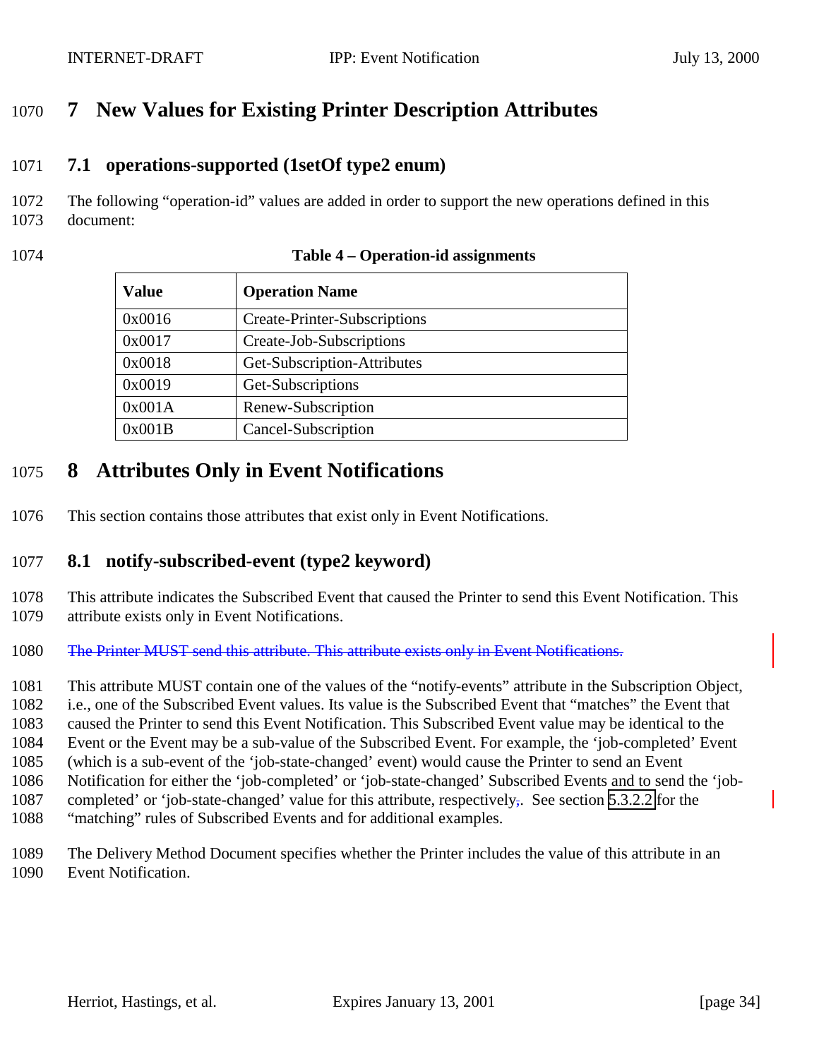# 7 New Values for Existing Printer Description Attributes

## 7.1 operations-supported (1setOf type2 enum)

The following "operation-id" values are added in order to support the new operations defined in this document:

**Table 4 – Operation-id assignments**

| Value | Operation Name |
| --- | --- |
| 0x0016 | Create-Printer-Subscriptions |
| 0x0017 | Create-Job-Subscriptions |
| 0x0018 | Get-Subscription-Attributes |
| 0x0019 | Get-Subscriptions |
| 0x001A | Renew-Subscription |
| 0x001B | Cancel-Subscription |

# 8 Attributes Only in Event Notifications

This section contains those attributes that exist only in Event Notifications.

## 8.1 notify-subscribed-event (type2 keyword)

This attribute indicates the Subscribed Event that caused the Printer to send this Event Notification. This attribute exists only in Event Notifications.

~~The Printer MUST send this attribute. This attribute exists only in Event Notifications.~~

This attribute MUST contain one of the values of the "notify-events" attribute in the Subscription Object, i.e., one of the Subscribed Event values. Its value is the Subscribed Event that "matches" the Event that caused the Printer to send this Event Notification. This Subscribed Event value may be identical to the Event or the Event may be a sub-value of the Subscribed Event. For example, the 'job-completed' Event (which is a sub-event of the 'job-state-changed' event) would cause the Printer to send an Event Notification for either the 'job-completed' or 'job-state-changed' Subscribed Events and to send the 'job-completed' or 'job-state-changed' value for this attribute, respectively. See section 5.3.2.2 for the "matching" rules of Subscribed Events and for additional examples.

The Delivery Method Document specifies whether the Printer includes the value of this attribute in an Event Notification.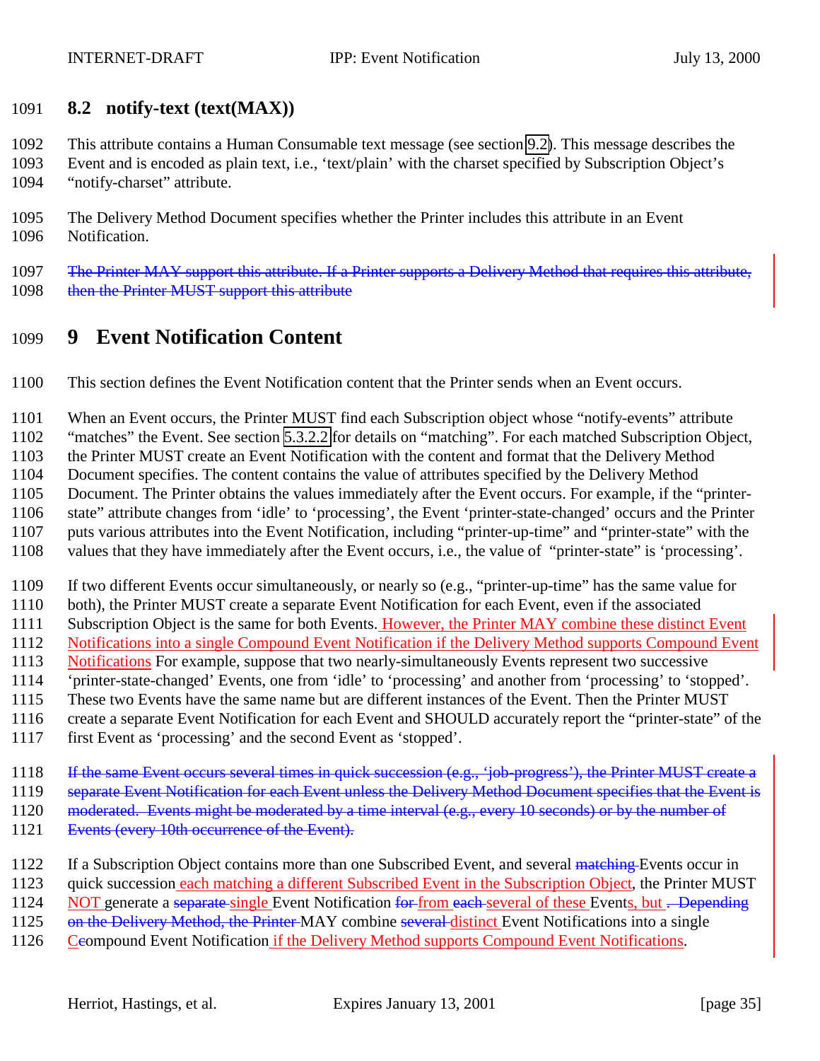### 8.2 notify-text (text(MAX))

This attribute contains a Human Consumable text message (see section 9.2). This message describes the Event and is encoded as plain text, i.e., 'text/plain' with the charset specified by Subscription Object's "notify-charset" attribute.

The Delivery Method Document specifies whether the Printer includes this attribute in an Event Notification.

~~The Printer MAY support this attribute. If a Printer supports a Delivery Method that requires this attribute, then the Printer MUST support this attribute~~

## 9 Event Notification Content

This section defines the Event Notification content that the Printer sends when an Event occurs.

When an Event occurs, the Printer MUST find each Subscription object whose "notify-events" attribute "matches" the Event. See section 5.3.2.2 for details on "matching". For each matched Subscription Object, the Printer MUST create an Event Notification with the content and format that the Delivery Method Document specifies. The content contains the value of attributes specified by the Delivery Method Document. The Printer obtains the values immediately after the Event occurs. For example, if the "printer-state" attribute changes from 'idle' to 'processing', the Event 'printer-state-changed' occurs and the Printer puts various attributes into the Event Notification, including "printer-up-time" and "printer-state" with the values that they have immediately after the Event occurs, i.e., the value of "printer-state" is 'processing'.

If two different Events occur simultaneously, or nearly so (e.g., "printer-up-time" has the same value for both), the Printer MUST create a separate Event Notification for each Event, even if the associated Subscription Object is the same for both Events. However, the Printer MAY combine these distinct Event Notifications into a single Compound Event Notification if the Delivery Method supports Compound Event Notifications For example, suppose that two nearly-simultaneously Events represent two successive 'printer-state-changed' Events, one from 'idle' to 'processing' and another from 'processing' to 'stopped'. These two Events have the same name but are different instances of the Event. Then the Printer MUST create a separate Event Notification for each Event and SHOULD accurately report the "printer-state" of the first Event as 'processing' and the second Event as 'stopped'.

~~If the same Event occurs several times in quick succession (e.g., 'job-progress'), the Printer MUST create a separate Event Notification for each Event unless the Delivery Method Document specifies that the Event is moderated. Events might be moderated by a time interval (e.g., every 10 seconds) or by the number of Events (every 10th occurrence of the Event).~~

If a Subscription Object contains more than one Subscribed Event, and several ~~matching~~ Events occur in quick succession each matching a different Subscribed Event in the Subscription Object, the Printer MUST NOT generate a ~~separate~~ single Event Notification ~~for~~ from ~~each~~ several of these Events, but ~~. Depending on the Delivery Method, the Printer~~ MAY combine ~~several~~ distinct Event Notifications into a single C~~c~~ompound Event Notification if the Delivery Method supports Compound Event Notifications.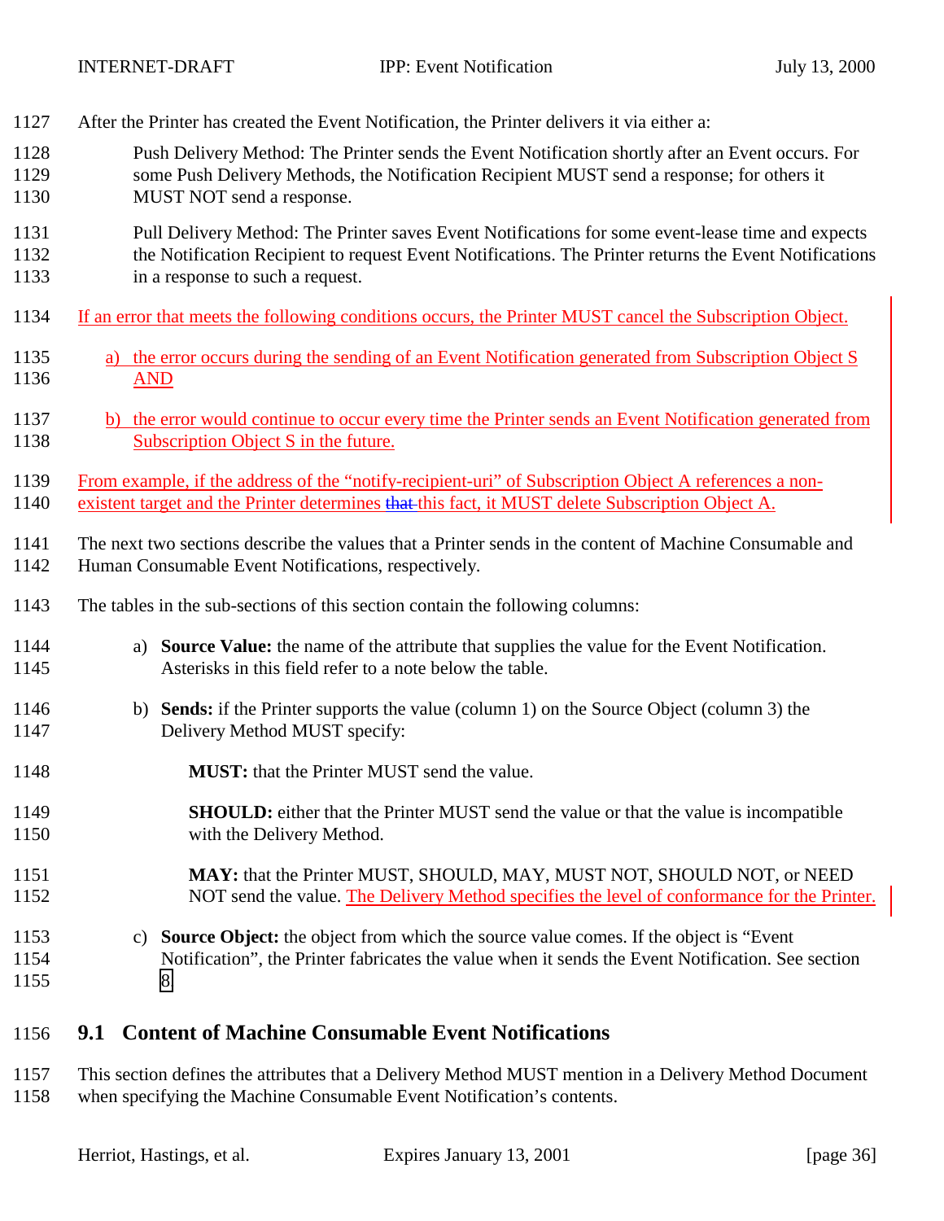After the Printer has created the Event Notification, the Printer delivers it via either a:

Push Delivery Method: The Printer sends the Event Notification shortly after an Event occurs. For some Push Delivery Methods, the Notification Recipient MUST send a response; for others it MUST NOT send a response.

Pull Delivery Method: The Printer saves Event Notifications for some event-lease time and expects the Notification Recipient to request Event Notifications. The Printer returns the Event Notifications in a response to such a request.

If an error that meets the following conditions occurs, the Printer MUST cancel the Subscription Object.

a) the error occurs during the sending of an Event Notification generated from Subscription Object S AND

b) the error would continue to occur every time the Printer sends an Event Notification generated from Subscription Object S in the future.

From example, if the address of the "notify-recipient-uri" of Subscription Object A references a non-existent target and the Printer determines ~~that~~ this fact, it MUST delete Subscription Object A.

The next two sections describe the values that a Printer sends in the content of Machine Consumable and Human Consumable Event Notifications, respectively.

The tables in the sub-sections of this section contain the following columns:

a) **Source Value:** the name of the attribute that supplies the value for the Event Notification. Asterisks in this field refer to a note below the table.

b) **Sends:** if the Printer supports the value (column 1) on the Source Object (column 3) the Delivery Method MUST specify:

   **MUST:** that the Printer MUST send the value.

   **SHOULD:** either that the Printer MUST send the value or that the value is incompatible with the Delivery Method.

   **MAY:** that the Printer MUST, SHOULD, MAY, MUST NOT, SHOULD NOT, or NEED NOT send the value. The Delivery Method specifies the level of conformance for the Printer.

c) **Source Object:** the object from which the source value comes. If the object is "Event Notification", the Printer fabricates the value when it sends the Event Notification. See section 8

## 9.1 Content of Machine Consumable Event Notifications

This section defines the attributes that a Delivery Method MUST mention in a Delivery Method Document when specifying the Machine Consumable Event Notification's contents.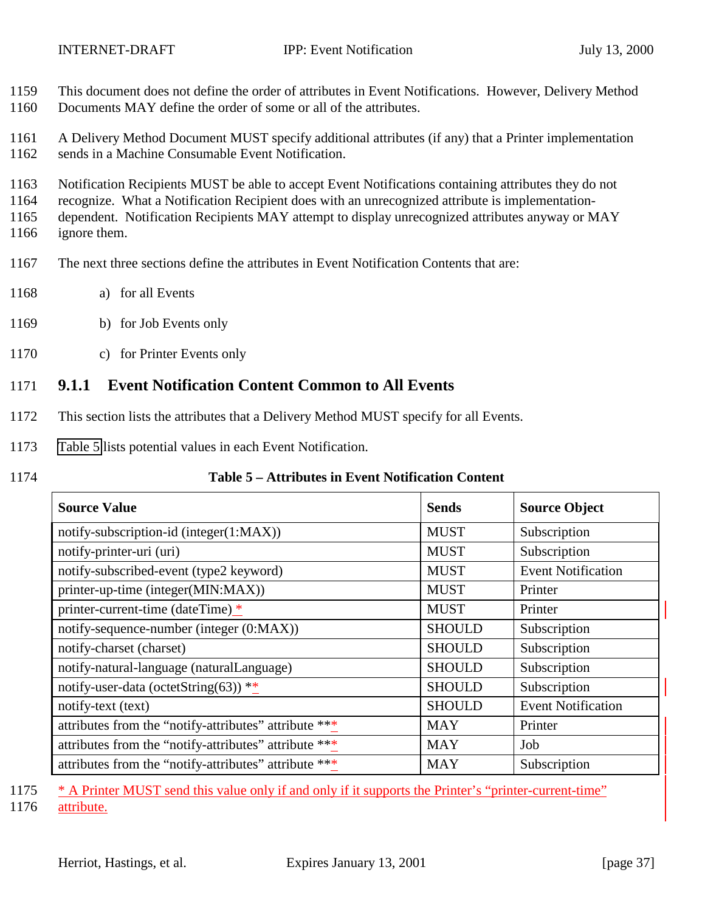This document does not define the order of attributes in Event Notifications. However, Delivery Method Documents MAY define the order of some or all of the attributes.

A Delivery Method Document MUST specify additional attributes (if any) that a Printer implementation sends in a Machine Consumable Event Notification.

Notification Recipients MUST be able to accept Event Notifications containing attributes they do not recognize. What a Notification Recipient does with an unrecognized attribute is implementation-dependent. Notification Recipients MAY attempt to display unrecognized attributes anyway or MAY ignore them.

The next three sections define the attributes in Event Notification Contents that are:

a) for all Events

b) for Job Events only

c) for Printer Events only

### 9.1.1 Event Notification Content Common to All Events

This section lists the attributes that a Delivery Method MUST specify for all Events.

Table 5 lists potential values in each Event Notification.

**Table 5 – Attributes in Event Notification Content**

| Source Value | Sends | Source Object |
|---|---|---|
| notify-subscription-id (integer(1:MAX)) | MUST | Subscription |
| notify-printer-uri (uri) | MUST | Subscription |
| notify-subscribed-event (type2 keyword) | MUST | Event Notification |
| printer-up-time (integer(MIN:MAX)) | MUST | Printer |
| printer-current-time (dateTime) * | MUST | Printer |
| notify-sequence-number (integer (0:MAX)) | SHOULD | Subscription |
| notify-charset (charset) | SHOULD | Subscription |
| notify-natural-language (naturalLanguage) | SHOULD | Subscription |
| notify-user-data (octetString(63)) ** | SHOULD | Subscription |
| notify-text (text) | SHOULD | Event Notification |
| attributes from the "notify-attributes" attribute *** | MAY | Printer |
| attributes from the "notify-attributes" attribute *** | MAY | Job |
| attributes from the "notify-attributes" attribute *** | MAY | Subscription |

* A Printer MUST send this value only if and only if it supports the Printer's "printer-current-time" attribute.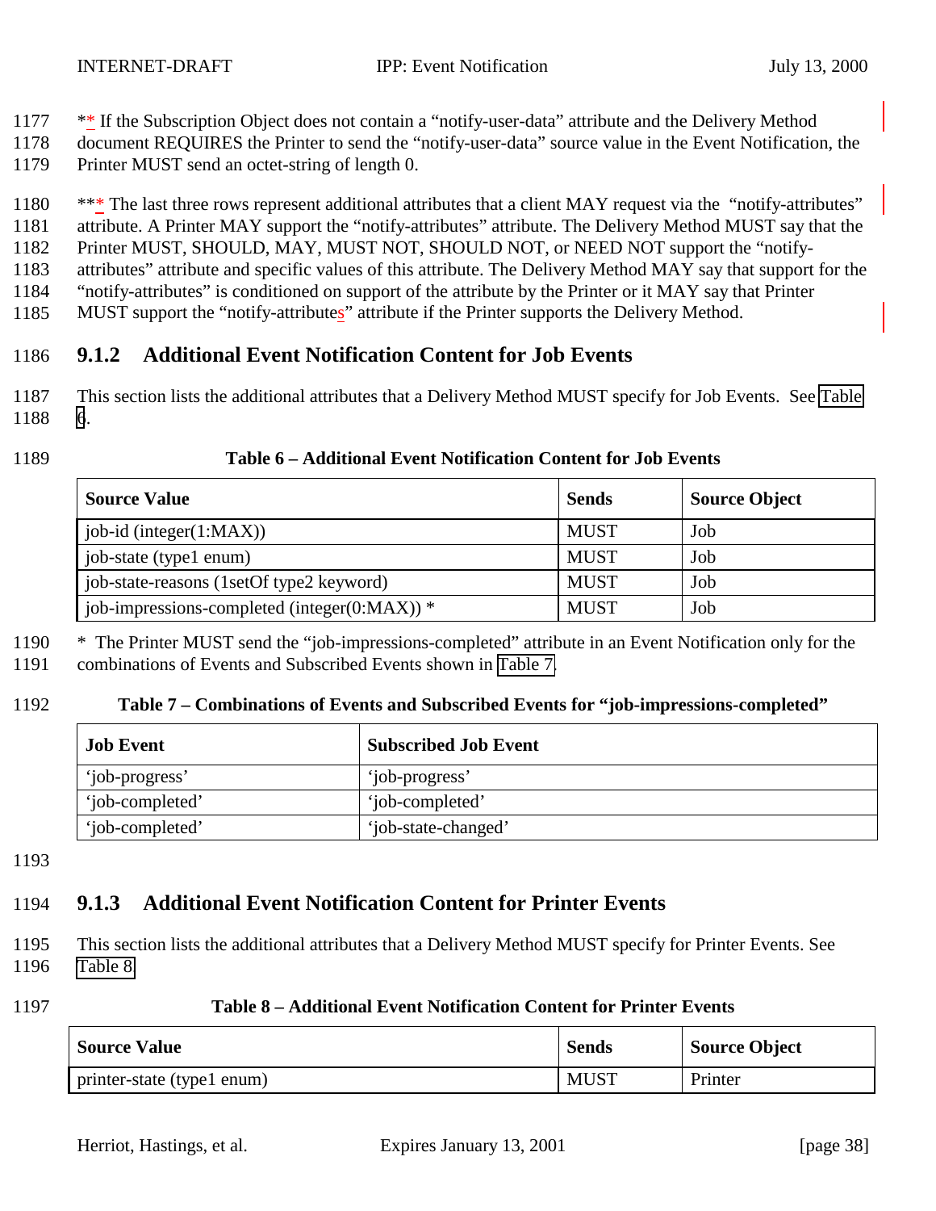** If the Subscription Object does not contain a "notify-user-data" attribute and the Delivery Method document REQUIRES the Printer to send the "notify-user-data" source value in the Event Notification, the Printer MUST send an octet-string of length 0.

*** The last three rows represent additional attributes that a client MAY request via the "notify-attributes" attribute. A Printer MAY support the "notify-attributes" attribute. The Delivery Method MUST say that the Printer MUST, SHOULD, MAY, MUST NOT, SHOULD NOT, or NEED NOT support the "notify-attributes" attribute and specific values of this attribute. The Delivery Method MAY say that support for the "notify-attributes" is conditioned on support of the attribute by the Printer or it MAY say that Printer MUST support the "notify-attributes" attribute if the Printer supports the Delivery Method.

### 9.1.2 Additional Event Notification Content for Job Events

This section lists the additional attributes that a Delivery Method MUST specify for Job Events. See Table 6.

**Table 6 – Additional Event Notification Content for Job Events**

| Source Value | Sends | Source Object |
|---|---|---|
| job-id (integer(1:MAX)) | MUST | Job |
| job-state (type1 enum) | MUST | Job |
| job-state-reasons (1setOf type2 keyword) | MUST | Job |
| job-impressions-completed (integer(0:MAX)) * | MUST | Job |

* The Printer MUST send the "job-impressions-completed" attribute in an Event Notification only for the combinations of Events and Subscribed Events shown in Table 7.

**Table 7 – Combinations of Events and Subscribed Events for "job-impressions-completed"**

| Job Event | Subscribed Job Event |
|---|---|
| 'job-progress' | 'job-progress' |
| 'job-completed' | 'job-completed' |
| 'job-completed' | 'job-state-changed' |

### 9.1.3 Additional Event Notification Content for Printer Events

This section lists the additional attributes that a Delivery Method MUST specify for Printer Events. See Table 8.

**Table 8 – Additional Event Notification Content for Printer Events**

| Source Value | Sends | Source Object |
|---|---|---|
| printer-state (type1 enum) | MUST | Printer |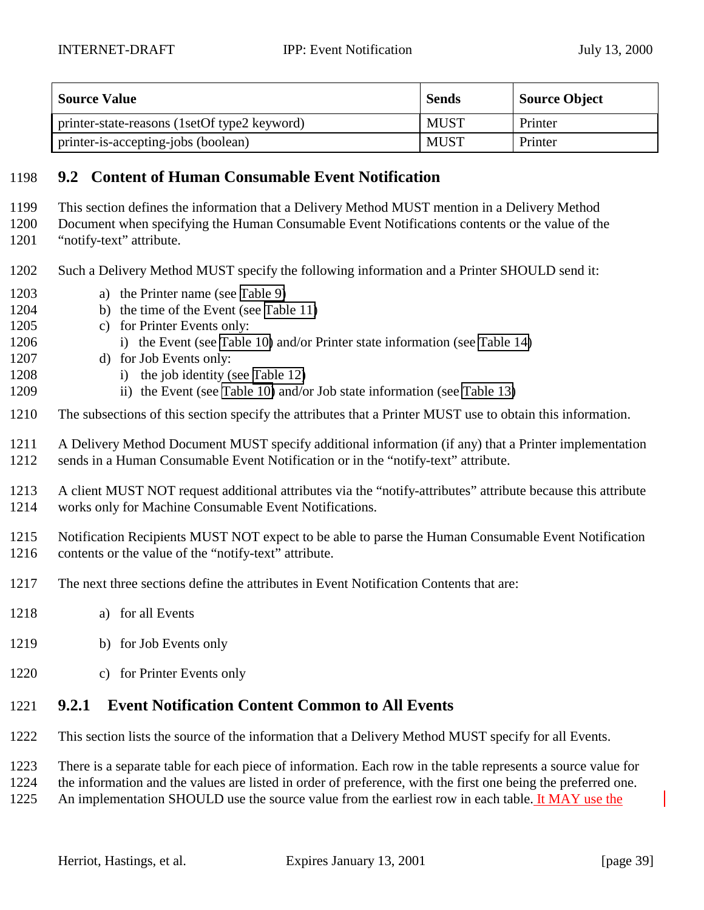| Source Value | Sends | Source Object |
| --- | --- | --- |
| printer-state-reasons (1setOf type2 keyword) | MUST | Printer |
| printer-is-accepting-jobs (boolean) | MUST | Printer |

## 9.2 Content of Human Consumable Event Notification

This section defines the information that a Delivery Method MUST mention in a Delivery Method Document when specifying the Human Consumable Event Notifications contents or the value of the "notify-text" attribute.

Such a Delivery Method MUST specify the following information and a Printer SHOULD send it:

a) the Printer name (see Table 9)
b) the time of the Event (see Table 11)
c) for Printer Events only:
   i) the Event (see Table 10) and/or Printer state information (see Table 14)
d) for Job Events only:
   i) the job identity (see Table 12)
   ii) the Event (see Table 10) and/or Job state information (see Table 13)

The subsections of this section specify the attributes that a Printer MUST use to obtain this information.

A Delivery Method Document MUST specify additional information (if any) that a Printer implementation sends in a Human Consumable Event Notification or in the "notify-text" attribute.

A client MUST NOT request additional attributes via the "notify-attributes" attribute because this attribute works only for Machine Consumable Event Notifications.

Notification Recipients MUST NOT expect to be able to parse the Human Consumable Event Notification contents or the value of the "notify-text" attribute.

The next three sections define the attributes in Event Notification Contents that are:

a) for all Events

b) for Job Events only

c) for Printer Events only

### 9.2.1 Event Notification Content Common to All Events

This section lists the source of the information that a Delivery Method MUST specify for all Events.

There is a separate table for each piece of information. Each row in the table represents a source value for the information and the values are listed in order of preference, with the first one being the preferred one. An implementation SHOULD use the source value from the earliest row in each table. It MAY use the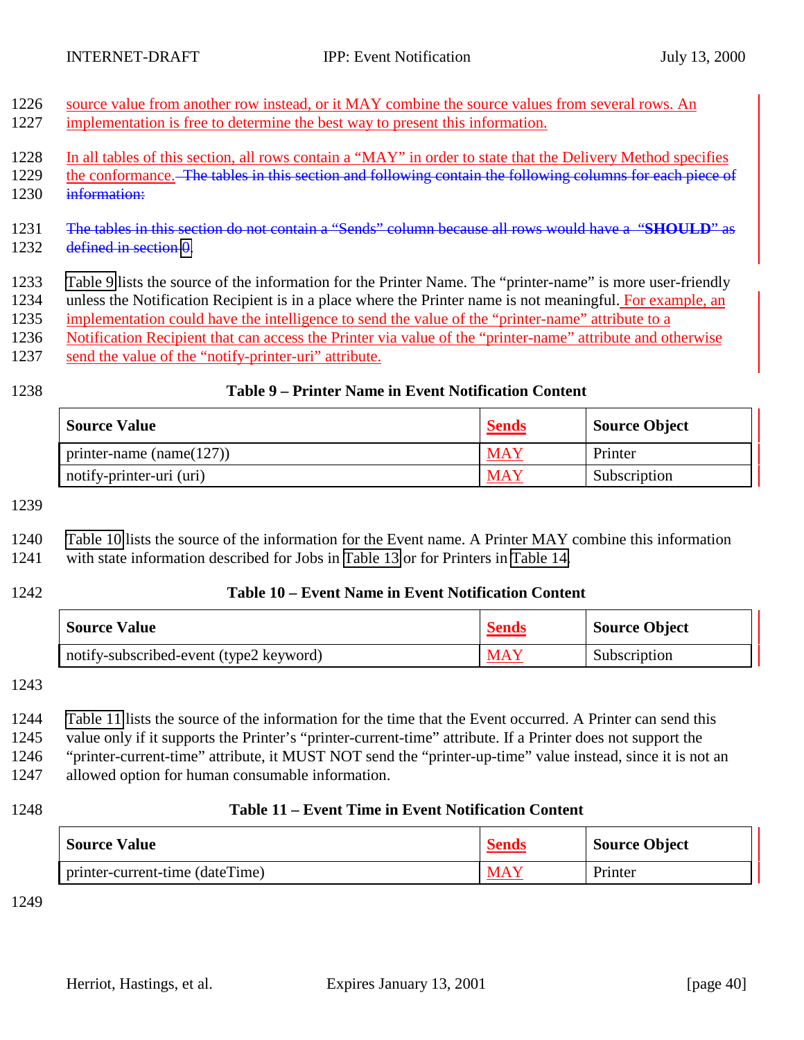source value from another row instead, or it MAY combine the source values from several rows. An implementation is free to determine the best way to present this information.

In all tables of this section, all rows contain a "MAY" in order to state that the Delivery Method specifies the conformance. ~~The tables in this section and following contain the following columns for each piece of information:~~

~~The tables in this section do not contain a "Sends" column because all rows would have a "**SHOULD**" as defined in section 0.~~

Table 9 lists the source of the information for the Printer Name. The "printer-name" is more user-friendly unless the Notification Recipient is in a place where the Printer name is not meaningful. For example, an implementation could have the intelligence to send the value of the "printer-name" attribute to a Notification Recipient that can access the Printer via value of the "printer-name" attribute and otherwise send the value of the "notify-printer-uri" attribute.

**Table 9 – Printer Name in Event Notification Content**

| **Source Value** | **Sends** | **Source Object** |
|---|---|---|
| printer-name (name(127)) | MAY | Printer |
| notify-printer-uri (uri) | MAY | Subscription |

Table 10 lists the source of the information for the Event name. A Printer MAY combine this information with state information described for Jobs in Table 13 or for Printers in Table 14.

**Table 10 – Event Name in Event Notification Content**

| **Source Value** | **Sends** | **Source Object** |
|---|---|---|
| notify-subscribed-event (type2 keyword) | MAY | Subscription |

Table 11 lists the source of the information for the time that the Event occurred. A Printer can send this value only if it supports the Printer's "printer-current-time" attribute. If a Printer does not support the "printer-current-time" attribute, it MUST NOT send the "printer-up-time" value instead, since it is not an allowed option for human consumable information.

**Table 11 – Event Time in Event Notification Content**

| **Source Value** | **Sends** | **Source Object** |
|---|---|---|
| printer-current-time (dateTime) | MAY | Printer |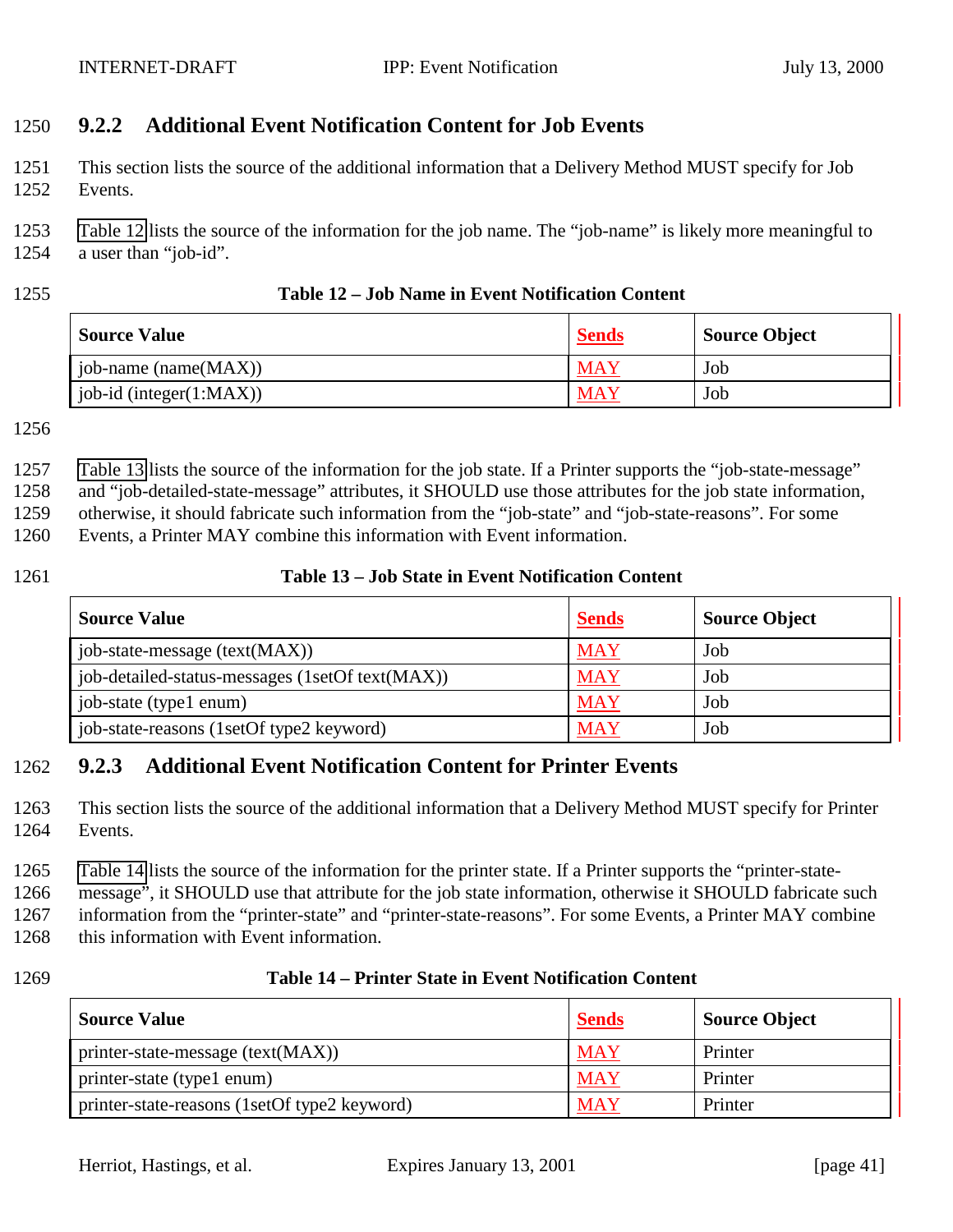### 9.2.2 Additional Event Notification Content for Job Events

This section lists the source of the additional information that a Delivery Method MUST specify for Job Events.

Table 12 lists the source of the information for the job name. The "job-name" is likely more meaningful to a user than "job-id".

**Table 12 – Job Name in Event Notification Content**

| Source Value | Sends | Source Object |
|---|---|---|
| job-name (name(MAX)) | MAY | Job |
| job-id (integer(1:MAX)) | MAY | Job |

Table 13 lists the source of the information for the job state. If a Printer supports the "job-state-message" and "job-detailed-state-message" attributes, it SHOULD use those attributes for the job state information, otherwise, it should fabricate such information from the "job-state" and "job-state-reasons". For some Events, a Printer MAY combine this information with Event information.

**Table 13 – Job State in Event Notification Content**

| Source Value | Sends | Source Object |
|---|---|---|
| job-state-message (text(MAX)) | MAY | Job |
| job-detailed-status-messages (1setOf text(MAX)) | MAY | Job |
| job-state (type1 enum) | MAY | Job |
| job-state-reasons (1setOf type2 keyword) | MAY | Job |

### 9.2.3 Additional Event Notification Content for Printer Events

This section lists the source of the additional information that a Delivery Method MUST specify for Printer Events.

Table 14 lists the source of the information for the printer state. If a Printer supports the "printer-state-message", it SHOULD use that attribute for the job state information, otherwise it SHOULD fabricate such information from the "printer-state" and "printer-state-reasons". For some Events, a Printer MAY combine this information with Event information.

**Table 14 – Printer State in Event Notification Content**

| Source Value | Sends | Source Object |
|---|---|---|
| printer-state-message (text(MAX)) | MAY | Printer |
| printer-state (type1 enum) | MAY | Printer |
| printer-state-reasons (1setOf type2 keyword) | MAY | Printer |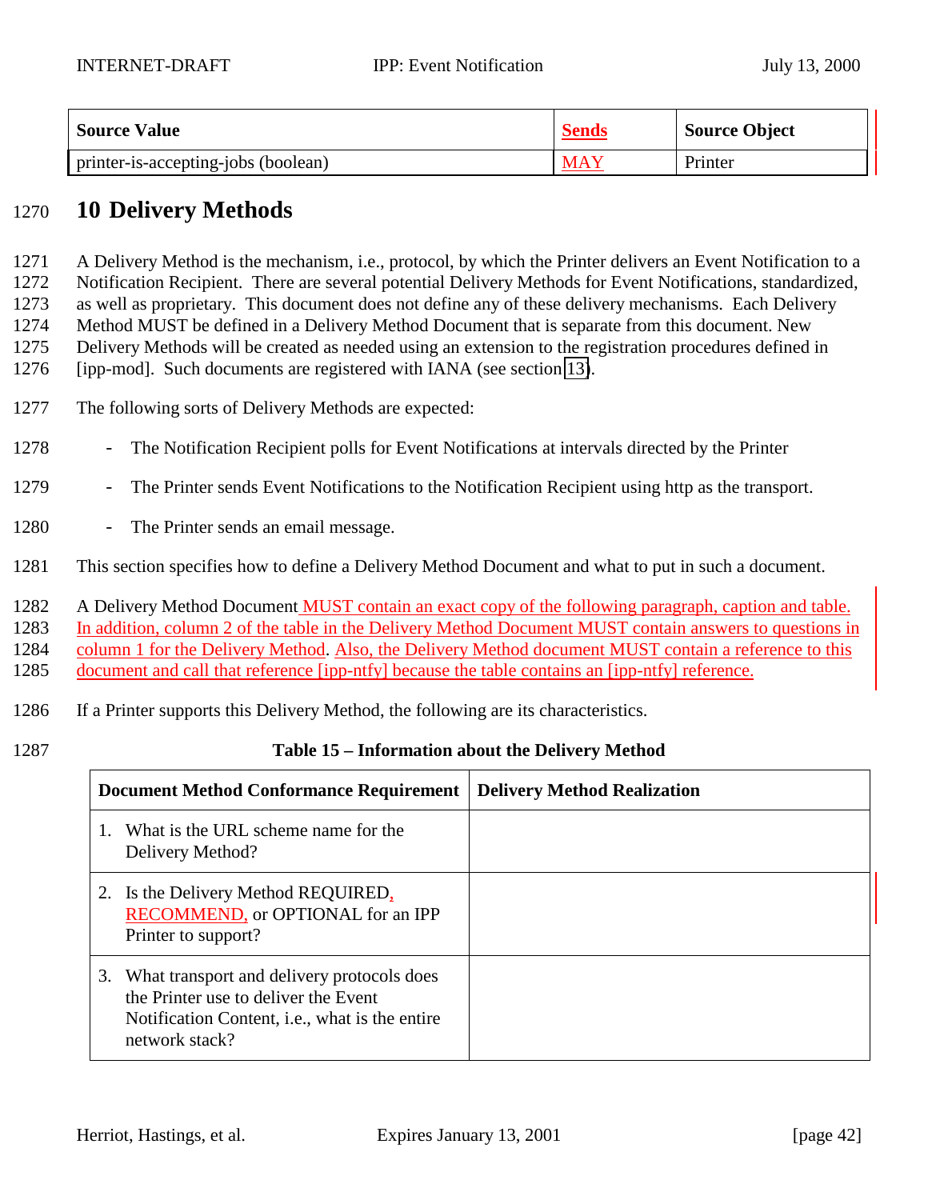| Source Value | Sends | Source Object |
| --- | --- | --- |
| printer-is-accepting-jobs (boolean) | MAY | Printer |

# 10 Delivery Methods

A Delivery Method is the mechanism, i.e., protocol, by which the Printer delivers an Event Notification to a Notification Recipient. There are several potential Delivery Methods for Event Notifications, standardized, as well as proprietary. This document does not define any of these delivery mechanisms. Each Delivery Method MUST be defined in a Delivery Method Document that is separate from this document. New Delivery Methods will be created as needed using an extension to the registration procedures defined in [ipp-mod]. Such documents are registered with IANA (see section 13).

The following sorts of Delivery Methods are expected:

- The Notification Recipient polls for Event Notifications at intervals directed by the Printer
- The Printer sends Event Notifications to the Notification Recipient using http as the transport.
- The Printer sends an email message.

This section specifies how to define a Delivery Method Document and what to put in such a document.

A Delivery Method Document MUST contain an exact copy of the following paragraph, caption and table. In addition, column 2 of the table in the Delivery Method Document MUST contain answers to questions in column 1 for the Delivery Method. Also, the Delivery Method document MUST contain a reference to this document and call that reference [ipp-ntfy] because the table contains an [ipp-ntfy] reference.

If a Printer supports this Delivery Method, the following are its characteristics.

**Table 15 – Information about the Delivery Method**

| Document Method Conformance Requirement | Delivery Method Realization |
| --- | --- |
| 1. What is the URL scheme name for the Delivery Method? | |
| 2. Is the Delivery Method REQUIRED, RECOMMEND, or OPTIONAL for an IPP Printer to support? | |
| 3. What transport and delivery protocols does the Printer use to deliver the Event Notification Content, i.e., what is the entire network stack? | |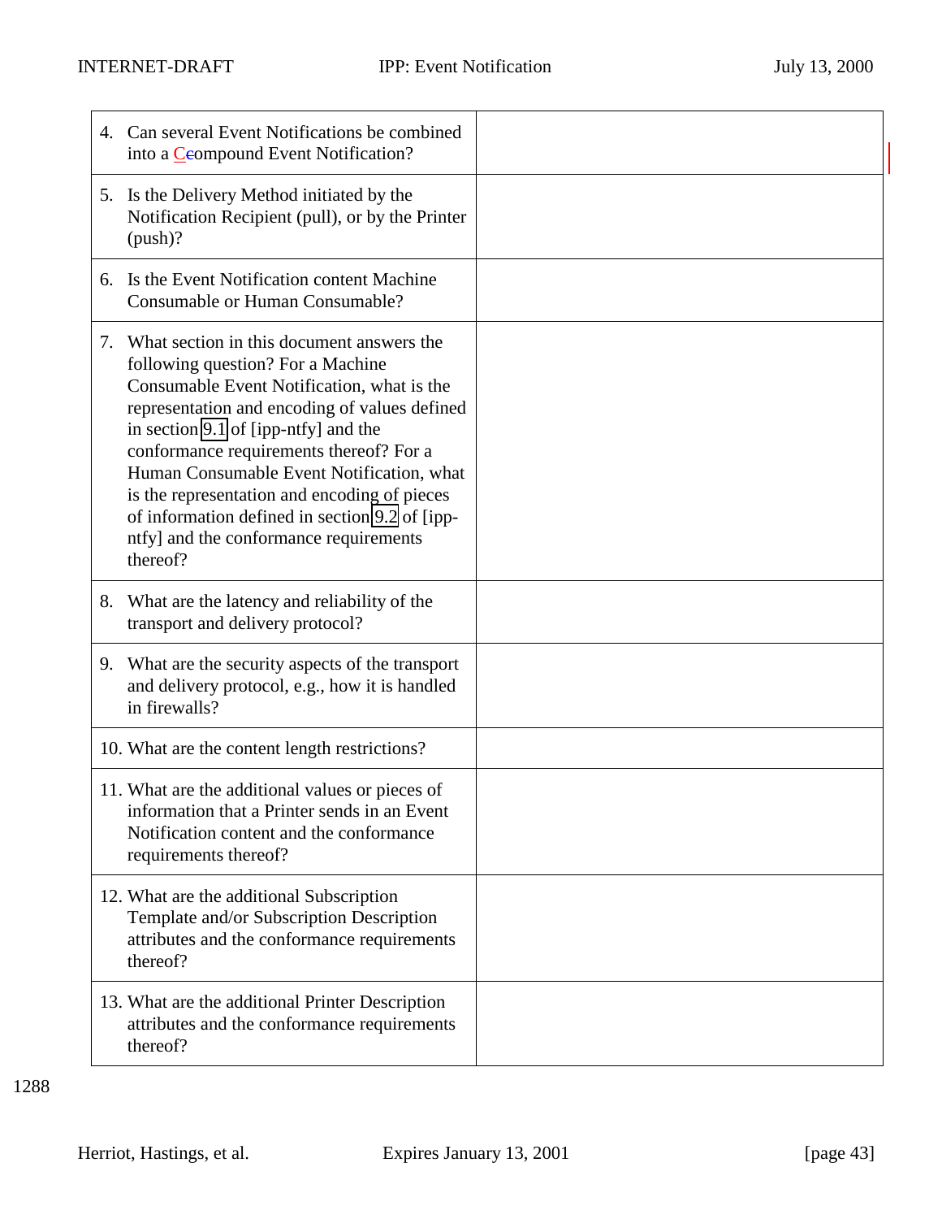| | |
|---|---|
| 4. Can several Event Notifications be combined into a Compound Event Notification? | |
| 5. Is the Delivery Method initiated by the Notification Recipient (pull), or by the Printer (push)? | |
| 6. Is the Event Notification content Machine Consumable or Human Consumable? | |
| 7. What section in this document answers the following question? For a Machine Consumable Event Notification, what is the representation and encoding of values defined in section 9.1 of [ipp-ntfy] and the conformance requirements thereof? For a Human Consumable Event Notification, what is the representation and encoding of pieces of information defined in section 9.2 of [ipp-ntfy] and the conformance requirements thereof? | |
| 8. What are the latency and reliability of the transport and delivery protocol? | |
| 9. What are the security aspects of the transport and delivery protocol, e.g., how it is handled in firewalls? | |
| 10. What are the content length restrictions? | |
| 11. What are the additional values or pieces of information that a Printer sends in an Event Notification content and the conformance requirements thereof? | |
| 12. What are the additional Subscription Template and/or Subscription Description attributes and the conformance requirements thereof? | |
| 13. What are the additional Printer Description attributes and the conformance requirements thereof? | |

1288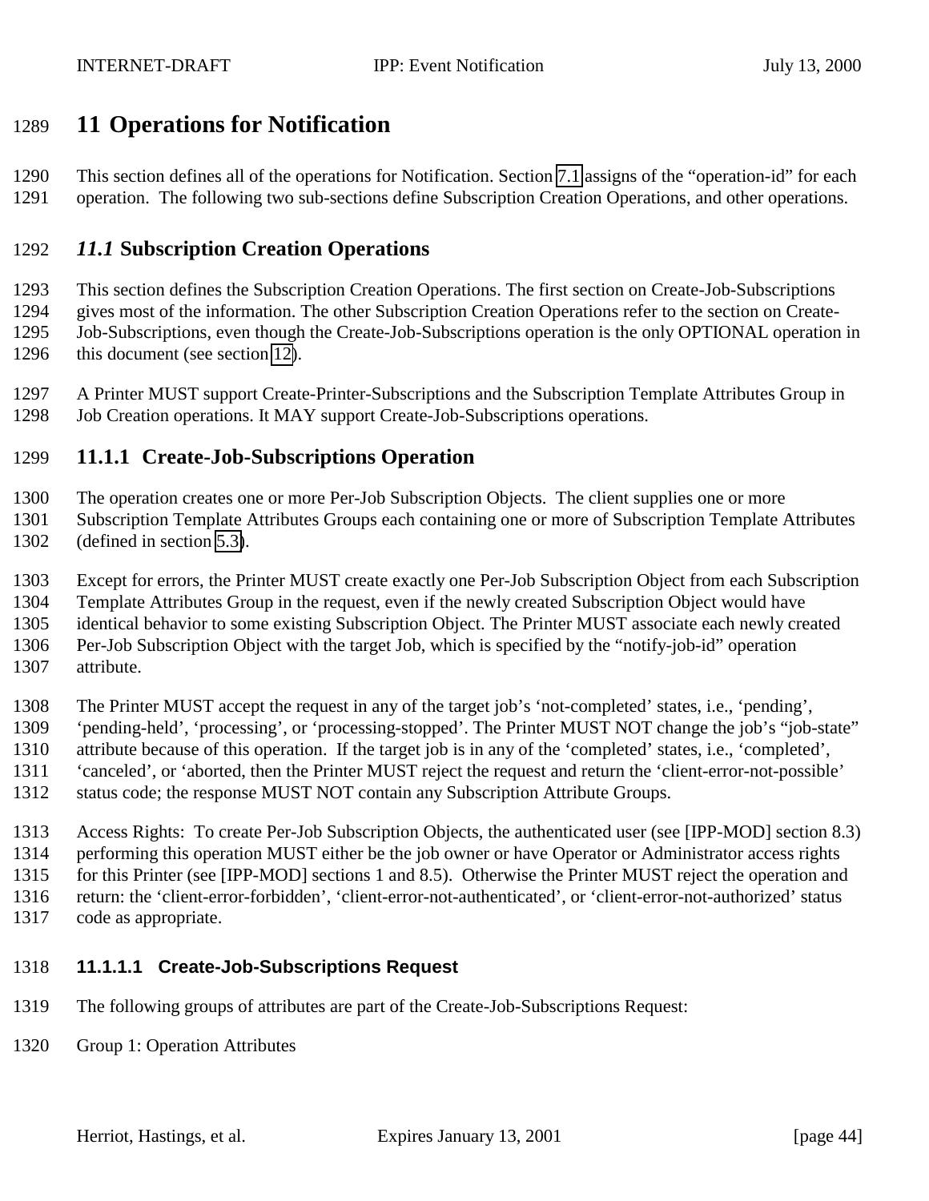# 11 Operations for Notification

This section defines all of the operations for Notification. Section 7.1 assigns of the "operation-id" for each operation. The following two sub-sections define Subscription Creation Operations, and other operations.

## *11.1* Subscription Creation Operations

This section defines the Subscription Creation Operations. The first section on Create-Job-Subscriptions gives most of the information. The other Subscription Creation Operations refer to the section on Create-Job-Subscriptions, even though the Create-Job-Subscriptions operation is the only OPTIONAL operation in this document (see section 12).

A Printer MUST support Create-Printer-Subscriptions and the Subscription Template Attributes Group in Job Creation operations. It MAY support Create-Job-Subscriptions operations.

### 11.1.1 Create-Job-Subscriptions Operation

The operation creates one or more Per-Job Subscription Objects. The client supplies one or more Subscription Template Attributes Groups each containing one or more of Subscription Template Attributes (defined in section 5.3).

Except for errors, the Printer MUST create exactly one Per-Job Subscription Object from each Subscription Template Attributes Group in the request, even if the newly created Subscription Object would have identical behavior to some existing Subscription Object. The Printer MUST associate each newly created Per-Job Subscription Object with the target Job, which is specified by the "notify-job-id" operation attribute.

The Printer MUST accept the request in any of the target job's 'not-completed' states, i.e., 'pending', 'pending-held', 'processing', or 'processing-stopped'. The Printer MUST NOT change the job's "job-state" attribute because of this operation. If the target job is in any of the 'completed' states, i.e., 'completed', 'canceled', or 'aborted, then the Printer MUST reject the request and return the 'client-error-not-possible' status code; the response MUST NOT contain any Subscription Attribute Groups.

Access Rights: To create Per-Job Subscription Objects, the authenticated user (see [IPP-MOD] section 8.3) performing this operation MUST either be the job owner or have Operator or Administrator access rights for this Printer (see [IPP-MOD] sections 1 and 8.5). Otherwise the Printer MUST reject the operation and return: the 'client-error-forbidden', 'client-error-not-authenticated', or 'client-error-not-authorized' status code as appropriate.

#### 11.1.1.1 Create-Job-Subscriptions Request

The following groups of attributes are part of the Create-Job-Subscriptions Request:

Group 1: Operation Attributes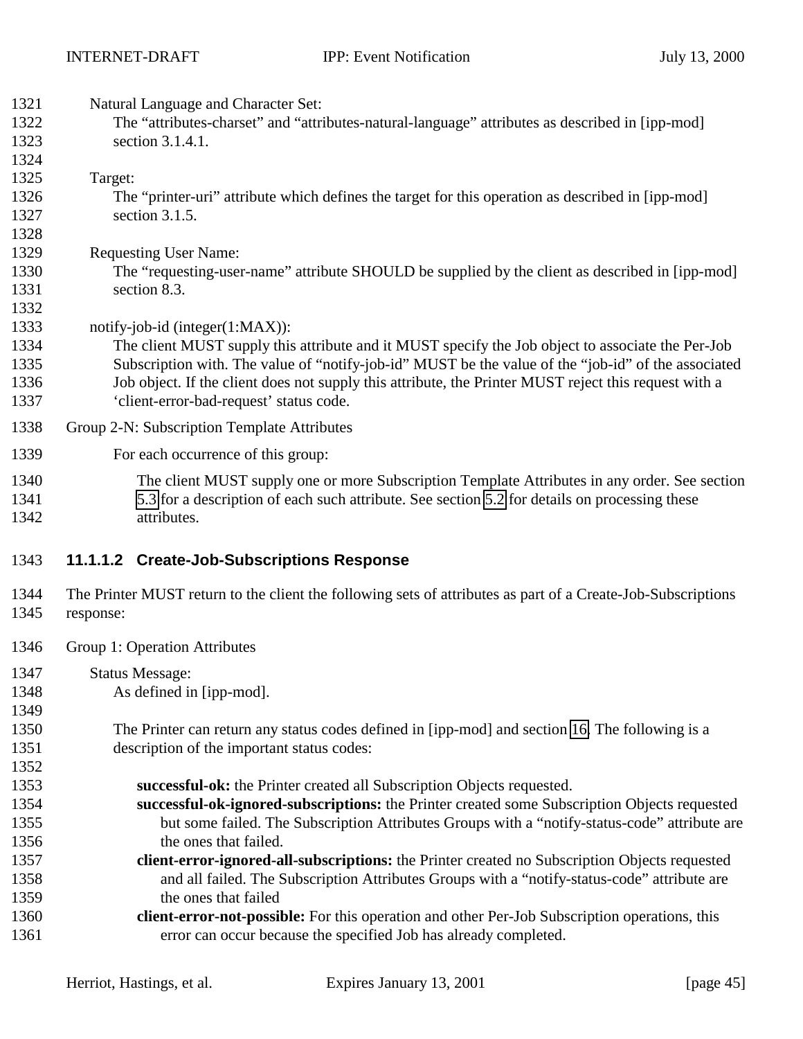Natural Language and Character Set:
The “attributes-charset” and “attributes-natural-language” attributes as described in [ipp-mod] section 3.1.4.1.

Target:
The “printer-uri” attribute which defines the target for this operation as described in [ipp-mod] section 3.1.5.

Requesting User Name:
The “requesting-user-name” attribute SHOULD be supplied by the client as described in [ipp-mod] section 8.3.

notify-job-id (integer(1:MAX)):
The client MUST supply this attribute and it MUST specify the Job object to associate the Per-Job Subscription with. The value of “notify-job-id” MUST be the value of the “job-id” of the associated Job object. If the client does not supply this attribute, the Printer MUST reject this request with a ‘client-error-bad-request’ status code.

Group 2-N: Subscription Template Attributes

For each occurrence of this group:

The client MUST supply one or more Subscription Template Attributes in any order. See section 5.3 for a description of each such attribute. See section 5.2 for details on processing these attributes.

#### 11.1.1.2 Create-Job-Subscriptions Response

The Printer MUST return to the client the following sets of attributes as part of a Create-Job-Subscriptions response:

Group 1: Operation Attributes

Status Message:
As defined in [ipp-mod].

The Printer can return any status codes defined in [ipp-mod] and section 16. The following is a description of the important status codes:

**successful-ok:** the Printer created all Subscription Objects requested.
**successful-ok-ignored-subscriptions:** the Printer created some Subscription Objects requested but some failed. The Subscription Attributes Groups with a “notify-status-code” attribute are the ones that failed.
**client-error-ignored-all-subscriptions:** the Printer created no Subscription Objects requested and all failed. The Subscription Attributes Groups with a “notify-status-code” attribute are the ones that failed
**client-error-not-possible:** For this operation and other Per-Job Subscription operations, this error can occur because the specified Job has already completed.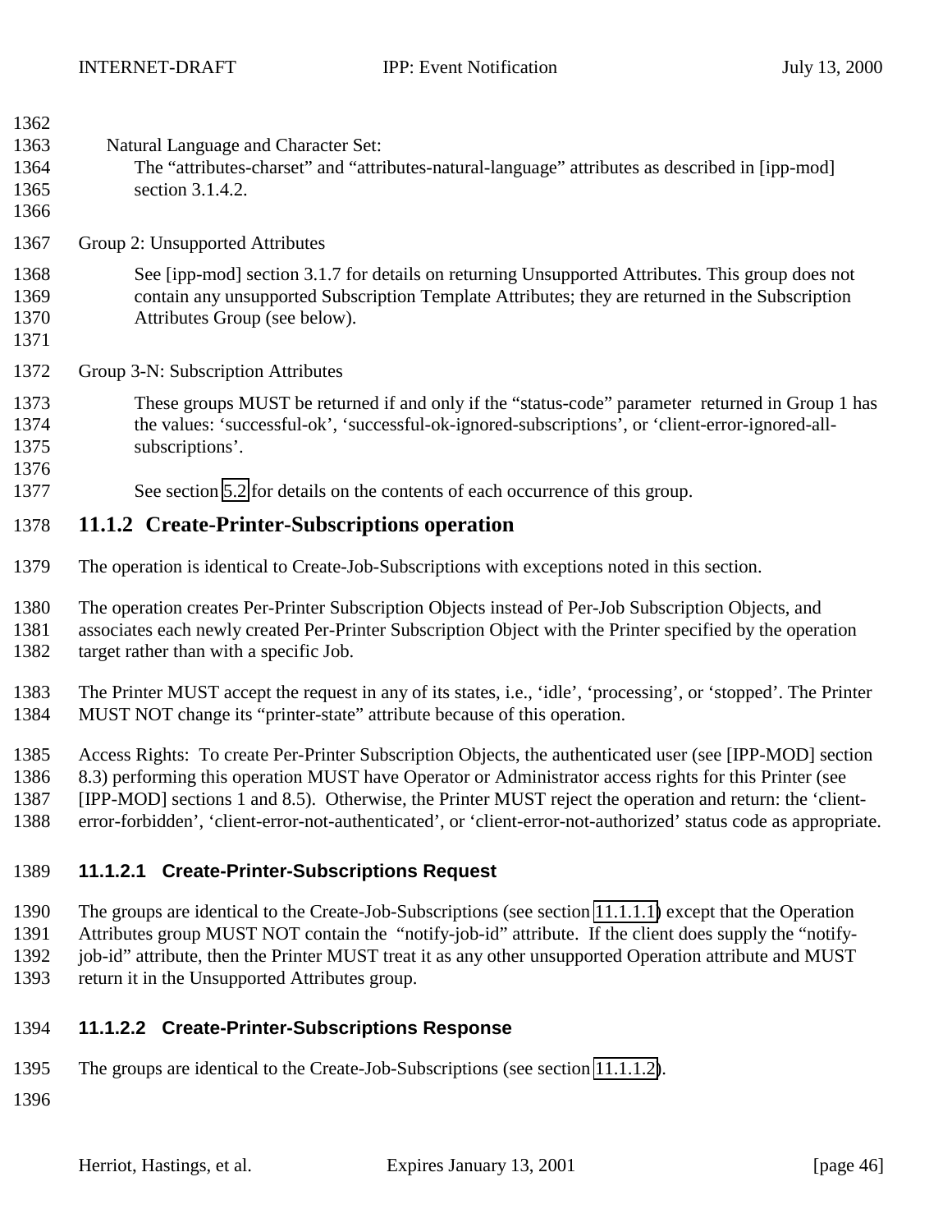Natural Language and Character Set:

The “attributes-charset” and “attributes-natural-language” attributes as described in [ipp-mod] section 3.1.4.2.

Group 2: Unsupported Attributes

See [ipp-mod] section 3.1.7 for details on returning Unsupported Attributes. This group does not contain any unsupported Subscription Template Attributes; they are returned in the Subscription Attributes Group (see below).

Group 3-N: Subscription Attributes

These groups MUST be returned if and only if the “status-code” parameter returned in Group 1 has the values: ‘successful-ok’, ‘successful-ok-ignored-subscriptions’, or ‘client-error-ignored-all-subscriptions’.

See section 5.2 for details on the contents of each occurrence of this group.

### 11.1.2 Create-Printer-Subscriptions operation

The operation is identical to Create-Job-Subscriptions with exceptions noted in this section.

The operation creates Per-Printer Subscription Objects instead of Per-Job Subscription Objects, and associates each newly created Per-Printer Subscription Object with the Printer specified by the operation target rather than with a specific Job.

The Printer MUST accept the request in any of its states, i.e., ‘idle’, ‘processing’, or ‘stopped’. The Printer MUST NOT change its “printer-state” attribute because of this operation.

Access Rights: To create Per-Printer Subscription Objects, the authenticated user (see [IPP-MOD] section 8.3) performing this operation MUST have Operator or Administrator access rights for this Printer (see [IPP-MOD] sections 1 and 8.5). Otherwise, the Printer MUST reject the operation and return: the ‘client-error-forbidden’, ‘client-error-not-authenticated’, or ‘client-error-not-authorized’ status code as appropriate.

#### 11.1.2.1 Create-Printer-Subscriptions Request

The groups are identical to the Create-Job-Subscriptions (see section 11.1.1.1) except that the Operation Attributes group MUST NOT contain the “notify-job-id” attribute. If the client does supply the “notify-job-id” attribute, then the Printer MUST treat it as any other unsupported Operation attribute and MUST return it in the Unsupported Attributes group.

#### 11.1.2.2 Create-Printer-Subscriptions Response

The groups are identical to the Create-Job-Subscriptions (see section 11.1.1.2).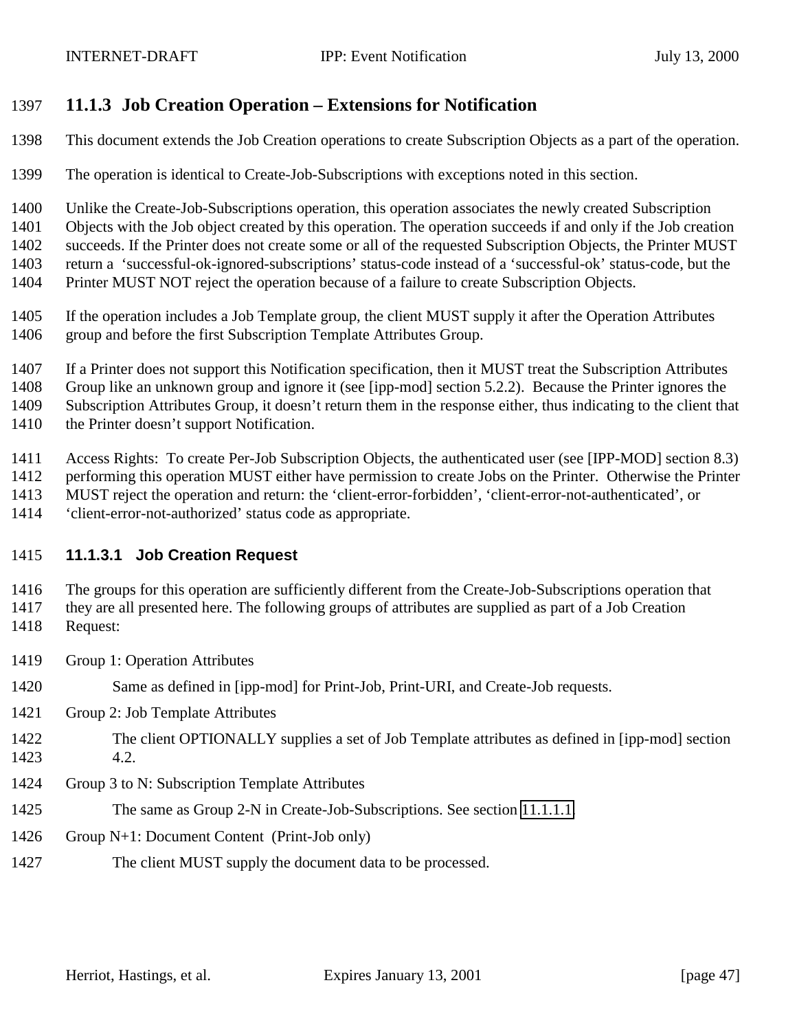### 11.1.3 Job Creation Operation – Extensions for Notification

This document extends the Job Creation operations to create Subscription Objects as a part of the operation.

The operation is identical to Create-Job-Subscriptions with exceptions noted in this section.

Unlike the Create-Job-Subscriptions operation, this operation associates the newly created Subscription Objects with the Job object created by this operation. The operation succeeds if and only if the Job creation succeeds. If the Printer does not create some or all of the requested Subscription Objects, the Printer MUST return a 'successful-ok-ignored-subscriptions' status-code instead of a 'successful-ok' status-code, but the Printer MUST NOT reject the operation because of a failure to create Subscription Objects.

If the operation includes a Job Template group, the client MUST supply it after the Operation Attributes group and before the first Subscription Template Attributes Group.

If a Printer does not support this Notification specification, then it MUST treat the Subscription Attributes Group like an unknown group and ignore it (see [ipp-mod] section 5.2.2). Because the Printer ignores the Subscription Attributes Group, it doesn't return them in the response either, thus indicating to the client that the Printer doesn't support Notification.

Access Rights: To create Per-Job Subscription Objects, the authenticated user (see [IPP-MOD] section 8.3) performing this operation MUST either have permission to create Jobs on the Printer. Otherwise the Printer MUST reject the operation and return: the 'client-error-forbidden', 'client-error-not-authenticated', or 'client-error-not-authorized' status code as appropriate.

#### 11.1.3.1 Job Creation Request

The groups for this operation are sufficiently different from the Create-Job-Subscriptions operation that they are all presented here. The following groups of attributes are supplied as part of a Job Creation Request:

Group 1: Operation Attributes

Same as defined in [ipp-mod] for Print-Job, Print-URI, and Create-Job requests.

Group 2: Job Template Attributes

The client OPTIONALLY supplies a set of Job Template attributes as defined in [ipp-mod] section 4.2.

Group 3 to N: Subscription Template Attributes

The same as Group 2-N in Create-Job-Subscriptions. See section 11.1.1.1.

Group N+1: Document Content (Print-Job only)

The client MUST supply the document data to be processed.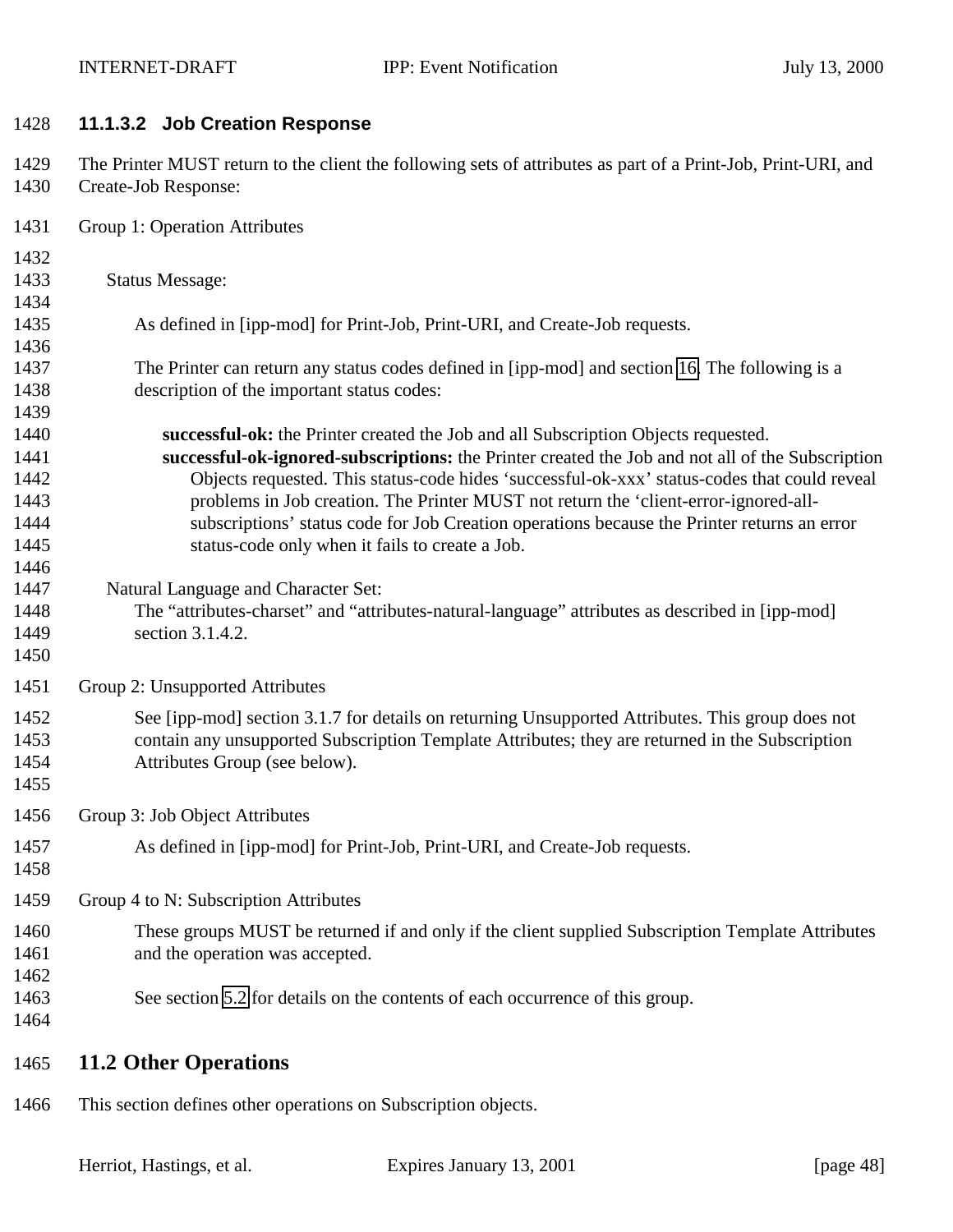#### 11.1.3.2 Job Creation Response

The Printer MUST return to the client the following sets of attributes as part of a Print-Job, Print-URI, and Create-Job Response:

Group 1: Operation Attributes

Status Message:

As defined in [ipp-mod] for Print-Job, Print-URI, and Create-Job requests.

The Printer can return any status codes defined in [ipp-mod] and section 16. The following is a description of the important status codes:

**successful-ok:** the Printer created the Job and all Subscription Objects requested.
**successful-ok-ignored-subscriptions:** the Printer created the Job and not all of the Subscription Objects requested. This status-code hides 'successful-ok-xxx' status-codes that could reveal problems in Job creation. The Printer MUST not return the 'client-error-ignored-all-subscriptions' status code for Job Creation operations because the Printer returns an error status-code only when it fails to create a Job.

Natural Language and Character Set:
The "attributes-charset" and "attributes-natural-language" attributes as described in [ipp-mod] section 3.1.4.2.

Group 2: Unsupported Attributes

See [ipp-mod] section 3.1.7 for details on returning Unsupported Attributes. This group does not contain any unsupported Subscription Template Attributes; they are returned in the Subscription Attributes Group (see below).

Group 3: Job Object Attributes

As defined in [ipp-mod] for Print-Job, Print-URI, and Create-Job requests.

Group 4 to N: Subscription Attributes

These groups MUST be returned if and only if the client supplied Subscription Template Attributes and the operation was accepted.

See section 5.2 for details on the contents of each occurrence of this group.

## 11.2 Other Operations

This section defines other operations on Subscription objects.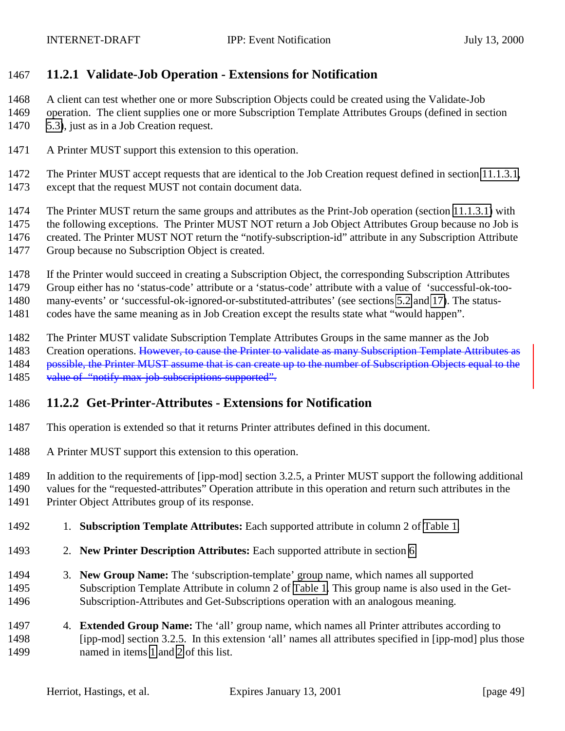### 11.2.1 Validate-Job Operation - Extensions for Notification

A client can test whether one or more Subscription Objects could be created using the Validate-Job operation. The client supplies one or more Subscription Template Attributes Groups (defined in section 5.3), just as in a Job Creation request.

A Printer MUST support this extension to this operation.

The Printer MUST accept requests that are identical to the Job Creation request defined in section 11.1.3.1, except that the request MUST not contain document data.

The Printer MUST return the same groups and attributes as the Print-Job operation (section 11.1.3.1) with the following exceptions. The Printer MUST NOT return a Job Object Attributes Group because no Job is created. The Printer MUST NOT return the "notify-subscription-id" attribute in any Subscription Attribute Group because no Subscription Object is created.

If the Printer would succeed in creating a Subscription Object, the corresponding Subscription Attributes Group either has no 'status-code' attribute or a 'status-code' attribute with a value of 'successful-ok-too-many-events' or 'successful-ok-ignored-or-substituted-attributes' (see sections 5.2 and 17). The status-codes have the same meaning as in Job Creation except the results state what "would happen".

The Printer MUST validate Subscription Template Attributes Groups in the same manner as the Job Creation operations. ~~However, to cause the Printer to validate as many Subscription Template Attributes as possible, the Printer MUST assume that is can create up to the number of Subscription Objects equal to the value of "notify-max-job-subscriptions-supported".~~

### 11.2.2 Get-Printer-Attributes - Extensions for Notification

This operation is extended so that it returns Printer attributes defined in this document.

A Printer MUST support this extension to this operation.

In addition to the requirements of [ipp-mod] section 3.2.5, a Printer MUST support the following additional values for the "requested-attributes" Operation attribute in this operation and return such attributes in the Printer Object Attributes group of its response.

1. **Subscription Template Attributes:** Each supported attribute in column 2 of Table 1.
2. **New Printer Description Attributes:** Each supported attribute in section 6.
3. **New Group Name:** The 'subscription-template' group name, which names all supported Subscription Template Attribute in column 2 of Table 1. This group name is also used in the Get-Subscription-Attributes and Get-Subscriptions operation with an analogous meaning.
4. **Extended Group Name:** The 'all' group name, which names all Printer attributes according to [ipp-mod] section 3.2.5. In this extension 'all' names all attributes specified in [ipp-mod] plus those named in items 1 and 2 of this list.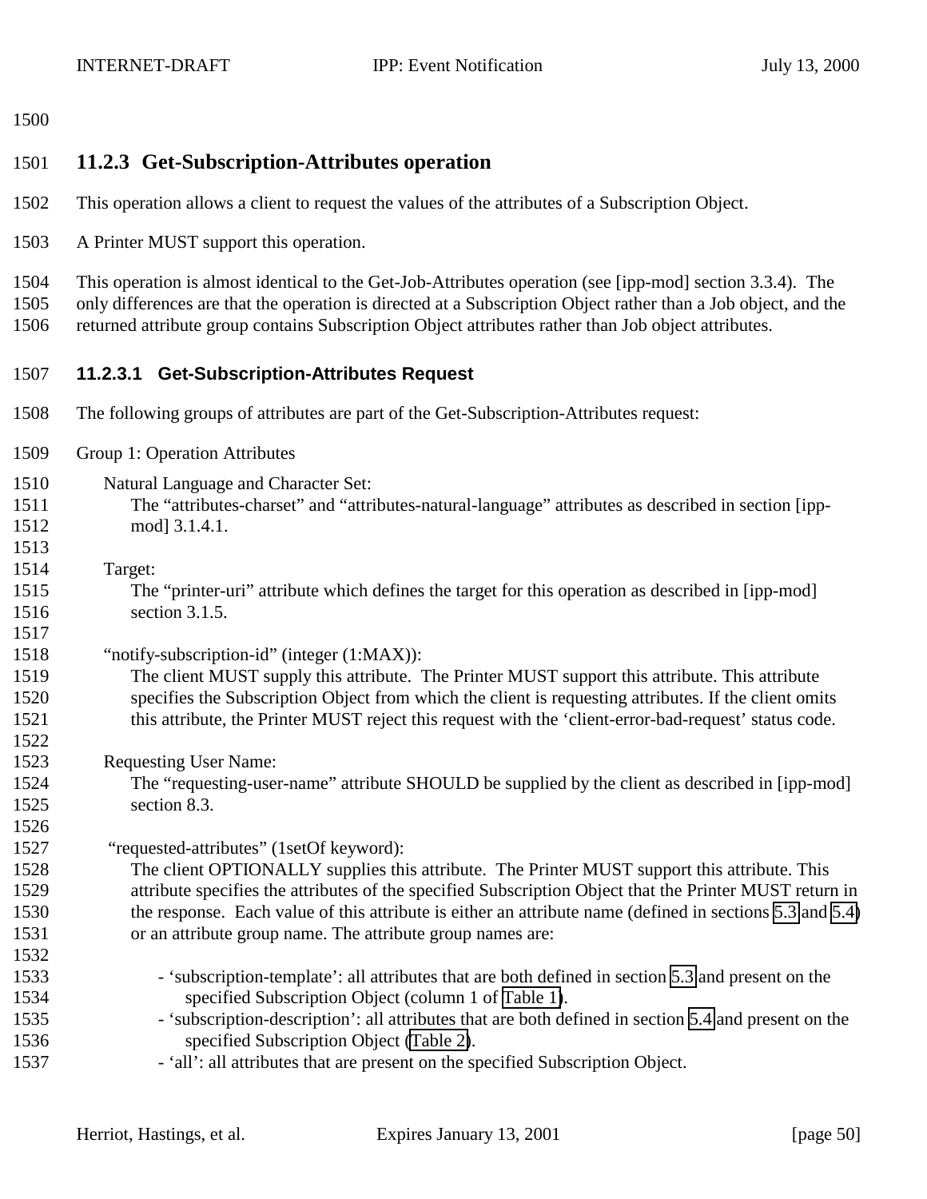### 11.2.3 Get-Subscription-Attributes operation

This operation allows a client to request the values of the attributes of a Subscription Object.

A Printer MUST support this operation.

This operation is almost identical to the Get-Job-Attributes operation (see [ipp-mod] section 3.3.4). The only differences are that the operation is directed at a Subscription Object rather than a Job object, and the returned attribute group contains Subscription Object attributes rather than Job object attributes.

#### 11.2.3.1 Get-Subscription-Attributes Request

The following groups of attributes are part of the Get-Subscription-Attributes request:

Group 1: Operation Attributes

Natural Language and Character Set:
The "attributes-charset" and "attributes-natural-language" attributes as described in section [ipp-mod] 3.1.4.1.

Target:
The "printer-uri" attribute which defines the target for this operation as described in [ipp-mod] section 3.1.5.

"notify-subscription-id" (integer (1:MAX)):
The client MUST supply this attribute. The Printer MUST support this attribute. This attribute specifies the Subscription Object from which the client is requesting attributes. If the client omits this attribute, the Printer MUST reject this request with the 'client-error-bad-request' status code.

Requesting User Name:
The "requesting-user-name" attribute SHOULD be supplied by the client as described in [ipp-mod] section 8.3.

"requested-attributes" (1setOf keyword):
The client OPTIONALLY supplies this attribute. The Printer MUST support this attribute. This attribute specifies the attributes of the specified Subscription Object that the Printer MUST return in the response. Each value of this attribute is either an attribute name (defined in sections 5.3 and 5.4) or an attribute group name. The attribute group names are:

- 'subscription-template': all attributes that are both defined in section 5.3 and present on the specified Subscription Object (column 1 of Table 1).
- 'subscription-description': all attributes that are both defined in section 5.4 and present on the specified Subscription Object (Table 2).
- 'all': all attributes that are present on the specified Subscription Object.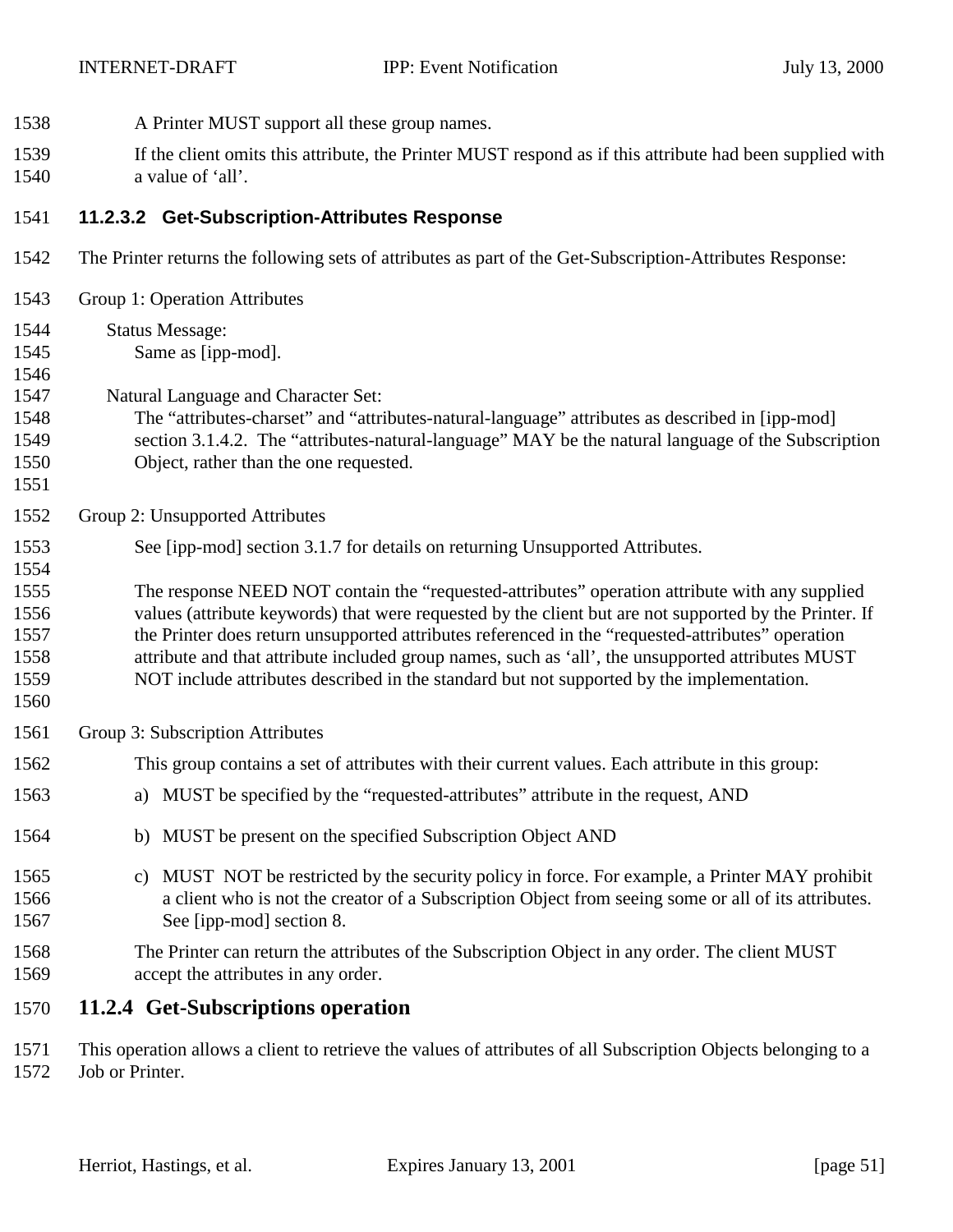A Printer MUST support all these group names.

If the client omits this attribute, the Printer MUST respond as if this attribute had been supplied with a value of ‘all’.

#### 11.2.3.2 Get-Subscription-Attributes Response

The Printer returns the following sets of attributes as part of the Get-Subscription-Attributes Response:

Group 1: Operation Attributes

Status Message:
Same as [ipp-mod].

Natural Language and Character Set:
The “attributes-charset” and “attributes-natural-language” attributes as described in [ipp-mod] section 3.1.4.2. The “attributes-natural-language” MAY be the natural language of the Subscription Object, rather than the one requested.

Group 2: Unsupported Attributes

See [ipp-mod] section 3.1.7 for details on returning Unsupported Attributes.

The response NEED NOT contain the “requested-attributes” operation attribute with any supplied values (attribute keywords) that were requested by the client but are not supported by the Printer. If the Printer does return unsupported attributes referenced in the “requested-attributes” operation attribute and that attribute included group names, such as ‘all’, the unsupported attributes MUST NOT include attributes described in the standard but not supported by the implementation.

Group 3: Subscription Attributes

This group contains a set of attributes with their current values. Each attribute in this group:

a) MUST be specified by the “requested-attributes” attribute in the request, AND

b) MUST be present on the specified Subscription Object AND

c) MUST NOT be restricted by the security policy in force. For example, a Printer MAY prohibit a client who is not the creator of a Subscription Object from seeing some or all of its attributes. See [ipp-mod] section 8.

The Printer can return the attributes of the Subscription Object in any order. The client MUST accept the attributes in any order.

### 11.2.4 Get-Subscriptions operation

This operation allows a client to retrieve the values of attributes of all Subscription Objects belonging to a Job or Printer.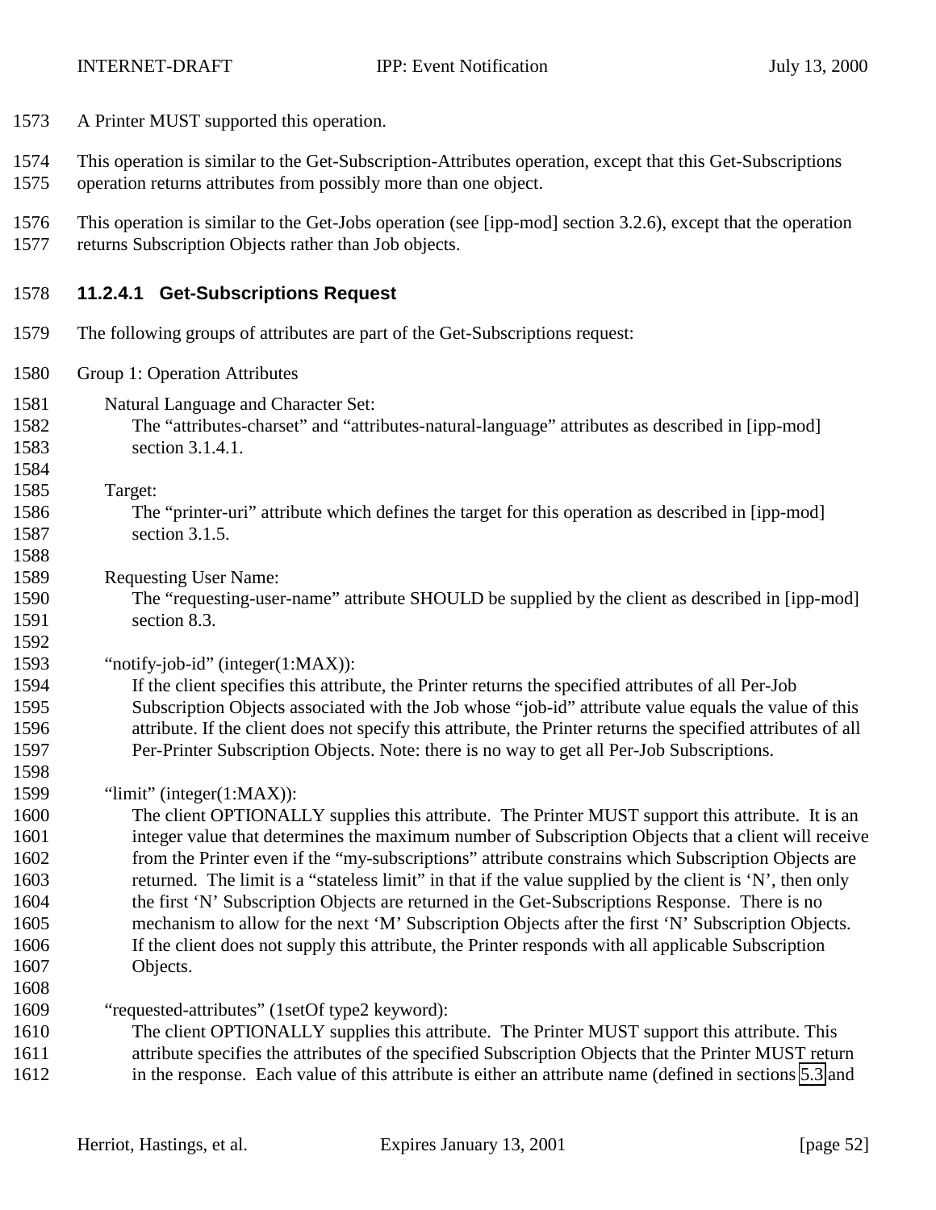A Printer MUST supported this operation.

This operation is similar to the Get-Subscription-Attributes operation, except that this Get-Subscriptions operation returns attributes from possibly more than one object.

This operation is similar to the Get-Jobs operation (see [ipp-mod] section 3.2.6), except that the operation returns Subscription Objects rather than Job objects.

#### 11.2.4.1 Get-Subscriptions Request

The following groups of attributes are part of the Get-Subscriptions request:

Group 1: Operation Attributes

Natural Language and Character Set:
The “attributes-charset” and “attributes-natural-language” attributes as described in [ipp-mod] section 3.1.4.1.

Target:
The “printer-uri” attribute which defines the target for this operation as described in [ipp-mod] section 3.1.5.

Requesting User Name:
The “requesting-user-name” attribute SHOULD be supplied by the client as described in [ipp-mod] section 8.3.

“notify-job-id” (integer(1:MAX)):
If the client specifies this attribute, the Printer returns the specified attributes of all Per-Job Subscription Objects associated with the Job whose “job-id” attribute value equals the value of this attribute. If the client does not specify this attribute, the Printer returns the specified attributes of all Per-Printer Subscription Objects. Note: there is no way to get all Per-Job Subscriptions.

“limit” (integer(1:MAX)):
The client OPTIONALLY supplies this attribute. The Printer MUST support this attribute. It is an integer value that determines the maximum number of Subscription Objects that a client will receive from the Printer even if the “my-subscriptions” attribute constrains which Subscription Objects are returned. The limit is a “stateless limit” in that if the value supplied by the client is ‘N’, then only the first ‘N’ Subscription Objects are returned in the Get-Subscriptions Response. There is no mechanism to allow for the next ‘M’ Subscription Objects after the first ‘N’ Subscription Objects. If the client does not supply this attribute, the Printer responds with all applicable Subscription Objects.

“requested-attributes” (1setOf type2 keyword):
The client OPTIONALLY supplies this attribute. The Printer MUST support this attribute. This attribute specifies the attributes of the specified Subscription Objects that the Printer MUST return in the response. Each value of this attribute is either an attribute name (defined in sections 5.3 and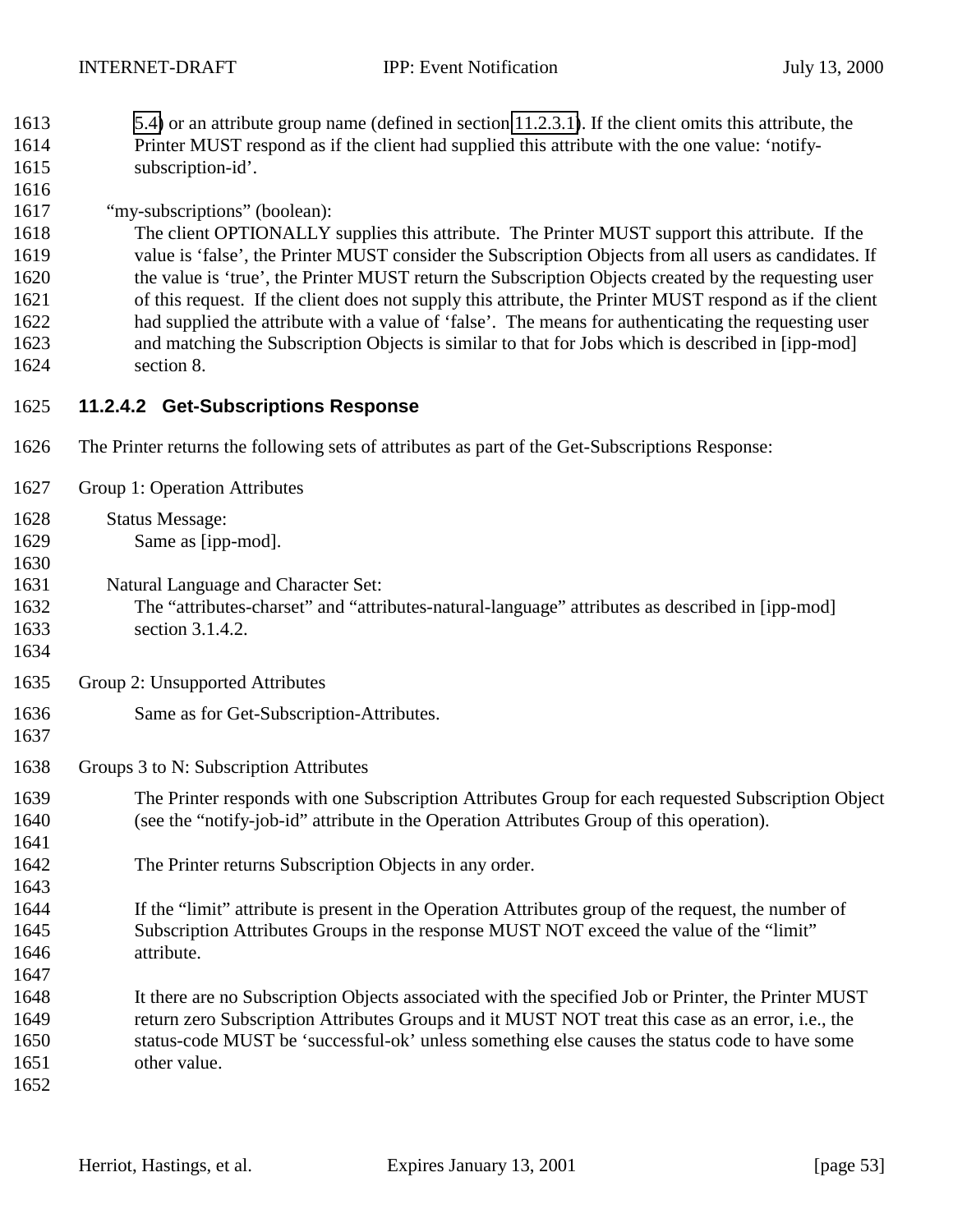5.4) or an attribute group name (defined in section 11.2.3.1). If the client omits this attribute, the Printer MUST respond as if the client had supplied this attribute with the one value: 'notify-subscription-id'.

"my-subscriptions" (boolean):

The client OPTIONALLY supplies this attribute. The Printer MUST support this attribute. If the value is 'false', the Printer MUST consider the Subscription Objects from all users as candidates. If the value is 'true', the Printer MUST return the Subscription Objects created by the requesting user of this request. If the client does not supply this attribute, the Printer MUST respond as if the client had supplied the attribute with a value of 'false'. The means for authenticating the requesting user and matching the Subscription Objects is similar to that for Jobs which is described in [ipp-mod] section 8.

#### 11.2.4.2 Get-Subscriptions Response

The Printer returns the following sets of attributes as part of the Get-Subscriptions Response:

Group 1: Operation Attributes

Status Message:
Same as [ipp-mod].

Natural Language and Character Set:
The "attributes-charset" and "attributes-natural-language" attributes as described in [ipp-mod] section 3.1.4.2.

Group 2: Unsupported Attributes

Same as for Get-Subscription-Attributes.

Groups 3 to N: Subscription Attributes

The Printer responds with one Subscription Attributes Group for each requested Subscription Object (see the "notify-job-id" attribute in the Operation Attributes Group of this operation).

The Printer returns Subscription Objects in any order.

If the "limit" attribute is present in the Operation Attributes group of the request, the number of Subscription Attributes Groups in the response MUST NOT exceed the value of the "limit" attribute.

It there are no Subscription Objects associated with the specified Job or Printer, the Printer MUST return zero Subscription Attributes Groups and it MUST NOT treat this case as an error, i.e., the status-code MUST be 'successful-ok' unless something else causes the status code to have some other value.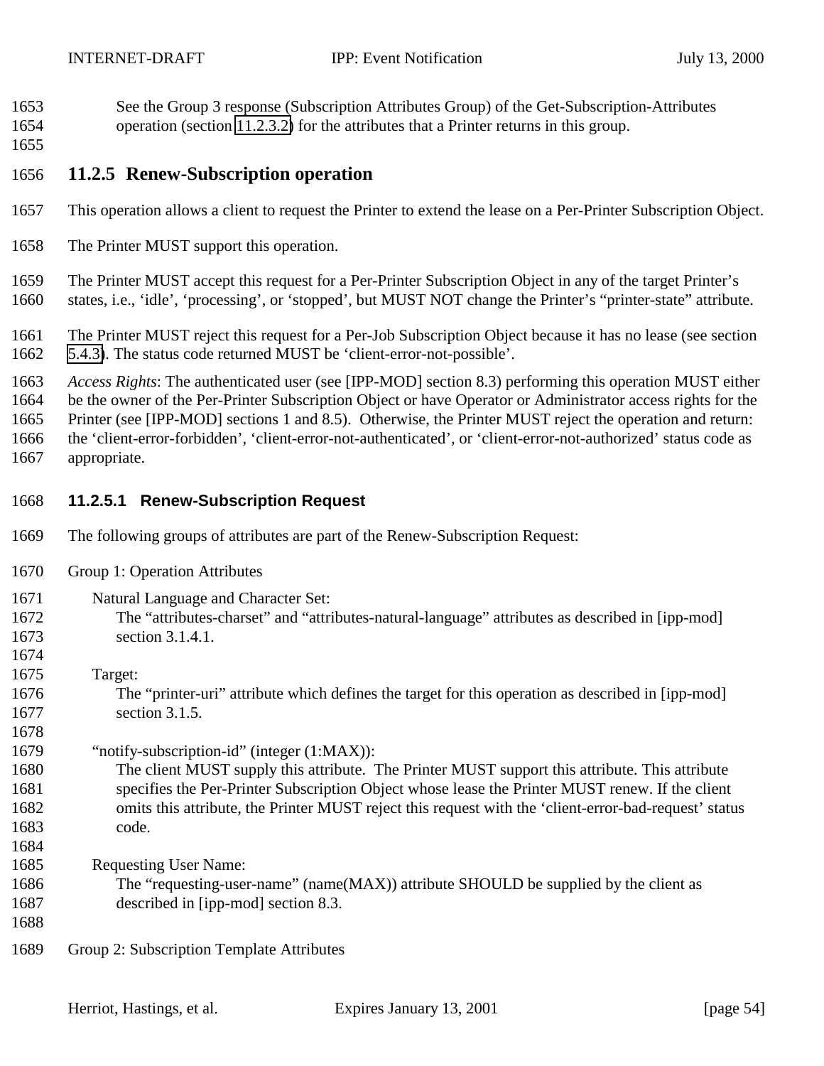See the Group 3 response (Subscription Attributes Group) of the Get-Subscription-Attributes operation (section 11.2.3.2) for the attributes that a Printer returns in this group.

## 11.2.5 Renew-Subscription operation

This operation allows a client to request the Printer to extend the lease on a Per-Printer Subscription Object.

The Printer MUST support this operation.

The Printer MUST accept this request for a Per-Printer Subscription Object in any of the target Printer's states, i.e., 'idle', 'processing', or 'stopped', but MUST NOT change the Printer's "printer-state" attribute.

The Printer MUST reject this request for a Per-Job Subscription Object because it has no lease (see section 5.4.3). The status code returned MUST be 'client-error-not-possible'.

*Access Rights*: The authenticated user (see [IPP-MOD] section 8.3) performing this operation MUST either be the owner of the Per-Printer Subscription Object or have Operator or Administrator access rights for the Printer (see [IPP-MOD] sections 1 and 8.5). Otherwise, the Printer MUST reject the operation and return: the 'client-error-forbidden', 'client-error-not-authenticated', or 'client-error-not-authorized' status code as appropriate.

### 11.2.5.1 Renew-Subscription Request

The following groups of attributes are part of the Renew-Subscription Request:

Group 1: Operation Attributes

Natural Language and Character Set:
The "attributes-charset" and "attributes-natural-language" attributes as described in [ipp-mod] section 3.1.4.1.

Target:
The "printer-uri" attribute which defines the target for this operation as described in [ipp-mod] section 3.1.5.

"notify-subscription-id" (integer (1:MAX)):
The client MUST supply this attribute. The Printer MUST support this attribute. This attribute specifies the Per-Printer Subscription Object whose lease the Printer MUST renew. If the client omits this attribute, the Printer MUST reject this request with the 'client-error-bad-request' status code.

Requesting User Name:
The "requesting-user-name" (name(MAX)) attribute SHOULD be supplied by the client as described in [ipp-mod] section 8.3.

Group 2: Subscription Template Attributes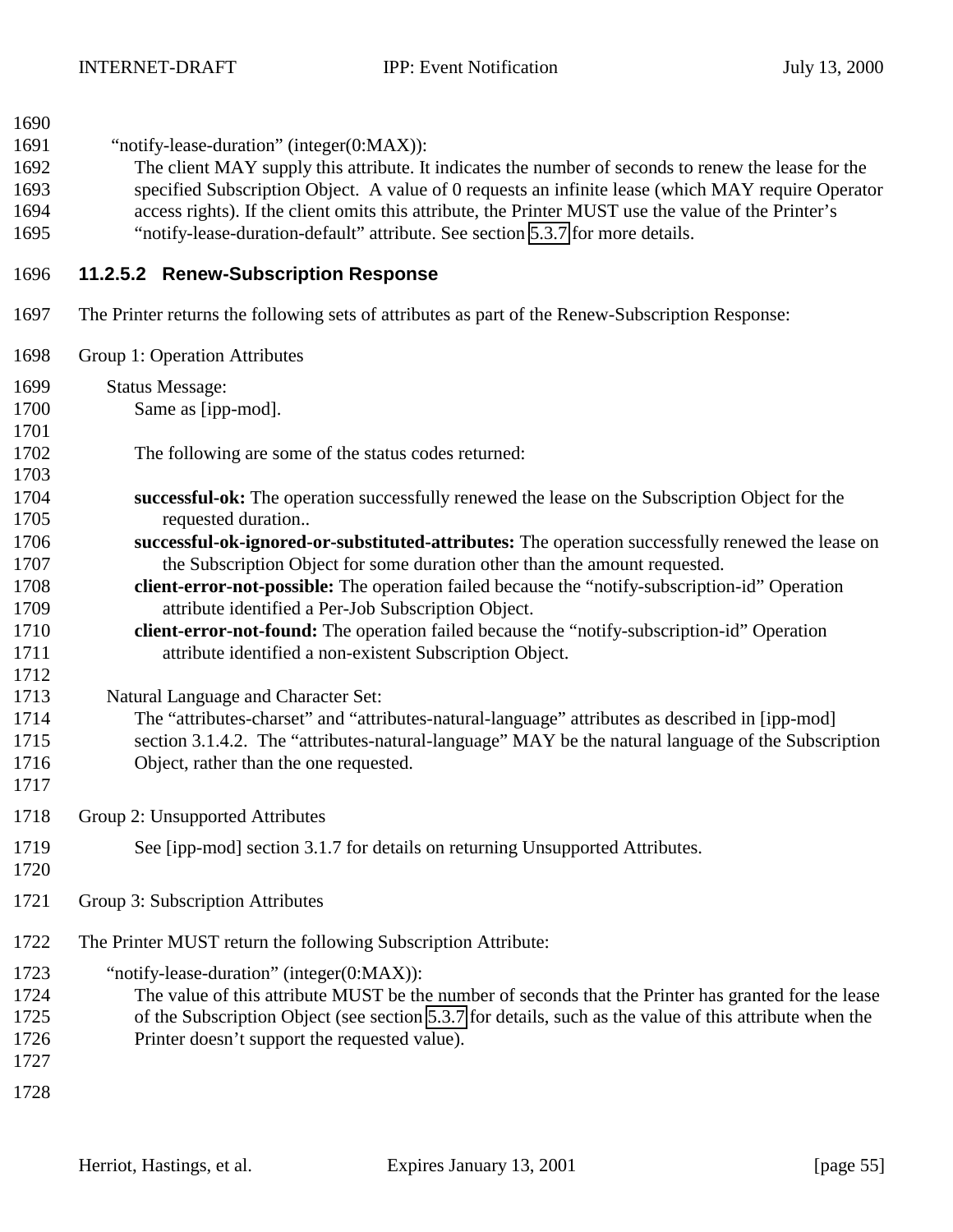"notify-lease-duration" (integer(0:MAX)):
The client MAY supply this attribute. It indicates the number of seconds to renew the lease for the specified Subscription Object. A value of 0 requests an infinite lease (which MAY require Operator access rights). If the client omits this attribute, the Printer MUST use the value of the Printer's "notify-lease-duration-default" attribute. See section 5.3.7 for more details.

#### 11.2.5.2 Renew-Subscription Response

The Printer returns the following sets of attributes as part of the Renew-Subscription Response:

Group 1: Operation Attributes

Status Message:
Same as [ipp-mod].

The following are some of the status codes returned:

**successful-ok:** The operation successfully renewed the lease on the Subscription Object for the requested duration..
**successful-ok-ignored-or-substituted-attributes:** The operation successfully renewed the lease on the Subscription Object for some duration other than the amount requested.
**client-error-not-possible:** The operation failed because the "notify-subscription-id" Operation attribute identified a Per-Job Subscription Object.
**client-error-not-found:** The operation failed because the "notify-subscription-id" Operation attribute identified a non-existent Subscription Object.

Natural Language and Character Set:
The "attributes-charset" and "attributes-natural-language" attributes as described in [ipp-mod] section 3.1.4.2. The "attributes-natural-language" MAY be the natural language of the Subscription Object, rather than the one requested.

Group 2: Unsupported Attributes

See [ipp-mod] section 3.1.7 for details on returning Unsupported Attributes.

Group 3: Subscription Attributes

The Printer MUST return the following Subscription Attribute:

"notify-lease-duration" (integer(0:MAX)):
The value of this attribute MUST be the number of seconds that the Printer has granted for the lease of the Subscription Object (see section 5.3.7 for details, such as the value of this attribute when the Printer doesn't support the requested value).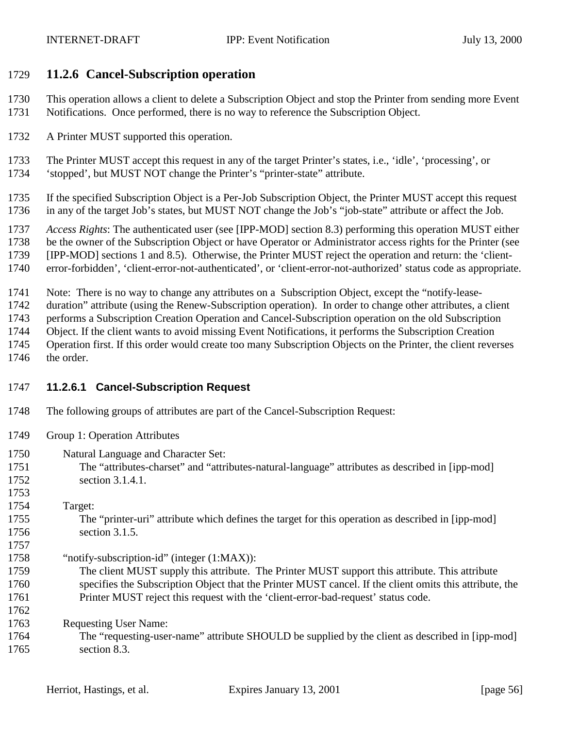### 11.2.6 Cancel-Subscription operation

This operation allows a client to delete a Subscription Object and stop the Printer from sending more Event Notifications. Once performed, there is no way to reference the Subscription Object.

A Printer MUST supported this operation.

The Printer MUST accept this request in any of the target Printer's states, i.e., 'idle', 'processing', or 'stopped', but MUST NOT change the Printer's "printer-state" attribute.

If the specified Subscription Object is a Per-Job Subscription Object, the Printer MUST accept this request in any of the target Job's states, but MUST NOT change the Job's "job-state" attribute or affect the Job.

*Access Rights*: The authenticated user (see [IPP-MOD] section 8.3) performing this operation MUST either be the owner of the Subscription Object or have Operator or Administrator access rights for the Printer (see [IPP-MOD] sections 1 and 8.5). Otherwise, the Printer MUST reject the operation and return: the 'client-error-forbidden', 'client-error-not-authenticated', or 'client-error-not-authorized' status code as appropriate.

Note: There is no way to change any attributes on a Subscription Object, except the "notify-lease-duration" attribute (using the Renew-Subscription operation). In order to change other attributes, a client performs a Subscription Creation Operation and Cancel-Subscription operation on the old Subscription Object. If the client wants to avoid missing Event Notifications, it performs the Subscription Creation Operation first. If this order would create too many Subscription Objects on the Printer, the client reverses the order.

#### 11.2.6.1 Cancel-Subscription Request

The following groups of attributes are part of the Cancel-Subscription Request:

Group 1: Operation Attributes

Natural Language and Character Set:
The "attributes-charset" and "attributes-natural-language" attributes as described in [ipp-mod] section 3.1.4.1.

Target:
The "printer-uri" attribute which defines the target for this operation as described in [ipp-mod] section 3.1.5.

"notify-subscription-id" (integer (1:MAX)):
The client MUST supply this attribute. The Printer MUST support this attribute. This attribute specifies the Subscription Object that the Printer MUST cancel. If the client omits this attribute, the Printer MUST reject this request with the 'client-error-bad-request' status code.

Requesting User Name:
The "requesting-user-name" attribute SHOULD be supplied by the client as described in [ipp-mod] section 8.3.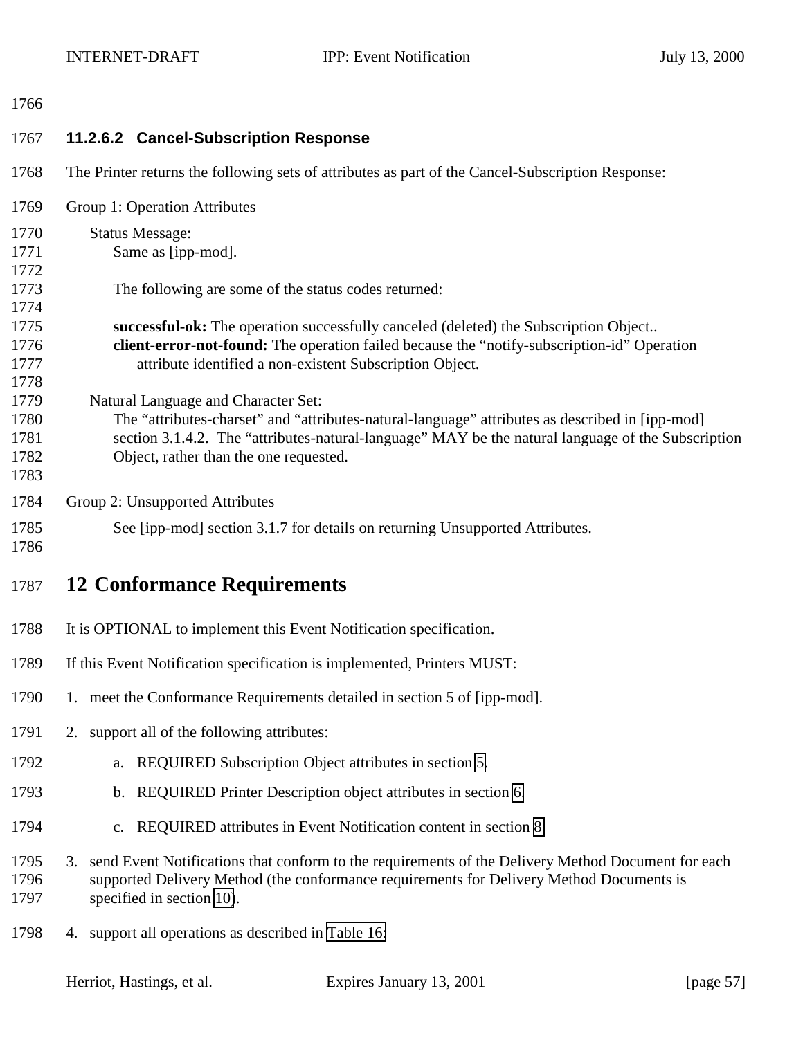#### 11.2.6.2 Cancel-Subscription Response

The Printer returns the following sets of attributes as part of the Cancel-Subscription Response:

Group 1: Operation Attributes

Status Message:
Same as [ipp-mod].

The following are some of the status codes returned:

**successful-ok:** The operation successfully canceled (deleted) the Subscription Object..
**client-error-not-found:** The operation failed because the "notify-subscription-id" Operation attribute identified a non-existent Subscription Object.

Natural Language and Character Set:
The "attributes-charset" and "attributes-natural-language" attributes as described in [ipp-mod] section 3.1.4.2. The "attributes-natural-language" MAY be the natural language of the Subscription Object, rather than the one requested.

Group 2: Unsupported Attributes

See [ipp-mod] section 3.1.7 for details on returning Unsupported Attributes.

# 12 Conformance Requirements

It is OPTIONAL to implement this Event Notification specification.

If this Event Notification specification is implemented, Printers MUST:

1. meet the Conformance Requirements detailed in section 5 of [ipp-mod].
2. support all of the following attributes:
   a. REQUIRED Subscription Object attributes in section 5.
   b. REQUIRED Printer Description object attributes in section 6.
   c. REQUIRED attributes in Event Notification content in section 8.
3. send Event Notifications that conform to the requirements of the Delivery Method Document for each supported Delivery Method (the conformance requirements for Delivery Method Documents is specified in section 10).
4. support all operations as described in Table 16: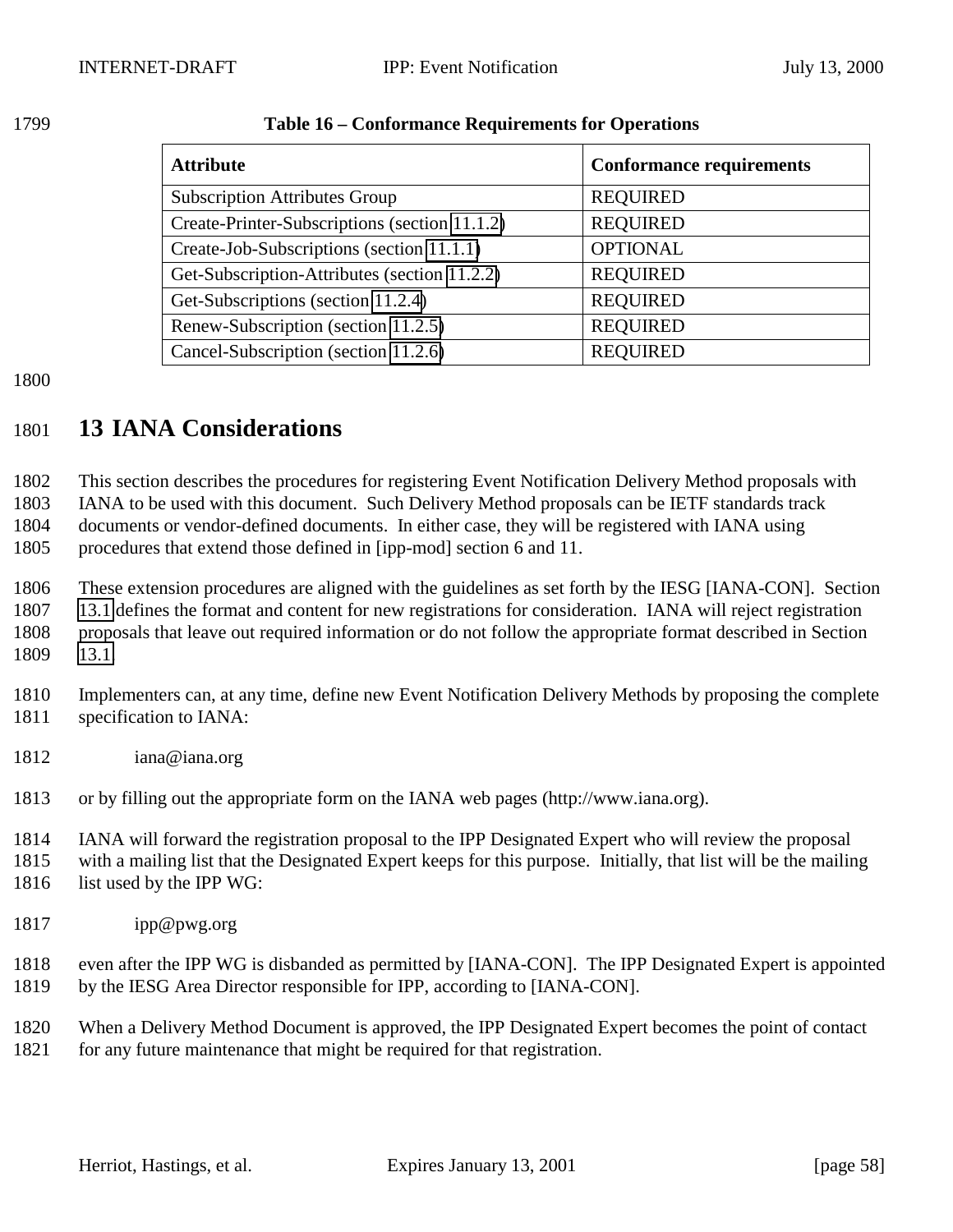**Table 16 – Conformance Requirements for Operations**

| Attribute | Conformance requirements |
| --- | --- |
| Subscription Attributes Group | REQUIRED |
| Create-Printer-Subscriptions (section 11.1.2) | REQUIRED |
| Create-Job-Subscriptions (section 11.1.1) | OPTIONAL |
| Get-Subscription-Attributes (section 11.2.2) | REQUIRED |
| Get-Subscriptions (section 11.2.4) | REQUIRED |
| Renew-Subscription (section 11.2.5) | REQUIRED |
| Cancel-Subscription (section 11.2.6) | REQUIRED |

# 13 IANA Considerations

This section describes the procedures for registering Event Notification Delivery Method proposals with IANA to be used with this document. Such Delivery Method proposals can be IETF standards track documents or vendor-defined documents. In either case, they will be registered with IANA using procedures that extend those defined in [ipp-mod] section 6 and 11.

These extension procedures are aligned with the guidelines as set forth by the IESG [IANA-CON]. Section 13.1 defines the format and content for new registrations for consideration. IANA will reject registration proposals that leave out required information or do not follow the appropriate format described in Section 13.1.

Implementers can, at any time, define new Event Notification Delivery Methods by proposing the complete specification to IANA:

iana@iana.org

or by filling out the appropriate form on the IANA web pages (http://www.iana.org).

IANA will forward the registration proposal to the IPP Designated Expert who will review the proposal with a mailing list that the Designated Expert keeps for this purpose. Initially, that list will be the mailing list used by the IPP WG:

ipp@pwg.org

even after the IPP WG is disbanded as permitted by [IANA-CON]. The IPP Designated Expert is appointed by the IESG Area Director responsible for IPP, according to [IANA-CON].

When a Delivery Method Document is approved, the IPP Designated Expert becomes the point of contact for any future maintenance that might be required for that registration.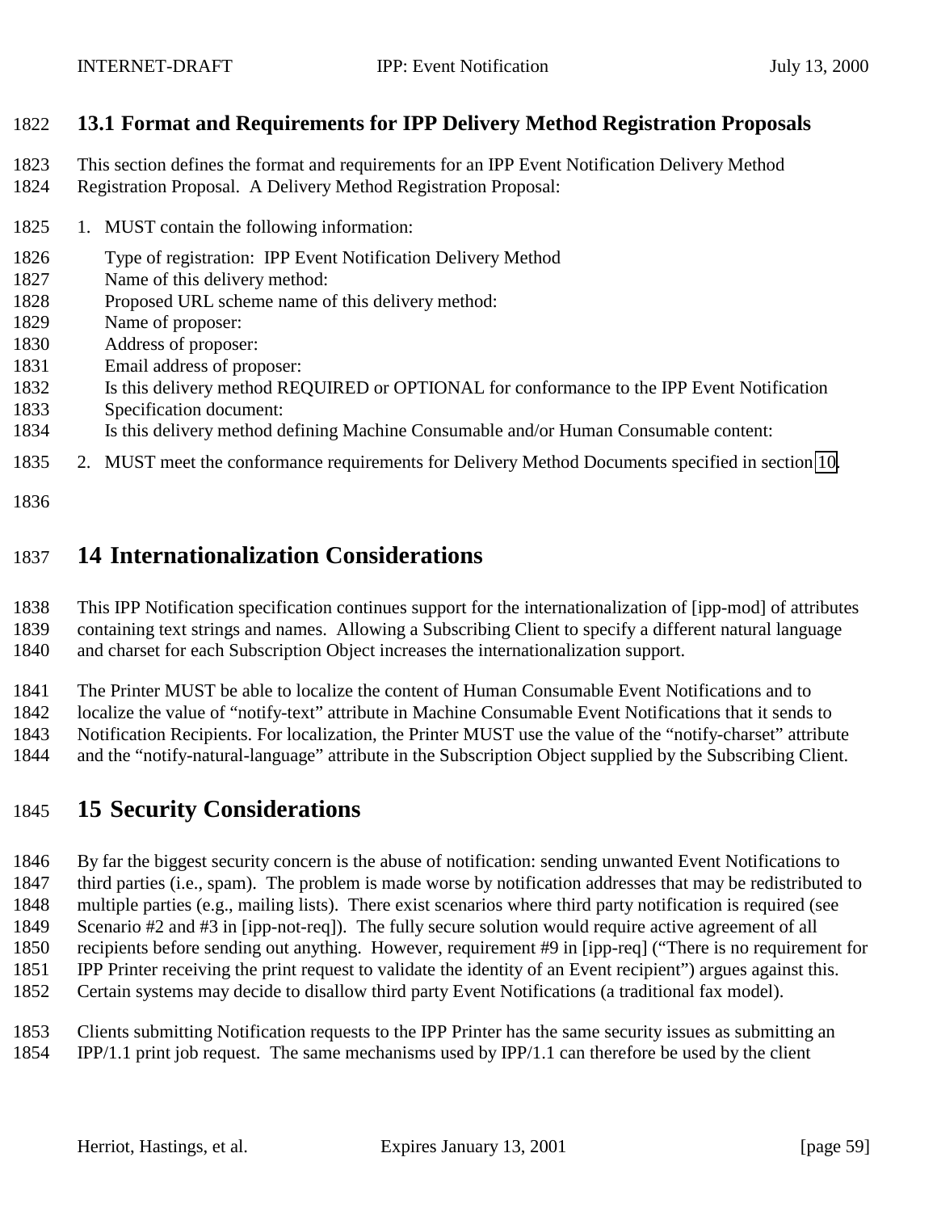### 13.1 Format and Requirements for IPP Delivery Method Registration Proposals

This section defines the format and requirements for an IPP Event Notification Delivery Method Registration Proposal. A Delivery Method Registration Proposal:

1. MUST contain the following information:

   Type of registration: IPP Event Notification Delivery Method
   Name of this delivery method:
   Proposed URL scheme name of this delivery method:
   Name of proposer:
   Address of proposer:
   Email address of proposer:
   Is this delivery method REQUIRED or OPTIONAL for conformance to the IPP Event Notification Specification document:
   Is this delivery method defining Machine Consumable and/or Human Consumable content:

2. MUST meet the conformance requirements for Delivery Method Documents specified in section 10.

## 14 Internationalization Considerations

This IPP Notification specification continues support for the internationalization of [ipp-mod] of attributes containing text strings and names. Allowing a Subscribing Client to specify a different natural language and charset for each Subscription Object increases the internationalization support.

The Printer MUST be able to localize the content of Human Consumable Event Notifications and to localize the value of "notify-text" attribute in Machine Consumable Event Notifications that it sends to Notification Recipients. For localization, the Printer MUST use the value of the "notify-charset" attribute and the "notify-natural-language" attribute in the Subscription Object supplied by the Subscribing Client.

## 15 Security Considerations

By far the biggest security concern is the abuse of notification: sending unwanted Event Notifications to third parties (i.e., spam). The problem is made worse by notification addresses that may be redistributed to multiple parties (e.g., mailing lists). There exist scenarios where third party notification is required (see Scenario #2 and #3 in [ipp-not-req]). The fully secure solution would require active agreement of all recipients before sending out anything. However, requirement #9 in [ipp-req] ("There is no requirement for IPP Printer receiving the print request to validate the identity of an Event recipient") argues against this. Certain systems may decide to disallow third party Event Notifications (a traditional fax model).

Clients submitting Notification requests to the IPP Printer has the same security issues as submitting an IPP/1.1 print job request. The same mechanisms used by IPP/1.1 can therefore be used by the client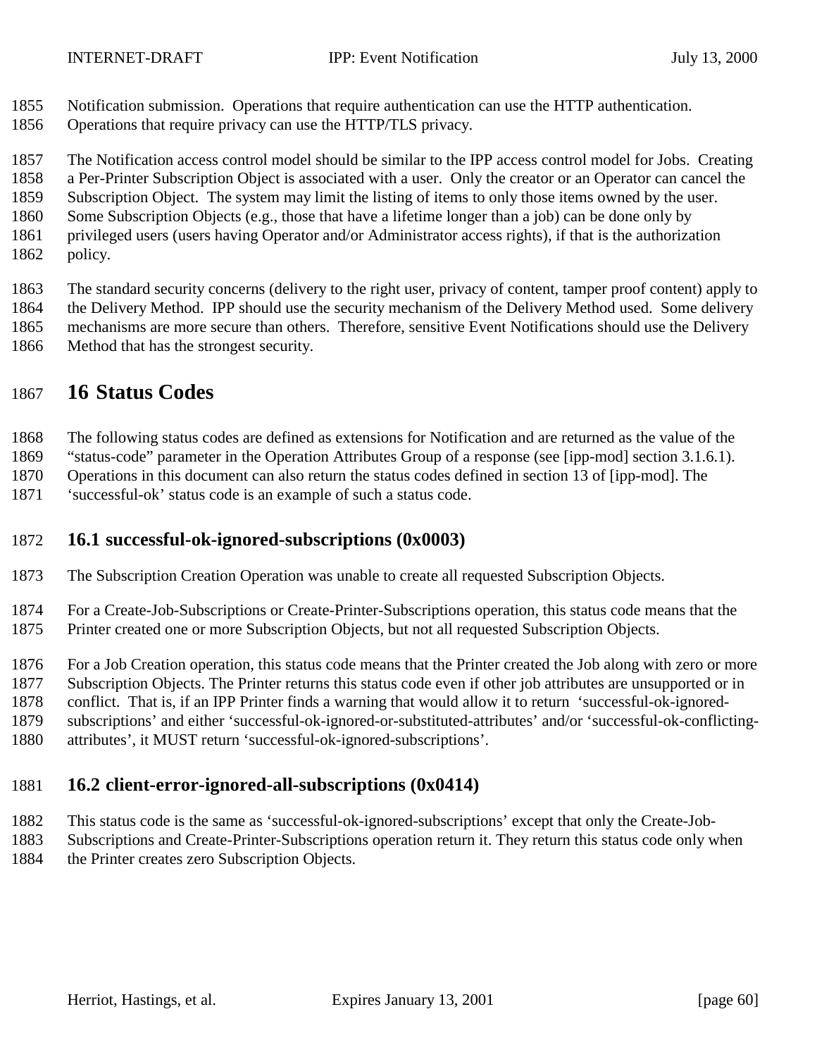Notification submission. Operations that require authentication can use the HTTP authentication. Operations that require privacy can use the HTTP/TLS privacy.

The Notification access control model should be similar to the IPP access control model for Jobs. Creating a Per-Printer Subscription Object is associated with a user. Only the creator or an Operator can cancel the Subscription Object. The system may limit the listing of items to only those items owned by the user. Some Subscription Objects (e.g., those that have a lifetime longer than a job) can be done only by privileged users (users having Operator and/or Administrator access rights), if that is the authorization policy.

The standard security concerns (delivery to the right user, privacy of content, tamper proof content) apply to the Delivery Method. IPP should use the security mechanism of the Delivery Method used. Some delivery mechanisms are more secure than others. Therefore, sensitive Event Notifications should use the Delivery Method that has the strongest security.

# 16 Status Codes

The following status codes are defined as extensions for Notification and are returned as the value of the "status-code" parameter in the Operation Attributes Group of a response (see [ipp-mod] section 3.1.6.1). Operations in this document can also return the status codes defined in section 13 of [ipp-mod]. The 'successful-ok' status code is an example of such a status code.

## 16.1 successful-ok-ignored-subscriptions (0x0003)

The Subscription Creation Operation was unable to create all requested Subscription Objects.

For a Create-Job-Subscriptions or Create-Printer-Subscriptions operation, this status code means that the Printer created one or more Subscription Objects, but not all requested Subscription Objects.

For a Job Creation operation, this status code means that the Printer created the Job along with zero or more Subscription Objects. The Printer returns this status code even if other job attributes are unsupported or in conflict. That is, if an IPP Printer finds a warning that would allow it to return 'successful-ok-ignored-subscriptions' and either 'successful-ok-ignored-or-substituted-attributes' and/or 'successful-ok-conflicting-attributes', it MUST return 'successful-ok-ignored-subscriptions'.

## 16.2 client-error-ignored-all-subscriptions (0x0414)

This status code is the same as 'successful-ok-ignored-subscriptions' except that only the Create-Job-Subscriptions and Create-Printer-Subscriptions operation return it. They return this status code only when the Printer creates zero Subscription Objects.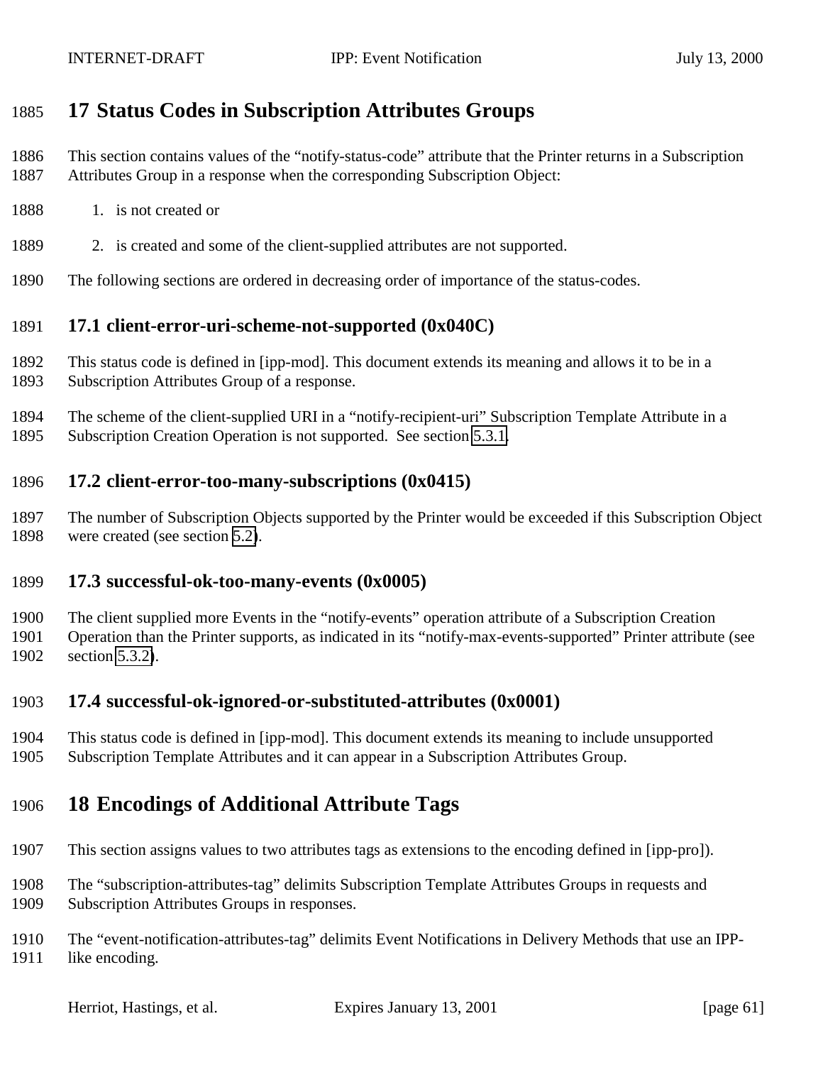# 17 Status Codes in Subscription Attributes Groups

This section contains values of the "notify-status-code" attribute that the Printer returns in a Subscription Attributes Group in a response when the corresponding Subscription Object:

1. is not created or
2. is created and some of the client-supplied attributes are not supported.

The following sections are ordered in decreasing order of importance of the status-codes.

## 17.1 client-error-uri-scheme-not-supported (0x040C)

This status code is defined in [ipp-mod]. This document extends its meaning and allows it to be in a Subscription Attributes Group of a response.

The scheme of the client-supplied URI in a "notify-recipient-uri" Subscription Template Attribute in a Subscription Creation Operation is not supported. See section 5.3.1.

## 17.2 client-error-too-many-subscriptions (0x0415)

The number of Subscription Objects supported by the Printer would be exceeded if this Subscription Object were created (see section 5.2).

## 17.3 successful-ok-too-many-events (0x0005)

The client supplied more Events in the "notify-events" operation attribute of a Subscription Creation Operation than the Printer supports, as indicated in its "notify-max-events-supported" Printer attribute (see section 5.3.2).

## 17.4 successful-ok-ignored-or-substituted-attributes (0x0001)

This status code is defined in [ipp-mod]. This document extends its meaning to include unsupported Subscription Template Attributes and it can appear in a Subscription Attributes Group.

# 18 Encodings of Additional Attribute Tags

This section assigns values to two attributes tags as extensions to the encoding defined in [ipp-pro]).

The "subscription-attributes-tag" delimits Subscription Template Attributes Groups in requests and Subscription Attributes Groups in responses.

The "event-notification-attributes-tag" delimits Event Notifications in Delivery Methods that use an IPP-like encoding.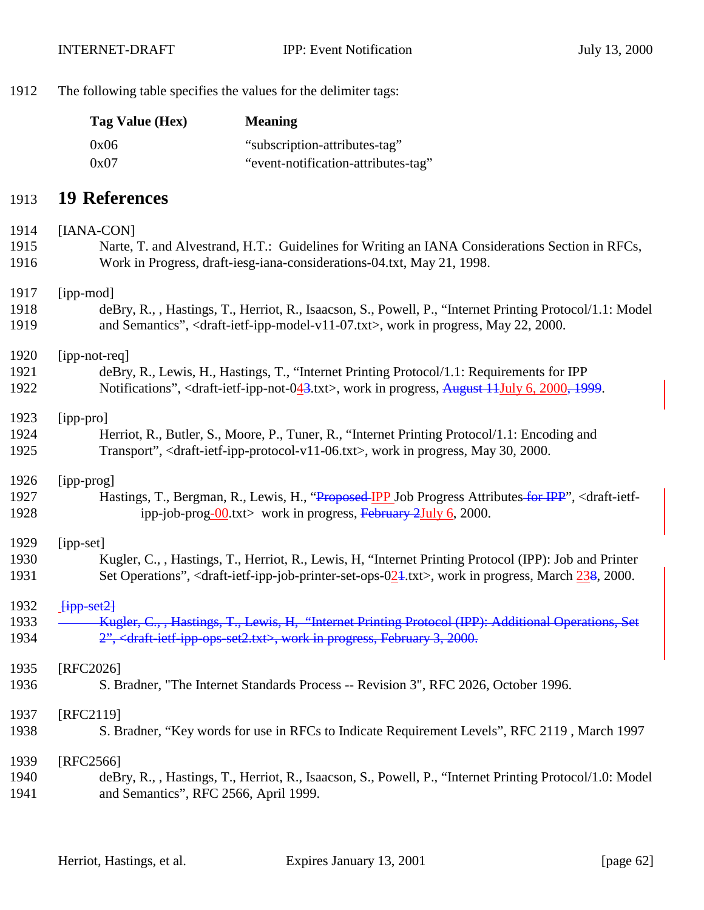The following table specifies the values for the delimiter tags:

| Tag Value (Hex) | Meaning |
|---|---|
| 0x06 | "subscription-attributes-tag" |
| 0x07 | "event-notification-attributes-tag" |

# 19 References

[IANA-CON]
Narte, T. and Alvestrand, H.T.: Guidelines for Writing an IANA Considerations Section in RFCs, Work in Progress, draft-iesg-iana-considerations-04.txt, May 21, 1998.

[ipp-mod]
deBry, R., , Hastings, T., Herriot, R., Isaacson, S., Powell, P., "Internet Printing Protocol/1.1: Model and Semantics", <draft-ietf-ipp-model-v11-07.txt>, work in progress, May 22, 2000.

[ipp-not-req]
deBry, R., Lewis, H., Hastings, T., "Internet Printing Protocol/1.1: Requirements for IPP Notifications", <draft-ietf-ipp-not-04~~3~~.txt>, work in progress, ~~August 11~~July 6, 2000~~, 1999~~.

[ipp-pro]
Herriot, R., Butler, S., Moore, P., Tuner, R., "Internet Printing Protocol/1.1: Encoding and Transport", <draft-ietf-ipp-protocol-v11-06.txt>, work in progress, May 30, 2000.

[ipp-prog]
Hastings, T., Bergman, R., Lewis, H., "~~Proposed~~ IPP Job Progress Attributes~~ for IPP~~", <draft-ietf-ipp-job-prog-00.txt> work in progress, ~~February 2~~July 6, 2000.

[ipp-set]
Kugler, C., , Hastings, T., Herriot, R., Lewis, H, "Internet Printing Protocol (IPP): Job and Printer Set Operations", <draft-ietf-ipp-job-printer-set-ops-02~~1~~.txt>, work in progress, March 23~~8~~, 2000.

~~[ipp-set2]~~
~~Kugler, C., , Hastings, T., Lewis, H, "Internet Printing Protocol (IPP): Additional Operations, Set 2", <draft-ietf-ipp-ops-set2.txt>, work in progress, February 3, 2000.~~

[RFC2026]
S. Bradner, "The Internet Standards Process -- Revision 3", RFC 2026, October 1996.

[RFC2119]
S. Bradner, "Key words for use in RFCs to Indicate Requirement Levels", RFC 2119 , March 1997

[RFC2566]
deBry, R., , Hastings, T., Herriot, R., Isaacson, S., Powell, P., "Internet Printing Protocol/1.0: Model and Semantics", RFC 2566, April 1999.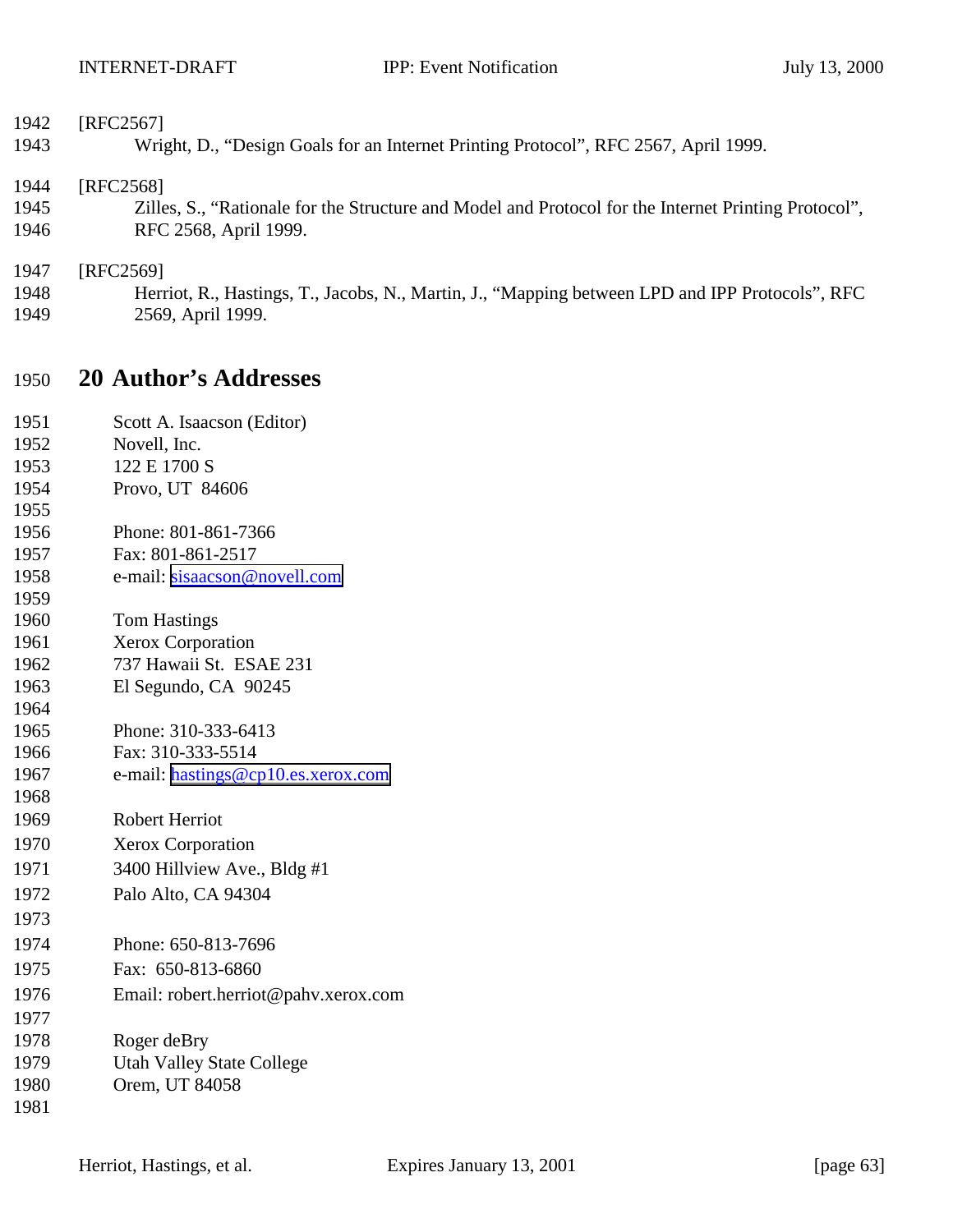[RFC2567]
Wright, D., "Design Goals for an Internet Printing Protocol", RFC 2567, April 1999.

[RFC2568]
Zilles, S., "Rationale for the Structure and Model and Protocol for the Internet Printing Protocol", RFC 2568, April 1999.

[RFC2569]
Herriot, R., Hastings, T., Jacobs, N., Martin, J., "Mapping between LPD and IPP Protocols", RFC 2569, April 1999.

# 20 Author's Addresses

Scott A. Isaacson (Editor)
Novell, Inc.
122 E 1700 S
Provo, UT 84606

Phone: 801-861-7366
Fax: 801-861-2517
e-mail: sisaacson@novell.com

Tom Hastings
Xerox Corporation
737 Hawaii St. ESAE 231
El Segundo, CA 90245

Phone: 310-333-6413
Fax: 310-333-5514
e-mail: hastings@cp10.es.xerox.com

Robert Herriot
Xerox Corporation
3400 Hillview Ave., Bldg #1
Palo Alto, CA 94304

Phone: 650-813-7696
Fax: 650-813-6860
Email: robert.herriot@pahv.xerox.com

Roger deBry
Utah Valley State College
Orem, UT 84058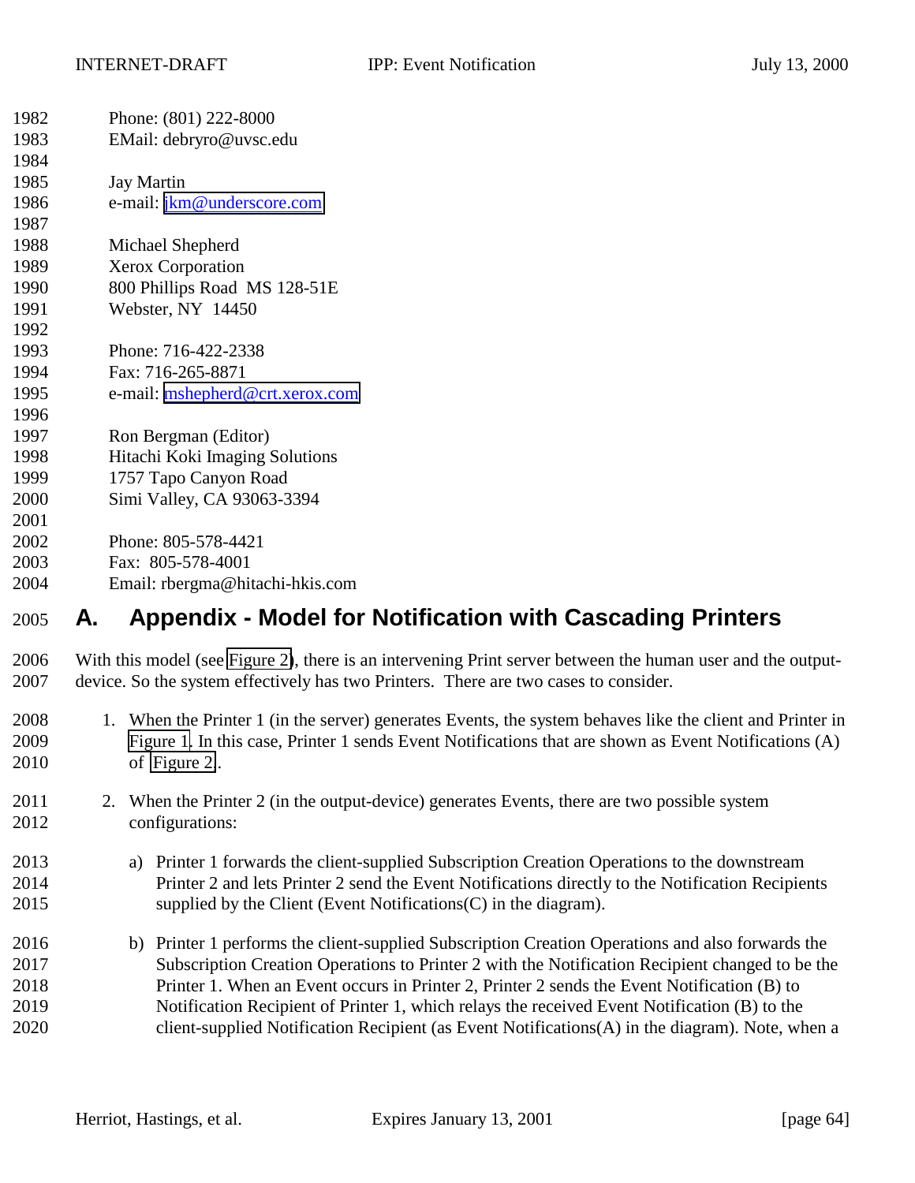Phone: (801) 222-8000
EMail: debryro@uvsc.edu

Jay Martin
e-mail: jkm@underscore.com

Michael Shepherd
Xerox Corporation
800 Phillips Road MS 128-51E
Webster, NY 14450

Phone: 716-422-2338
Fax: 716-265-8871
e-mail: mshepherd@crt.xerox.com

Ron Bergman (Editor)
Hitachi Koki Imaging Solutions
1757 Tapo Canyon Road
Simi Valley, CA 93063-3394

Phone: 805-578-4421
Fax: 805-578-4001
Email: rbergma@hitachi-hkis.com

# A. Appendix - Model for Notification with Cascading Printers

With this model (see Figure 2), there is an intervening Print server between the human user and the output-device. So the system effectively has two Printers. There are two cases to consider.

1. When the Printer 1 (in the server) generates Events, the system behaves like the client and Printer in Figure 1. In this case, Printer 1 sends Event Notifications that are shown as Event Notifications (A) of Figure 2.

2. When the Printer 2 (in the output-device) generates Events, there are two possible system configurations:

   a) Printer 1 forwards the client-supplied Subscription Creation Operations to the downstream Printer 2 and lets Printer 2 send the Event Notifications directly to the Notification Recipients supplied by the Client (Event Notifications(C) in the diagram).

   b) Printer 1 performs the client-supplied Subscription Creation Operations and also forwards the Subscription Creation Operations to Printer 2 with the Notification Recipient changed to be the Printer 1. When an Event occurs in Printer 2, Printer 2 sends the Event Notification (B) to Notification Recipient of Printer 1, which relays the received Event Notification (B) to the client-supplied Notification Recipient (as Event Notifications(A) in the diagram). Note, when a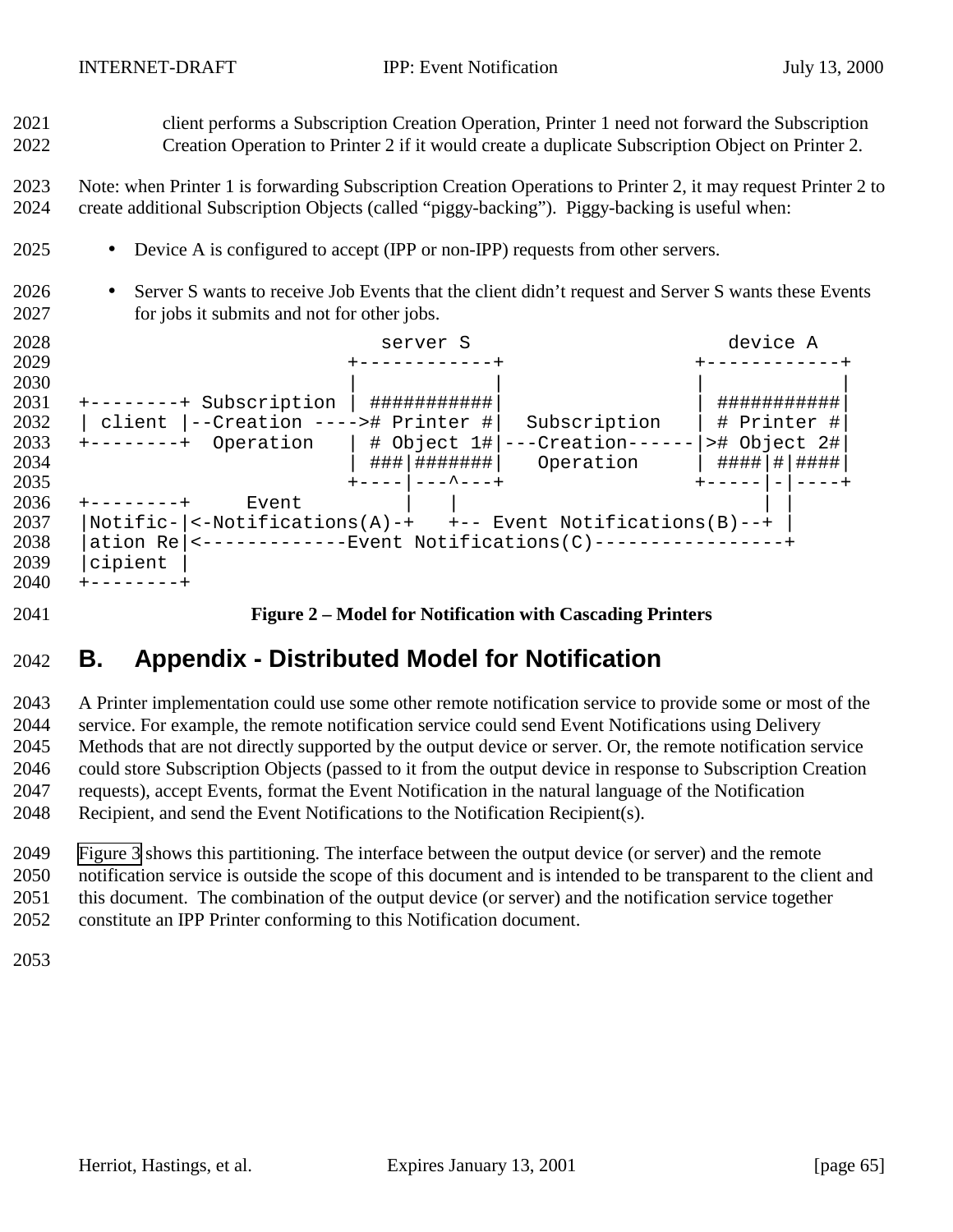client performs a Subscription Creation Operation, Printer 1 need not forward the Subscription Creation Operation to Printer 2 if it would create a duplicate Subscription Object on Printer 2.

Note: when Printer 1 is forwarding Subscription Creation Operations to Printer 2, it may request Printer 2 to create additional Subscription Objects (called “piggy-backing”). Piggy-backing is useful when:

- Device A is configured to accept (IPP or non-IPP) requests from other servers.
- Server S wants to receive Job Events that the client didn’t request and Server S wants these Events for jobs it submits and not for other jobs.

```
                               server S                          device A
                        +------------+                +------------+
                        |            |                |            |
+--------+ Subscription | ###########|                | ###########|
| client |--Creation ---># Printer #|  Subscription  | # Printer #|
+--------+  Operation   | # Object 1#|---Creation------|># Object 2#|
                        | ###|#######|   Operation    | ####|#|####|
                        +----|---^---+                +-----|-|----+
+--------+     Event         |   |                          | |
|Notific-|<-Notifications(A)-+   +-- Event Notifications(B)--+ |
|ation Re|<-------------Event Notifications(C)-----------------+
|cipient |
+--------+
```

**Figure 2 – Model for Notification with Cascading Printers**

# B. Appendix - Distributed Model for Notification

A Printer implementation could use some other remote notification service to provide some or most of the service. For example, the remote notification service could send Event Notifications using Delivery Methods that are not directly supported by the output device or server. Or, the remote notification service could store Subscription Objects (passed to it from the output device in response to Subscription Creation requests), accept Events, format the Event Notification in the natural language of the Notification Recipient, and send the Event Notifications to the Notification Recipient(s).

Figure 3 shows this partitioning. The interface between the output device (or server) and the remote notification service is outside the scope of this document and is intended to be transparent to the client and this document. The combination of the output device (or server) and the notification service together constitute an IPP Printer conforming to this Notification document.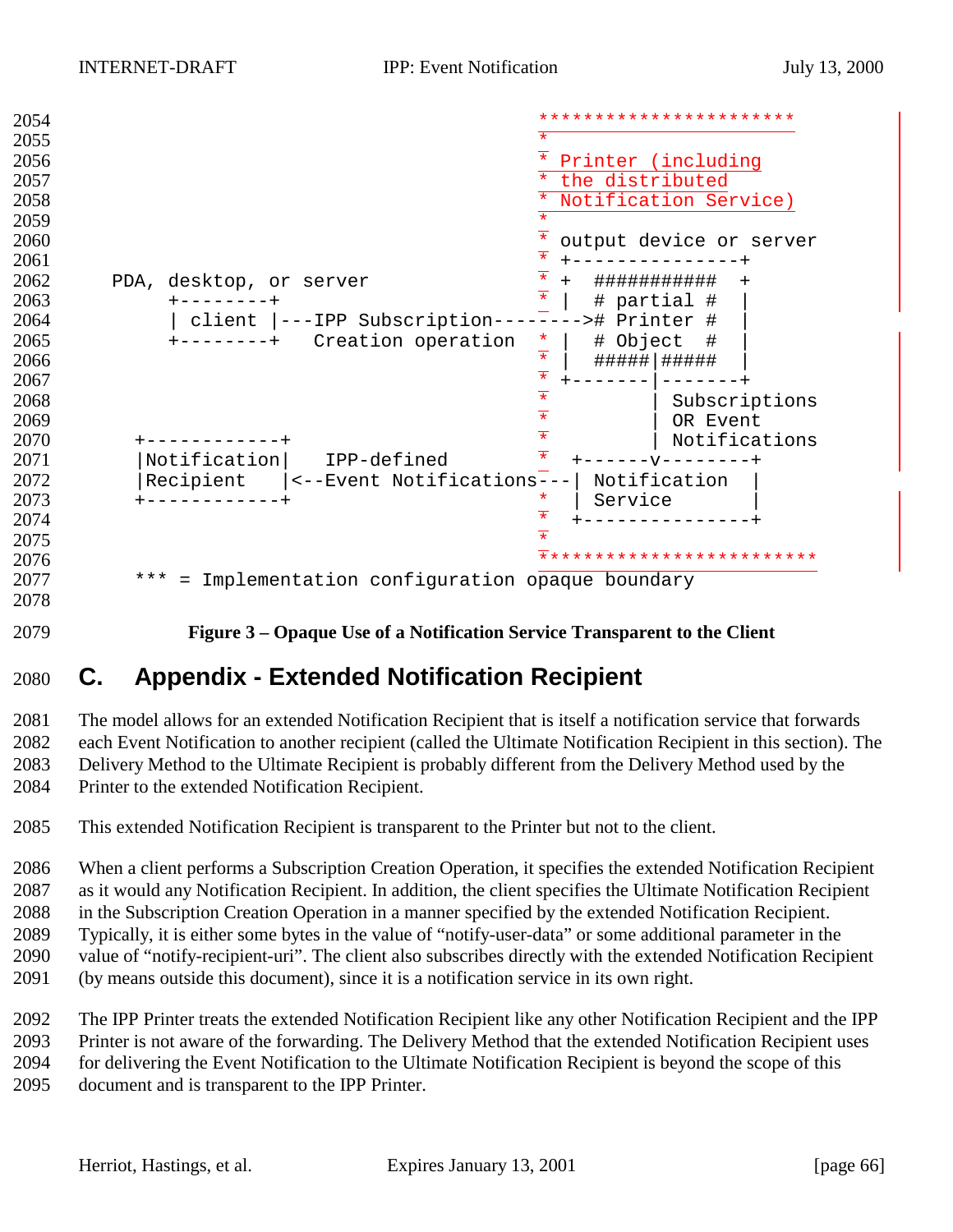```
                                                *******************************
                                                *
                                                * Printer (including
                                                * the distributed
                                                * Notification Service)
                                                *
                                                * output device or server
                                                * +---------------+
     PDA, desktop, or server                    * +  ###########  +
          +--------+                            * |  # partial #  |
          | client |---IPP Subscription-------->#  Printer #    |
          +--------+   Creation operation       * |  # Object  #  |
                                                * |  #####|#####  |
                                                * +-------|-------+
                                                *         | Subscriptions
                                                *         | OR Event
       +------------+                           *         | Notifications
       |Notification|   IPP-defined             *  +------v--------+
       |Recipient   |<--Event Notifications---| Notification  |
       +------------+                           *  | Service       |
                                                *  +---------------+
                                                *
                                                ********************************
       *** = Implementation configuration opaque boundary
```

**Figure 3 – Opaque Use of a Notification Service Transparent to the Client**

# C. Appendix - Extended Notification Recipient

The model allows for an extended Notification Recipient that is itself a notification service that forwards each Event Notification to another recipient (called the Ultimate Notification Recipient in this section). The Delivery Method to the Ultimate Recipient is probably different from the Delivery Method used by the Printer to the extended Notification Recipient.

This extended Notification Recipient is transparent to the Printer but not to the client.

When a client performs a Subscription Creation Operation, it specifies the extended Notification Recipient as it would any Notification Recipient. In addition, the client specifies the Ultimate Notification Recipient in the Subscription Creation Operation in a manner specified by the extended Notification Recipient. Typically, it is either some bytes in the value of "notify-user-data" or some additional parameter in the value of "notify-recipient-uri". The client also subscribes directly with the extended Notification Recipient (by means outside this document), since it is a notification service in its own right.

The IPP Printer treats the extended Notification Recipient like any other Notification Recipient and the IPP Printer is not aware of the forwarding. The Delivery Method that the extended Notification Recipient uses for delivering the Event Notification to the Ultimate Notification Recipient is beyond the scope of this document and is transparent to the IPP Printer.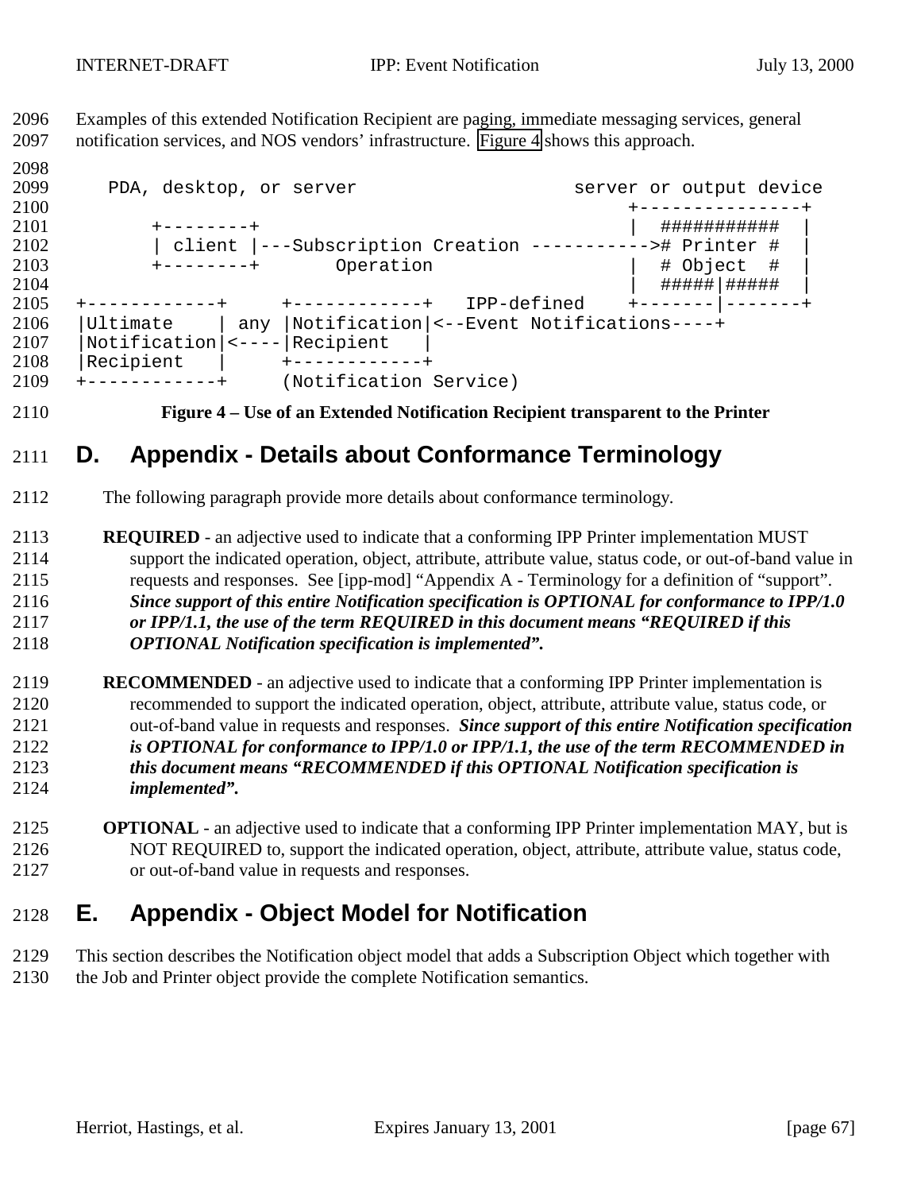Examples of this extended Notification Recipient are paging, immediate messaging services, general notification services, and NOS vendors' infrastructure. Figure 4 shows this approach.

```
   PDA, desktop, or server                    server or output device
                                                 +---------------+
        +--------+                               |  ###########  |
        | client |---Subscription Creation ----------># Printer #  |
        +--------+       Operation               |  # Object  #  |
                                                 |  #####|#####  |
+------------+     +------------+   IPP-defined    +-------|-------+
|Ultimate    | any |Notification|<--Event Notifications----+
|Notification|<----|Recipient   |
|Recipient   |     +------------+
+------------+     (Notification Service)
```

**Figure 4 – Use of an Extended Notification Recipient transparent to the Printer**

# D. Appendix - Details about Conformance Terminology

The following paragraph provide more details about conformance terminology.

**REQUIRED** - an adjective used to indicate that a conforming IPP Printer implementation MUST support the indicated operation, object, attribute, attribute value, status code, or out-of-band value in requests and responses. See [ipp-mod] "Appendix A - Terminology for a definition of "support". ***Since support of this entire Notification specification is OPTIONAL for conformance to IPP/1.0 or IPP/1.1, the use of the term REQUIRED in this document means "REQUIRED if this OPTIONAL Notification specification is implemented".***

**RECOMMENDED** - an adjective used to indicate that a conforming IPP Printer implementation is recommended to support the indicated operation, object, attribute, attribute value, status code, or out-of-band value in requests and responses. ***Since support of this entire Notification specification is OPTIONAL for conformance to IPP/1.0 or IPP/1.1, the use of the term RECOMMENDED in this document means "RECOMMENDED if this OPTIONAL Notification specification is implemented".***

**OPTIONAL** - an adjective used to indicate that a conforming IPP Printer implementation MAY, but is NOT REQUIRED to, support the indicated operation, object, attribute, attribute value, status code, or out-of-band value in requests and responses.

# E. Appendix - Object Model for Notification

This section describes the Notification object model that adds a Subscription Object which together with the Job and Printer object provide the complete Notification semantics.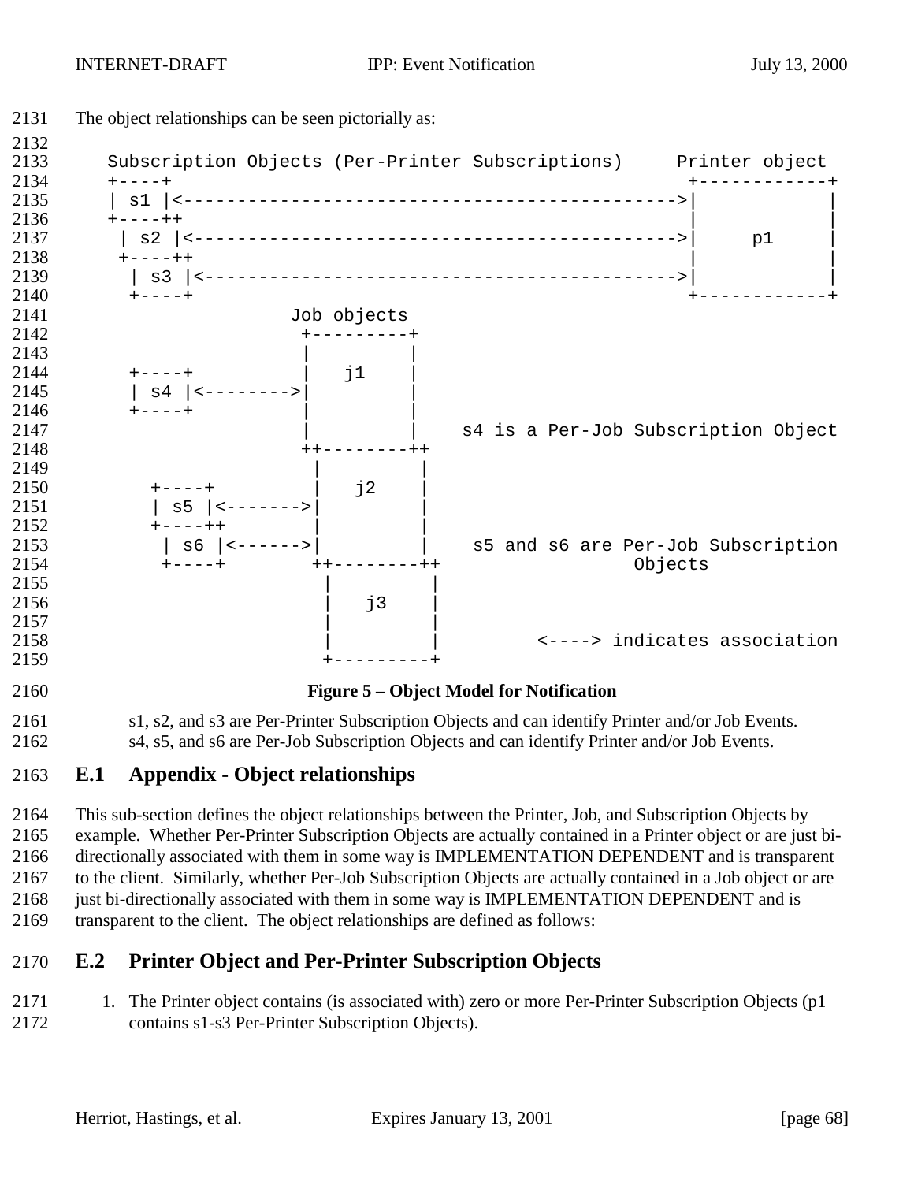The object relationships can be seen pictorially as:

```
   Subscription Objects (Per-Printer Subscriptions)     Printer object
   +----+                                              +------------+
   | s1 |<--------------------------------------------->|            |
   +----++                                             |            |
    | s2 |<-------------------------------------------->|     p1     |
    +----++                                            |            |
     | s3 |<------------------------------------------->|            |
     +----+                                            +------------+
                    Job objects
                     +---------+
                     |         |
     +----+          |   j1    |
     | s4 |<-------->|         |
     +----+          |         |
                     |         |   s4 is a Per-Job Subscription Object
                    ++--------++
                     |         |
       +----+        |   j2    |
       | s5 |<------>|         |
       +----++       |         |
        | s6 |<----->|         |    s5 and s6 are Per-Job Subscription
        +----+      ++--------++                  Objects
                      |         |
                      |   j3    |
                      |         |
                      |         |        <----> indicates association
                      +---------+
```

**Figure 5 – Object Model for Notification**

s1, s2, and s3 are Per-Printer Subscription Objects and can identify Printer and/or Job Events.
s4, s5, and s6 are Per-Job Subscription Objects and can identify Printer and/or Job Events.

## E.1 Appendix - Object relationships

This sub-section defines the object relationships between the Printer, Job, and Subscription Objects by example. Whether Per-Printer Subscription Objects are actually contained in a Printer object or are just bi-directionally associated with them in some way is IMPLEMENTATION DEPENDENT and is transparent to the client. Similarly, whether Per-Job Subscription Objects are actually contained in a Job object or are just bi-directionally associated with them in some way is IMPLEMENTATION DEPENDENT and is transparent to the client. The object relationships are defined as follows:

## E.2 Printer Object and Per-Printer Subscription Objects

1. The Printer object contains (is associated with) zero or more Per-Printer Subscription Objects (p1 contains s1-s3 Per-Printer Subscription Objects).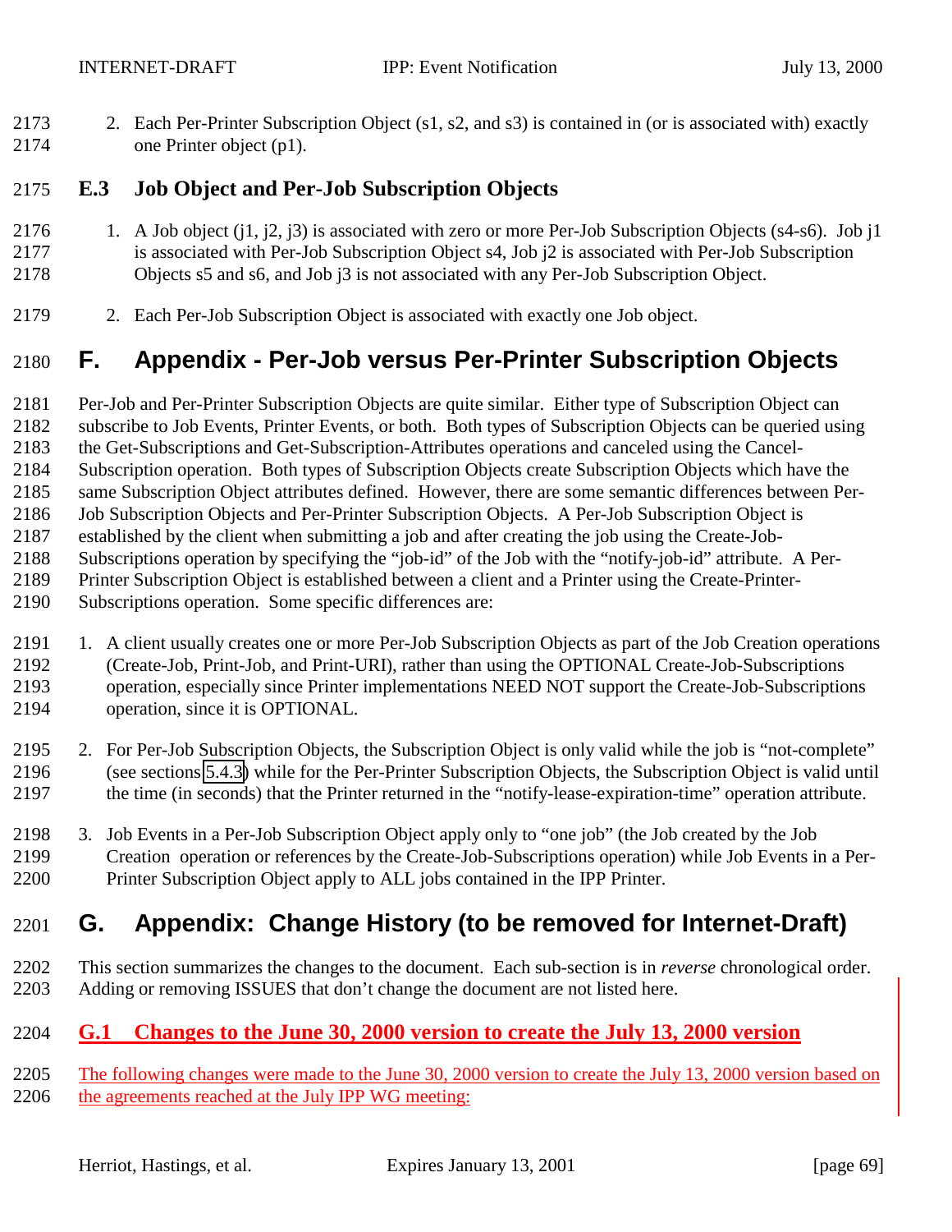2. Each Per-Printer Subscription Object (s1, s2, and s3) is contained in (or is associated with) exactly one Printer object (p1).

### E.3 Job Object and Per-Job Subscription Objects

1. A Job object (j1, j2, j3) is associated with zero or more Per-Job Subscription Objects (s4-s6). Job j1 is associated with Per-Job Subscription Object s4, Job j2 is associated with Per-Job Subscription Objects s5 and s6, and Job j3 is not associated with any Per-Job Subscription Object.

2. Each Per-Job Subscription Object is associated with exactly one Job object.

# F. Appendix - Per-Job versus Per-Printer Subscription Objects

Per-Job and Per-Printer Subscription Objects are quite similar. Either type of Subscription Object can subscribe to Job Events, Printer Events, or both. Both types of Subscription Objects can be queried using the Get-Subscriptions and Get-Subscription-Attributes operations and canceled using the Cancel-Subscription operation. Both types of Subscription Objects create Subscription Objects which have the same Subscription Object attributes defined. However, there are some semantic differences between Per-Job Subscription Objects and Per-Printer Subscription Objects. A Per-Job Subscription Object is established by the client when submitting a job and after creating the job using the Create-Job-Subscriptions operation by specifying the "job-id" of the Job with the "notify-job-id" attribute. A Per-Printer Subscription Object is established between a client and a Printer using the Create-Printer-Subscriptions operation. Some specific differences are:

1. A client usually creates one or more Per-Job Subscription Objects as part of the Job Creation operations (Create-Job, Print-Job, and Print-URI), rather than using the OPTIONAL Create-Job-Subscriptions operation, especially since Printer implementations NEED NOT support the Create-Job-Subscriptions operation, since it is OPTIONAL.

2. For Per-Job Subscription Objects, the Subscription Object is only valid while the job is "not-complete" (see sections 5.4.3) while for the Per-Printer Subscription Objects, the Subscription Object is valid until the time (in seconds) that the Printer returned in the "notify-lease-expiration-time" operation attribute.

3. Job Events in a Per-Job Subscription Object apply only to "one job" (the Job created by the Job Creation operation or references by the Create-Job-Subscriptions operation) while Job Events in a Per-Printer Subscription Object apply to ALL jobs contained in the IPP Printer.

# G. Appendix: Change History (to be removed for Internet-Draft)

This section summarizes the changes to the document. Each sub-section is in *reverse* chronological order. Adding or removing ISSUES that don't change the document are not listed here.

## G.1 Changes to the June 30, 2000 version to create the July 13, 2000 version

The following changes were made to the June 30, 2000 version to create the July 13, 2000 version based on the agreements reached at the July IPP WG meeting: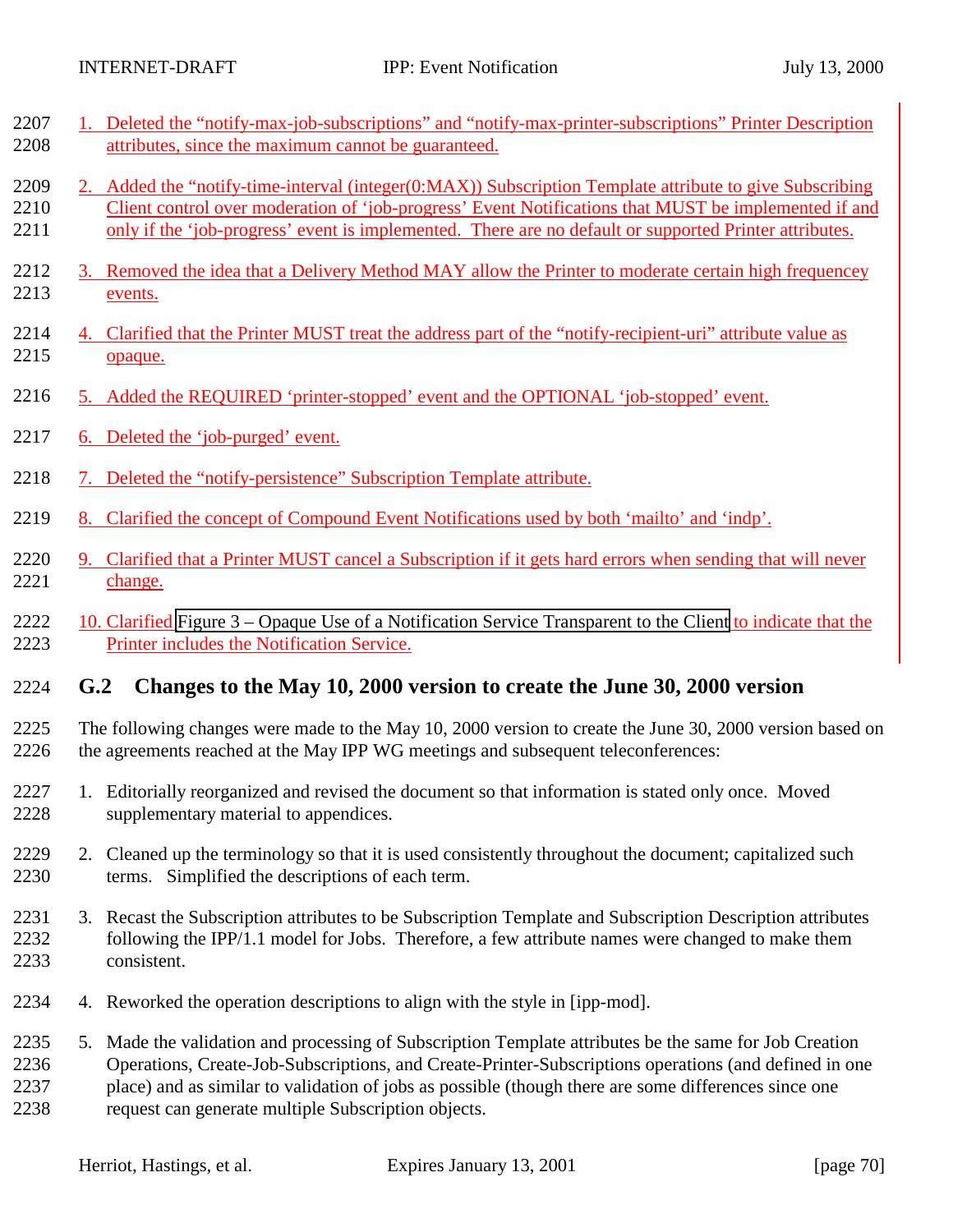1. Deleted the "notify-max-job-subscriptions" and "notify-max-printer-subscriptions" Printer Description attributes, since the maximum cannot be guaranteed.

2. Added the "notify-time-interval (integer(0:MAX)) Subscription Template attribute to give Subscribing Client control over moderation of 'job-progress' Event Notifications that MUST be implemented if and only if the 'job-progress' event is implemented. There are no default or supported Printer attributes.

3. Removed the idea that a Delivery Method MAY allow the Printer to moderate certain high frequencey events.

4. Clarified that the Printer MUST treat the address part of the "notify-recipient-uri" attribute value as opaque.

5. Added the REQUIRED 'printer-stopped' event and the OPTIONAL 'job-stopped' event.

6. Deleted the 'job-purged' event.

7. Deleted the "notify-persistence" Subscription Template attribute.

8. Clarified the concept of Compound Event Notifications used by both 'mailto' and 'indp'.

9. Clarified that a Printer MUST cancel a Subscription if it gets hard errors when sending that will never change.

10. Clarified Figure 3 – Opaque Use of a Notification Service Transparent to the Client to indicate that the Printer includes the Notification Service.

## G.2 Changes to the May 10, 2000 version to create the June 30, 2000 version

The following changes were made to the May 10, 2000 version to create the June 30, 2000 version based on the agreements reached at the May IPP WG meetings and subsequent teleconferences:

1. Editorially reorganized and revised the document so that information is stated only once. Moved supplementary material to appendices.

2. Cleaned up the terminology so that it is used consistently throughout the document; capitalized such terms. Simplified the descriptions of each term.

3. Recast the Subscription attributes to be Subscription Template and Subscription Description attributes following the IPP/1.1 model for Jobs. Therefore, a few attribute names were changed to make them consistent.

4. Reworked the operation descriptions to align with the style in [ipp-mod].

5. Made the validation and processing of Subscription Template attributes be the same for Job Creation Operations, Create-Job-Subscriptions, and Create-Printer-Subscriptions operations (and defined in one place) and as similar to validation of jobs as possible (though there are some differences since one request can generate multiple Subscription objects.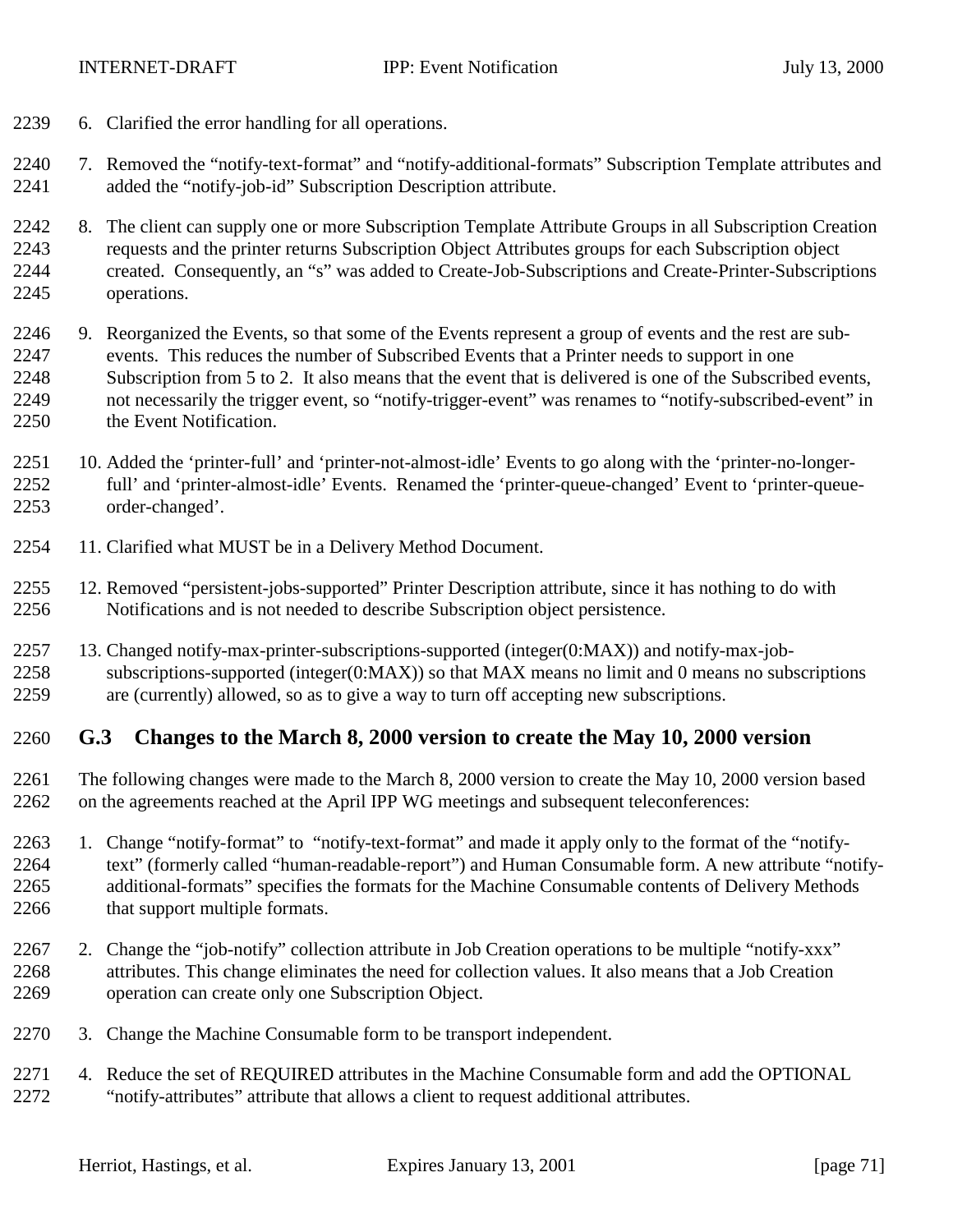6. Clarified the error handling for all operations.

7. Removed the "notify-text-format" and "notify-additional-formats" Subscription Template attributes and added the "notify-job-id" Subscription Description attribute.

8. The client can supply one or more Subscription Template Attribute Groups in all Subscription Creation requests and the printer returns Subscription Object Attributes groups for each Subscription object created. Consequently, an "s" was added to Create-Job-Subscriptions and Create-Printer-Subscriptions operations.

9. Reorganized the Events, so that some of the Events represent a group of events and the rest are sub-events. This reduces the number of Subscribed Events that a Printer needs to support in one Subscription from 5 to 2. It also means that the event that is delivered is one of the Subscribed events, not necessarily the trigger event, so "notify-trigger-event" was renames to "notify-subscribed-event" in the Event Notification.

10. Added the 'printer-full' and 'printer-not-almost-idle' Events to go along with the 'printer-no-longer-full' and 'printer-almost-idle' Events. Renamed the 'printer-queue-changed' Event to 'printer-queue-order-changed'.

11. Clarified what MUST be in a Delivery Method Document.

12. Removed "persistent-jobs-supported" Printer Description attribute, since it has nothing to do with Notifications and is not needed to describe Subscription object persistence.

13. Changed notify-max-printer-subscriptions-supported (integer(0:MAX)) and notify-max-job-subscriptions-supported (integer(0:MAX)) so that MAX means no limit and 0 means no subscriptions are (currently) allowed, so as to give a way to turn off accepting new subscriptions.

## G.3 Changes to the March 8, 2000 version to create the May 10, 2000 version

The following changes were made to the March 8, 2000 version to create the May 10, 2000 version based on the agreements reached at the April IPP WG meetings and subsequent teleconferences:

1. Change "notify-format" to "notify-text-format" and made it apply only to the format of the "notify-text" (formerly called "human-readable-report") and Human Consumable form. A new attribute "notify-additional-formats" specifies the formats for the Machine Consumable contents of Delivery Methods that support multiple formats.

2. Change the "job-notify" collection attribute in Job Creation operations to be multiple "notify-xxx" attributes. This change eliminates the need for collection values. It also means that a Job Creation operation can create only one Subscription Object.

3. Change the Machine Consumable form to be transport independent.

4. Reduce the set of REQUIRED attributes in the Machine Consumable form and add the OPTIONAL "notify-attributes" attribute that allows a client to request additional attributes.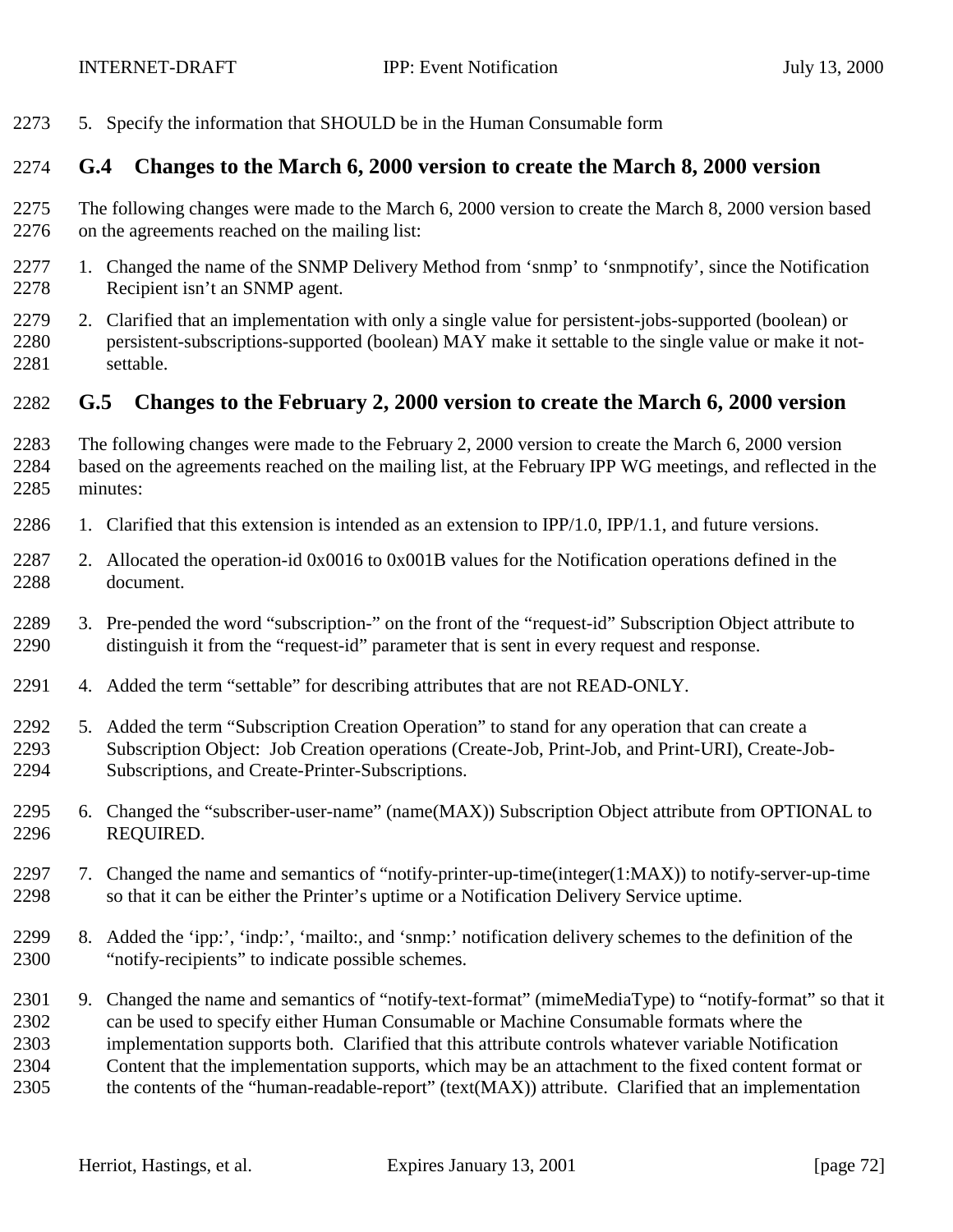5. Specify the information that SHOULD be in the Human Consumable form

## G.4 Changes to the March 6, 2000 version to create the March 8, 2000 version

The following changes were made to the March 6, 2000 version to create the March 8, 2000 version based on the agreements reached on the mailing list:

1. Changed the name of the SNMP Delivery Method from 'snmp' to 'snmpnotify', since the Notification Recipient isn't an SNMP agent.
2. Clarified that an implementation with only a single value for persistent-jobs-supported (boolean) or persistent-subscriptions-supported (boolean) MAY make it settable to the single value or make it not-settable.

## G.5 Changes to the February 2, 2000 version to create the March 6, 2000 version

The following changes were made to the February 2, 2000 version to create the March 6, 2000 version based on the agreements reached on the mailing list, at the February IPP WG meetings, and reflected in the minutes:

1. Clarified that this extension is intended as an extension to IPP/1.0, IPP/1.1, and future versions.
2. Allocated the operation-id 0x0016 to 0x001B values for the Notification operations defined in the document.
3. Pre-pended the word "subscription-" on the front of the "request-id" Subscription Object attribute to distinguish it from the "request-id" parameter that is sent in every request and response.
4. Added the term "settable" for describing attributes that are not READ-ONLY.
5. Added the term "Subscription Creation Operation" to stand for any operation that can create a Subscription Object: Job Creation operations (Create-Job, Print-Job, and Print-URI), Create-Job-Subscriptions, and Create-Printer-Subscriptions.
6. Changed the "subscriber-user-name" (name(MAX)) Subscription Object attribute from OPTIONAL to REQUIRED.
7. Changed the name and semantics of "notify-printer-up-time(integer(1:MAX)) to notify-server-up-time so that it can be either the Printer's uptime or a Notification Delivery Service uptime.
8. Added the 'ipp:', 'indp:', 'mailto:, and 'snmp:' notification delivery schemes to the definition of the "notify-recipients" to indicate possible schemes.
9. Changed the name and semantics of "notify-text-format" (mimeMediaType) to "notify-format" so that it can be used to specify either Human Consumable or Machine Consumable formats where the implementation supports both. Clarified that this attribute controls whatever variable Notification Content that the implementation supports, which may be an attachment to the fixed content format or the contents of the "human-readable-report" (text(MAX)) attribute. Clarified that an implementation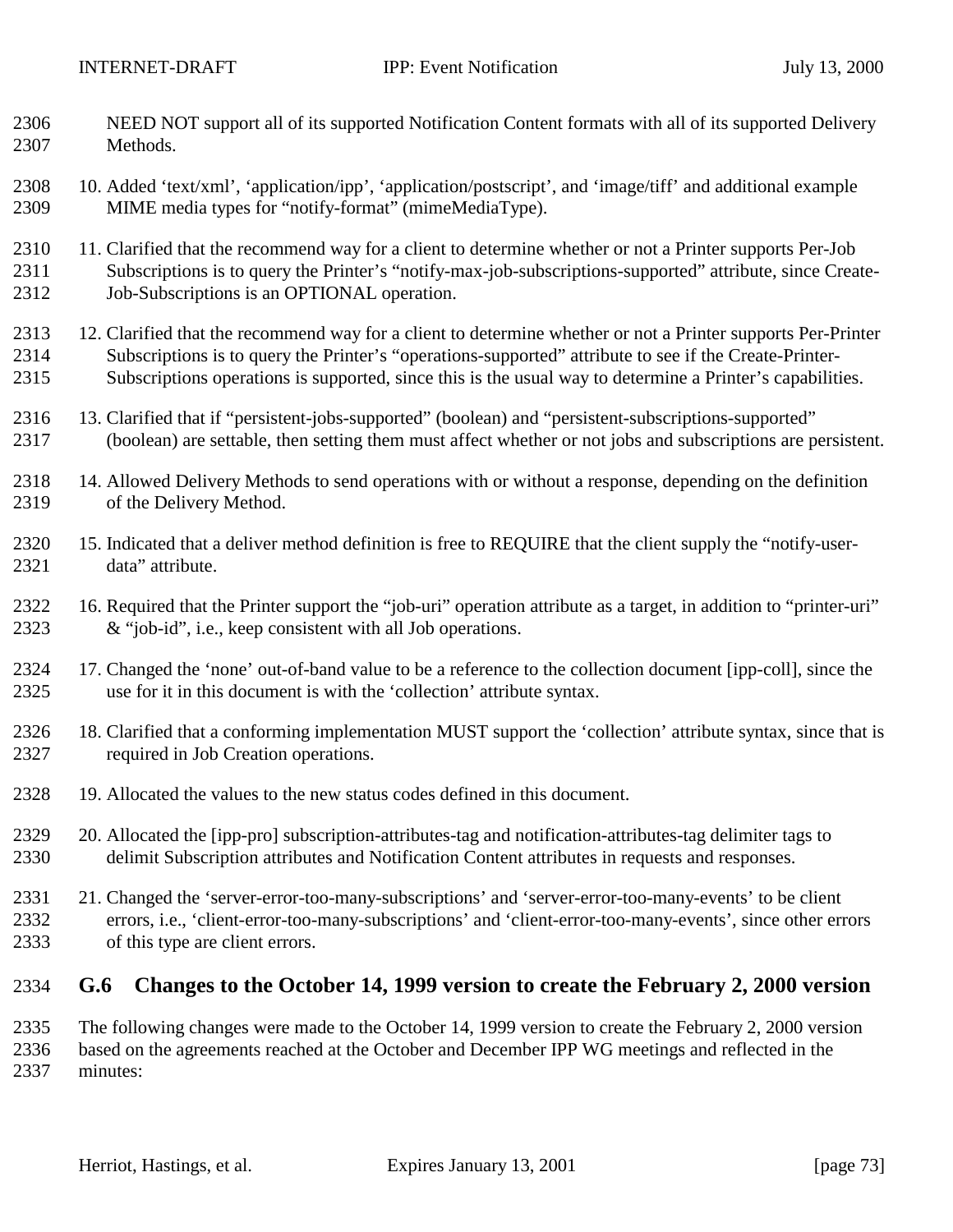NEED NOT support all of its supported Notification Content formats with all of its supported Delivery Methods.

10. Added ‘text/xml’, ‘application/ipp’, ‘application/postscript’, and ‘image/tiff’ and additional example MIME media types for “notify-format” (mimeMediaType).

11. Clarified that the recommend way for a client to determine whether or not a Printer supports Per-Job Subscriptions is to query the Printer’s “notify-max-job-subscriptions-supported” attribute, since Create-Job-Subscriptions is an OPTIONAL operation.

12. Clarified that the recommend way for a client to determine whether or not a Printer supports Per-Printer Subscriptions is to query the Printer’s “operations-supported” attribute to see if the Create-Printer-Subscriptions operations is supported, since this is the usual way to determine a Printer’s capabilities.

13. Clarified that if “persistent-jobs-supported” (boolean) and “persistent-subscriptions-supported” (boolean) are settable, then setting them must affect whether or not jobs and subscriptions are persistent.

14. Allowed Delivery Methods to send operations with or without a response, depending on the definition of the Delivery Method.

15. Indicated that a deliver method definition is free to REQUIRE that the client supply the “notify-user-data” attribute.

16. Required that the Printer support the “job-uri” operation attribute as a target, in addition to “printer-uri” & “job-id”, i.e., keep consistent with all Job operations.

17. Changed the ‘none’ out-of-band value to be a reference to the collection document [ipp-coll], since the use for it in this document is with the ‘collection’ attribute syntax.

18. Clarified that a conforming implementation MUST support the ‘collection’ attribute syntax, since that is required in Job Creation operations.

19. Allocated the values to the new status codes defined in this document.

20. Allocated the [ipp-pro] subscription-attributes-tag and notification-attributes-tag delimiter tags to delimit Subscription attributes and Notification Content attributes in requests and responses.

21. Changed the ‘server-error-too-many-subscriptions’ and ‘server-error-too-many-events’ to be client errors, i.e., ‘client-error-too-many-subscriptions’ and ‘client-error-too-many-events’, since other errors of this type are client errors.

## G.6 Changes to the October 14, 1999 version to create the February 2, 2000 version

The following changes were made to the October 14, 1999 version to create the February 2, 2000 version based on the agreements reached at the October and December IPP WG meetings and reflected in the minutes: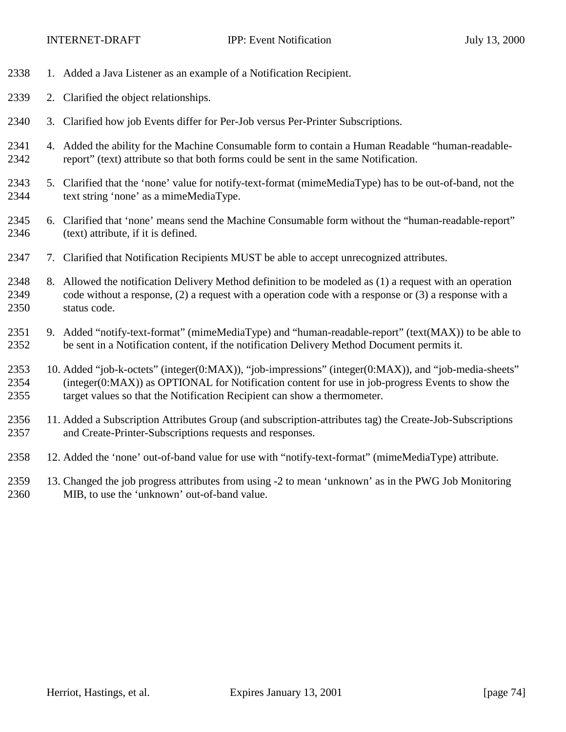1. Added a Java Listener as an example of a Notification Recipient.
2. Clarified the object relationships.
3. Clarified how job Events differ for Per-Job versus Per-Printer Subscriptions.
4. Added the ability for the Machine Consumable form to contain a Human Readable "human-readable-report" (text) attribute so that both forms could be sent in the same Notification.
5. Clarified that the 'none' value for notify-text-format (mimeMediaType) has to be out-of-band, not the text string 'none' as a mimeMediaType.
6. Clarified that 'none' means send the Machine Consumable form without the "human-readable-report" (text) attribute, if it is defined.
7. Clarified that Notification Recipients MUST be able to accept unrecognized attributes.
8. Allowed the notification Delivery Method definition to be modeled as (1) a request with an operation code without a response, (2) a request with a operation code with a response or (3) a response with a status code.
9. Added "notify-text-format" (mimeMediaType) and "human-readable-report" (text(MAX)) to be able to be sent in a Notification content, if the notification Delivery Method Document permits it.
10. Added "job-k-octets" (integer(0:MAX)), "job-impressions" (integer(0:MAX)), and "job-media-sheets" (integer(0:MAX)) as OPTIONAL for Notification content for use in job-progress Events to show the target values so that the Notification Recipient can show a thermometer.
11. Added a Subscription Attributes Group (and subscription-attributes tag) the Create-Job-Subscriptions and Create-Printer-Subscriptions requests and responses.
12. Added the 'none' out-of-band value for use with "notify-text-format" (mimeMediaType) attribute.
13. Changed the job progress attributes from using -2 to mean 'unknown' as in the PWG Job Monitoring MIB, to use the 'unknown' out-of-band value.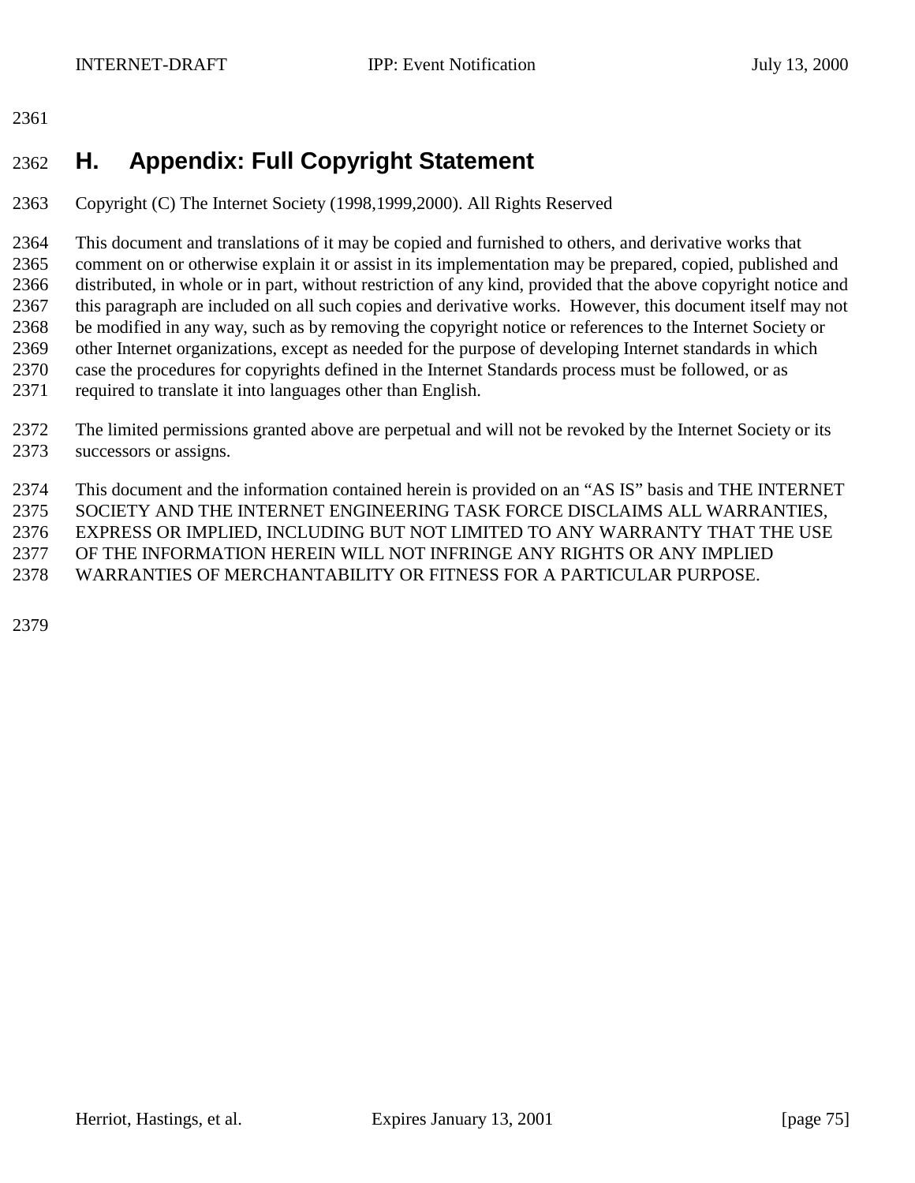# H. Appendix: Full Copyright Statement

Copyright (C) The Internet Society (1998,1999,2000). All Rights Reserved

This document and translations of it may be copied and furnished to others, and derivative works that comment on or otherwise explain it or assist in its implementation may be prepared, copied, published and distributed, in whole or in part, without restriction of any kind, provided that the above copyright notice and this paragraph are included on all such copies and derivative works. However, this document itself may not be modified in any way, such as by removing the copyright notice or references to the Internet Society or other Internet organizations, except as needed for the purpose of developing Internet standards in which case the procedures for copyrights defined in the Internet Standards process must be followed, or as required to translate it into languages other than English.

The limited permissions granted above are perpetual and will not be revoked by the Internet Society or its successors or assigns.

This document and the information contained herein is provided on an "AS IS" basis and THE INTERNET SOCIETY AND THE INTERNET ENGINEERING TASK FORCE DISCLAIMS ALL WARRANTIES, EXPRESS OR IMPLIED, INCLUDING BUT NOT LIMITED TO ANY WARRANTY THAT THE USE OF THE INFORMATION HEREIN WILL NOT INFRINGE ANY RIGHTS OR ANY IMPLIED WARRANTIES OF MERCHANTABILITY OR FITNESS FOR A PARTICULAR PURPOSE.